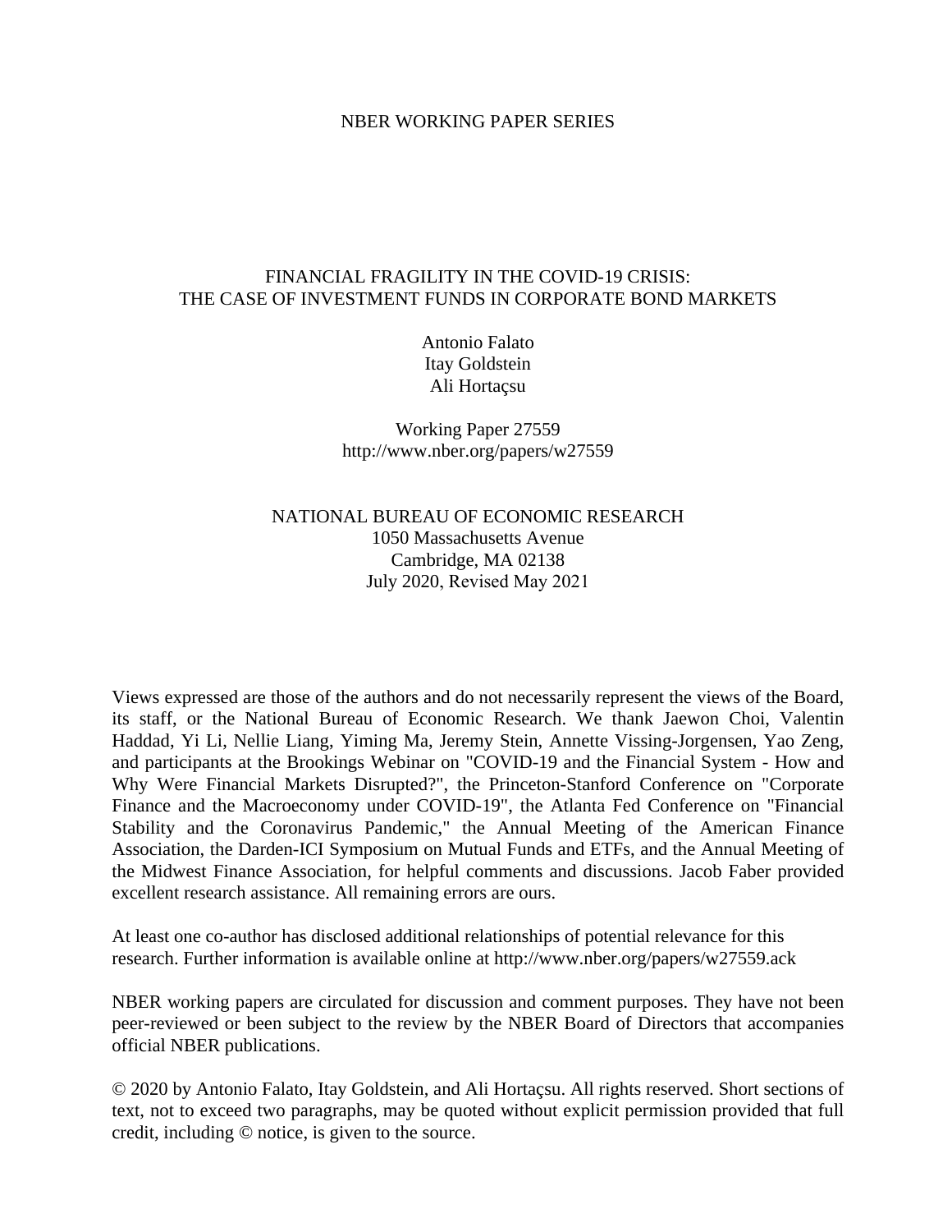NBER WORKING PAPER SERIES

# FINANCIAL FRAGILITY IN THE COVID-19 CRISIS: THE CASE OF INVESTMENT FUNDS IN CORPORATE BOND MARKETS

Antonio Falato
Itay Goldstein
Ali Hortaçsu

Working Paper 27559
http://www.nber.org/papers/w27559

NATIONAL BUREAU OF ECONOMIC RESEARCH
1050 Massachusetts Avenue
Cambridge, MA 02138
July 2020, Revised May 2021

Views expressed are those of the authors and do not necessarily represent the views of the Board, its staff, or the National Bureau of Economic Research. We thank Jaewon Choi, Valentin Haddad, Yi Li, Nellie Liang, Yiming Ma, Jeremy Stein, Annette Vissing-Jorgensen, Yao Zeng, and participants at the Brookings Webinar on "COVID-19 and the Financial System - How and Why Were Financial Markets Disrupted?", the Princeton-Stanford Conference on "Corporate Finance and the Macroeconomy under COVID-19", the Atlanta Fed Conference on "Financial Stability and the Coronavirus Pandemic," the Annual Meeting of the American Finance Association, the Darden-ICI Symposium on Mutual Funds and ETFs, and the Annual Meeting of the Midwest Finance Association, for helpful comments and discussions. Jacob Faber provided excellent research assistance. All remaining errors are ours.

At least one co-author has disclosed additional relationships of potential relevance for this research. Further information is available online at http://www.nber.org/papers/w27559.ack

NBER working papers are circulated for discussion and comment purposes. They have not been peer-reviewed or been subject to the review by the NBER Board of Directors that accompanies official NBER publications.

© 2020 by Antonio Falato, Itay Goldstein, and Ali Hortaçsu. All rights reserved. Short sections of text, not to exceed two paragraphs, may be quoted without explicit permission provided that full credit, including © notice, is given to the source.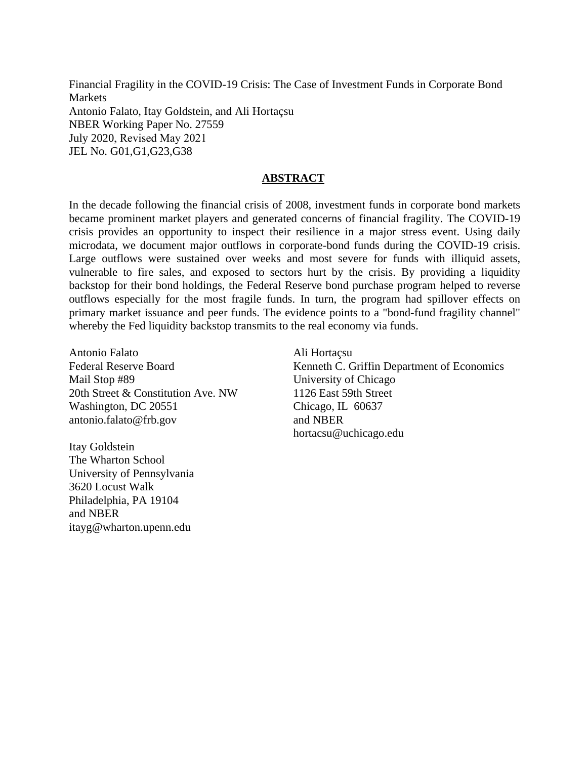Financial Fragility in the COVID-19 Crisis: The Case of Investment Funds in Corporate Bond Markets
Antonio Falato, Itay Goldstein, and Ali Hortaçsu
NBER Working Paper No. 27559
July 2020, Revised May 2021
JEL No. G01,G1,G23,G38

## ABSTRACT

In the decade following the financial crisis of 2008, investment funds in corporate bond markets became prominent market players and generated concerns of financial fragility. The COVID-19 crisis provides an opportunity to inspect their resilience in a major stress event. Using daily microdata, we document major outflows in corporate-bond funds during the COVID-19 crisis. Large outflows were sustained over weeks and most severe for funds with illiquid assets, vulnerable to fire sales, and exposed to sectors hurt by the crisis. By providing a liquidity backstop for their bond holdings, the Federal Reserve bond purchase program helped to reverse outflows especially for the most fragile funds. In turn, the program had spillover effects on primary market issuance and peer funds. The evidence points to a "bond-fund fragility channel" whereby the Fed liquidity backstop transmits to the real economy via funds.

Antonio Falato
Federal Reserve Board
Mail Stop #89
20th Street & Constitution Ave. NW
Washington, DC 20551
antonio.falato@frb.gov

Itay Goldstein
The Wharton School
University of Pennsylvania
3620 Locust Walk
Philadelphia, PA 19104
and NBER
itayg@wharton.upenn.edu

Ali Hortaçsu
Kenneth C. Griffin Department of Economics
University of Chicago
1126 East 59th Street
Chicago, IL 60637
and NBER
hortacsu@uchicago.edu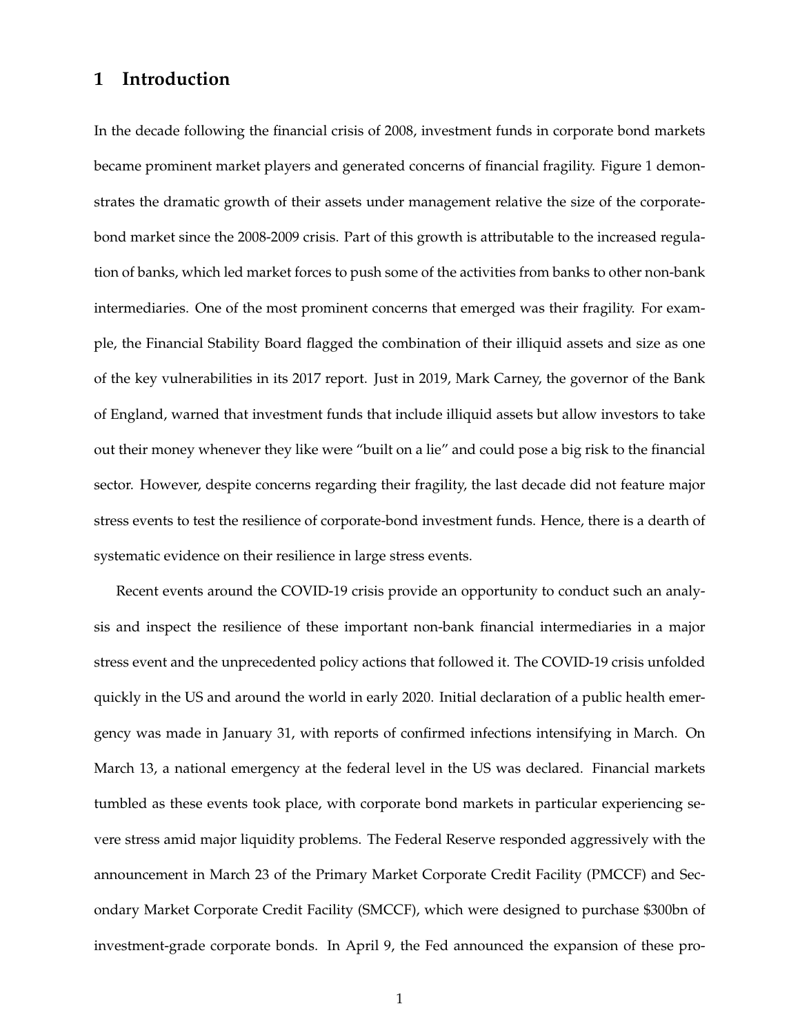# 1 Introduction

In the decade following the financial crisis of 2008, investment funds in corporate bond markets became prominent market players and generated concerns of financial fragility. Figure 1 demonstrates the dramatic growth of their assets under management relative the size of the corporate-bond market since the 2008-2009 crisis. Part of this growth is attributable to the increased regulation of banks, which led market forces to push some of the activities from banks to other non-bank intermediaries. One of the most prominent concerns that emerged was their fragility. For example, the Financial Stability Board flagged the combination of their illiquid assets and size as one of the key vulnerabilities in its 2017 report. Just in 2019, Mark Carney, the governor of the Bank of England, warned that investment funds that include illiquid assets but allow investors to take out their money whenever they like were "built on a lie" and could pose a big risk to the financial sector. However, despite concerns regarding their fragility, the last decade did not feature major stress events to test the resilience of corporate-bond investment funds. Hence, there is a dearth of systematic evidence on their resilience in large stress events.

Recent events around the COVID-19 crisis provide an opportunity to conduct such an analysis and inspect the resilience of these important non-bank financial intermediaries in a major stress event and the unprecedented policy actions that followed it. The COVID-19 crisis unfolded quickly in the US and around the world in early 2020. Initial declaration of a public health emergency was made in January 31, with reports of confirmed infections intensifying in March. On March 13, a national emergency at the federal level in the US was declared. Financial markets tumbled as these events took place, with corporate bond markets in particular experiencing severe stress amid major liquidity problems. The Federal Reserve responded aggressively with the announcement in March 23 of the Primary Market Corporate Credit Facility (PMCCF) and Secondary Market Corporate Credit Facility (SMCCF), which were designed to purchase \$300bn of investment-grade corporate bonds. In April 9, the Fed announced the expansion of these pro-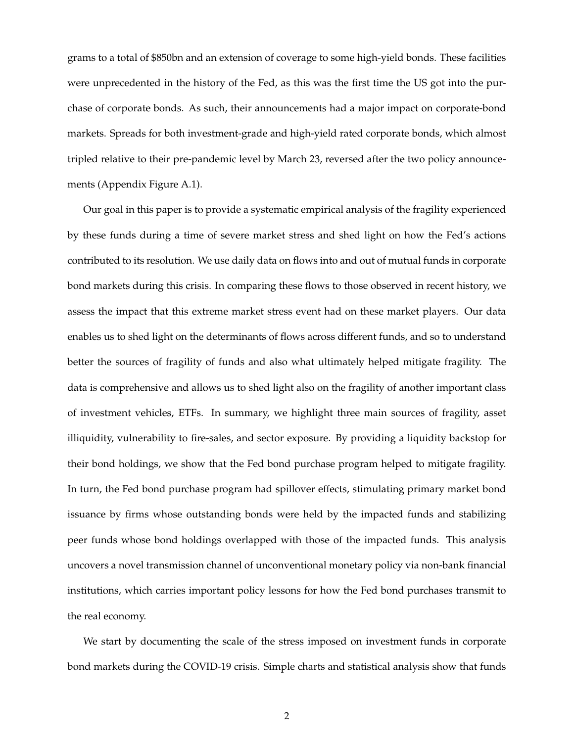grams to a total of $850bn and an extension of coverage to some high-yield bonds. These facilities were unprecedented in the history of the Fed, as this was the first time the US got into the purchase of corporate bonds. As such, their announcements had a major impact on corporate-bond markets. Spreads for both investment-grade and high-yield rated corporate bonds, which almost tripled relative to their pre-pandemic level by March 23, reversed after the two policy announcements (Appendix Figure A.1).

Our goal in this paper is to provide a systematic empirical analysis of the fragility experienced by these funds during a time of severe market stress and shed light on how the Fed's actions contributed to its resolution. We use daily data on flows into and out of mutual funds in corporate bond markets during this crisis. In comparing these flows to those observed in recent history, we assess the impact that this extreme market stress event had on these market players. Our data enables us to shed light on the determinants of flows across different funds, and so to understand better the sources of fragility of funds and also what ultimately helped mitigate fragility. The data is comprehensive and allows us to shed light also on the fragility of another important class of investment vehicles, ETFs. In summary, we highlight three main sources of fragility, asset illiquidity, vulnerability to fire-sales, and sector exposure. By providing a liquidity backstop for their bond holdings, we show that the Fed bond purchase program helped to mitigate fragility. In turn, the Fed bond purchase program had spillover effects, stimulating primary market bond issuance by firms whose outstanding bonds were held by the impacted funds and stabilizing peer funds whose bond holdings overlapped with those of the impacted funds. This analysis uncovers a novel transmission channel of unconventional monetary policy via non-bank financial institutions, which carries important policy lessons for how the Fed bond purchases transmit to the real economy.

We start by documenting the scale of the stress imposed on investment funds in corporate bond markets during the COVID-19 crisis. Simple charts and statistical analysis show that funds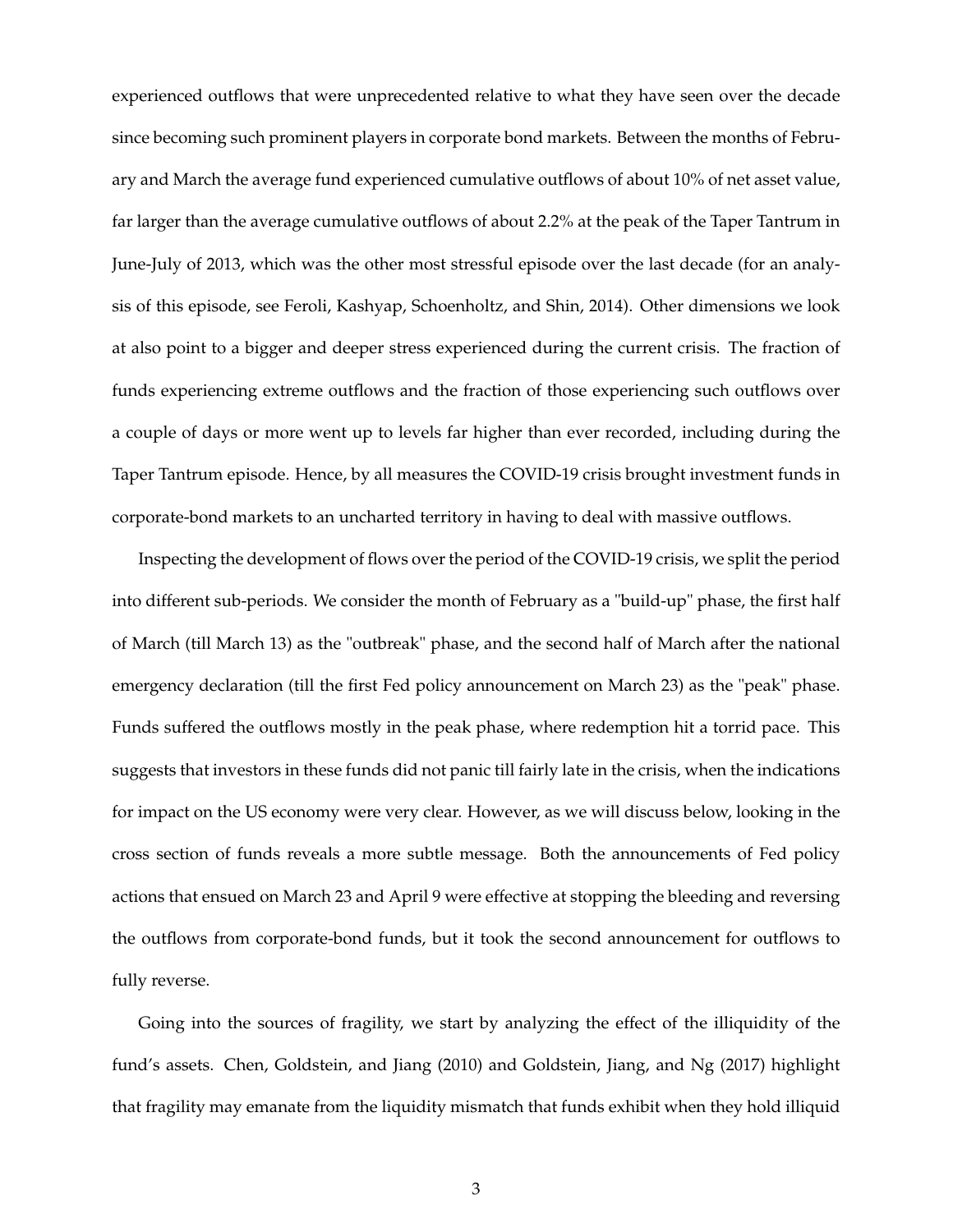experienced outflows that were unprecedented relative to what they have seen over the decade since becoming such prominent players in corporate bond markets. Between the months of February and March the average fund experienced cumulative outflows of about 10% of net asset value, far larger than the average cumulative outflows of about 2.2% at the peak of the Taper Tantrum in June-July of 2013, which was the other most stressful episode over the last decade (for an analysis of this episode, see Feroli, Kashyap, Schoenholtz, and Shin, 2014). Other dimensions we look at also point to a bigger and deeper stress experienced during the current crisis. The fraction of funds experiencing extreme outflows and the fraction of those experiencing such outflows over a couple of days or more went up to levels far higher than ever recorded, including during the Taper Tantrum episode. Hence, by all measures the COVID-19 crisis brought investment funds in corporate-bond markets to an uncharted territory in having to deal with massive outflows.

Inspecting the development of flows over the period of the COVID-19 crisis, we split the period into different sub-periods. We consider the month of February as a "build-up" phase, the first half of March (till March 13) as the "outbreak" phase, and the second half of March after the national emergency declaration (till the first Fed policy announcement on March 23) as the "peak" phase. Funds suffered the outflows mostly in the peak phase, where redemption hit a torrid pace. This suggests that investors in these funds did not panic till fairly late in the crisis, when the indications for impact on the US economy were very clear. However, as we will discuss below, looking in the cross section of funds reveals a more subtle message. Both the announcements of Fed policy actions that ensued on March 23 and April 9 were effective at stopping the bleeding and reversing the outflows from corporate-bond funds, but it took the second announcement for outflows to fully reverse.

Going into the sources of fragility, we start by analyzing the effect of the illiquidity of the fund's assets. Chen, Goldstein, and Jiang (2010) and Goldstein, Jiang, and Ng (2017) highlight that fragility may emanate from the liquidity mismatch that funds exhibit when they hold illiquid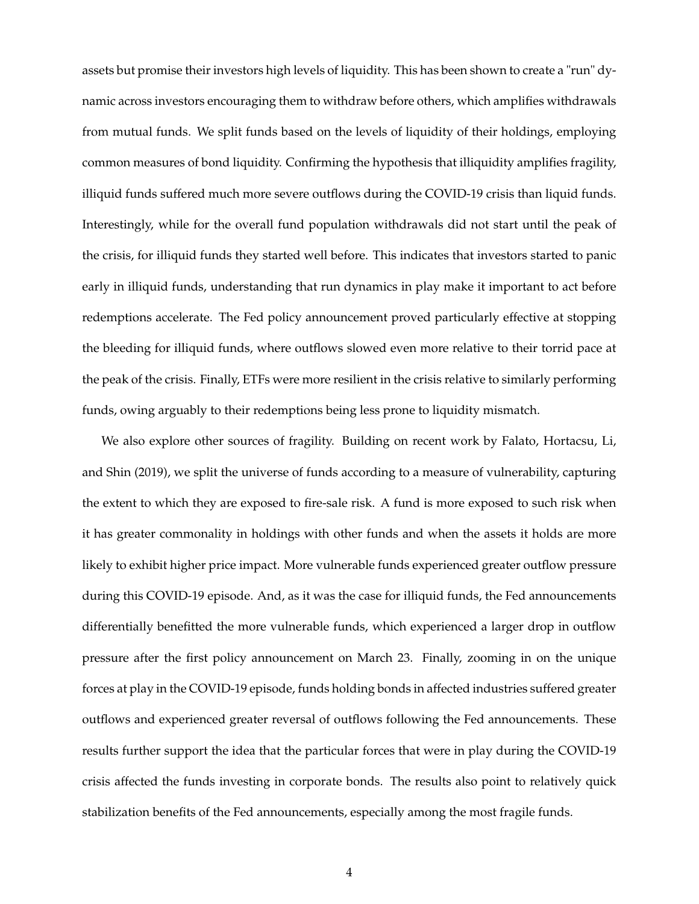assets but promise their investors high levels of liquidity. This has been shown to create a "run" dynamic across investors encouraging them to withdraw before others, which amplifies withdrawals from mutual funds. We split funds based on the levels of liquidity of their holdings, employing common measures of bond liquidity. Confirming the hypothesis that illiquidity amplifies fragility, illiquid funds suffered much more severe outflows during the COVID-19 crisis than liquid funds. Interestingly, while for the overall fund population withdrawals did not start until the peak of the crisis, for illiquid funds they started well before. This indicates that investors started to panic early in illiquid funds, understanding that run dynamics in play make it important to act before redemptions accelerate. The Fed policy announcement proved particularly effective at stopping the bleeding for illiquid funds, where outflows slowed even more relative to their torrid pace at the peak of the crisis. Finally, ETFs were more resilient in the crisis relative to similarly performing funds, owing arguably to their redemptions being less prone to liquidity mismatch.

We also explore other sources of fragility. Building on recent work by Falato, Hortacsu, Li, and Shin (2019), we split the universe of funds according to a measure of vulnerability, capturing the extent to which they are exposed to fire-sale risk. A fund is more exposed to such risk when it has greater commonality in holdings with other funds and when the assets it holds are more likely to exhibit higher price impact. More vulnerable funds experienced greater outflow pressure during this COVID-19 episode. And, as it was the case for illiquid funds, the Fed announcements differentially benefitted the more vulnerable funds, which experienced a larger drop in outflow pressure after the first policy announcement on March 23. Finally, zooming in on the unique forces at play in the COVID-19 episode, funds holding bonds in affected industries suffered greater outflows and experienced greater reversal of outflows following the Fed announcements. These results further support the idea that the particular forces that were in play during the COVID-19 crisis affected the funds investing in corporate bonds. The results also point to relatively quick stabilization benefits of the Fed announcements, especially among the most fragile funds.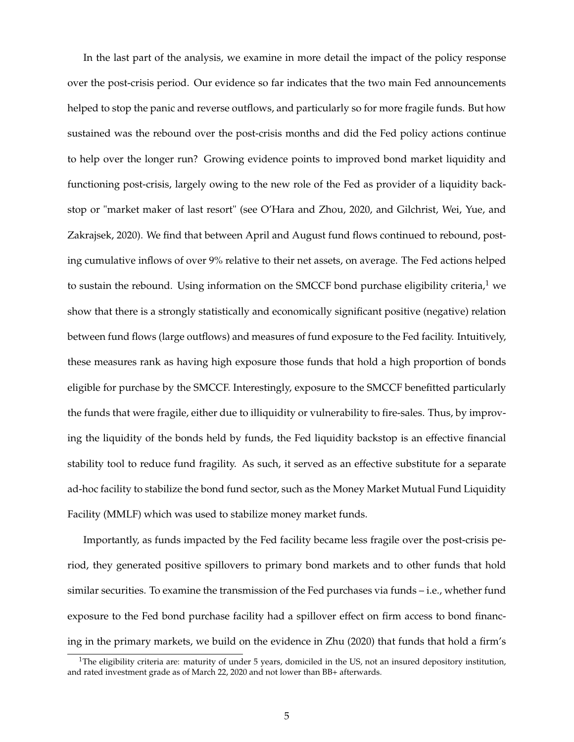In the last part of the analysis, we examine in more detail the impact of the policy response over the post-crisis period. Our evidence so far indicates that the two main Fed announcements helped to stop the panic and reverse outflows, and particularly so for more fragile funds. But how sustained was the rebound over the post-crisis months and did the Fed policy actions continue to help over the longer run? Growing evidence points to improved bond market liquidity and functioning post-crisis, largely owing to the new role of the Fed as provider of a liquidity backstop or "market maker of last resort" (see O'Hara and Zhou, 2020, and Gilchrist, Wei, Yue, and Zakrajsek, 2020). We find that between April and August fund flows continued to rebound, posting cumulative inflows of over 9% relative to their net assets, on average. The Fed actions helped to sustain the rebound. Using information on the SMCCF bond purchase eligibility criteria,[1] we show that there is a strongly statistically and economically significant positive (negative) relation between fund flows (large outflows) and measures of fund exposure to the Fed facility. Intuitively, these measures rank as having high exposure those funds that hold a high proportion of bonds eligible for purchase by the SMCCF. Interestingly, exposure to the SMCCF benefitted particularly the funds that were fragile, either due to illiquidity or vulnerability to fire-sales. Thus, by improving the liquidity of the bonds held by funds, the Fed liquidity backstop is an effective financial stability tool to reduce fund fragility. As such, it served as an effective substitute for a separate ad-hoc facility to stabilize the bond fund sector, such as the Money Market Mutual Fund Liquidity Facility (MMLF) which was used to stabilize money market funds.

Importantly, as funds impacted by the Fed facility became less fragile over the post-crisis period, they generated positive spillovers to primary bond markets and to other funds that hold similar securities. To examine the transmission of the Fed purchases via funds – i.e., whether fund exposure to the Fed bond purchase facility had a spillover effect on firm access to bond financing in the primary markets, we build on the evidence in Zhu (2020) that funds that hold a firm's

[1] The eligibility criteria are: maturity of under 5 years, domiciled in the US, not an insured depository institution, and rated investment grade as of March 22, 2020 and not lower than BB+ afterwards.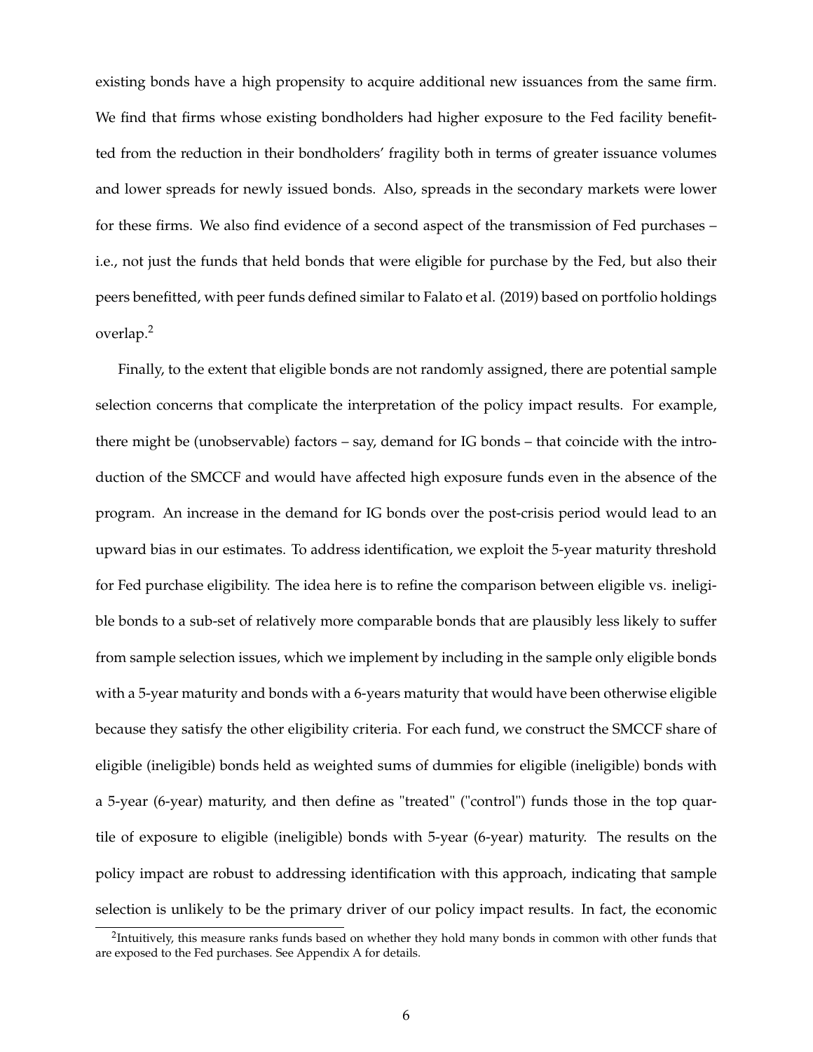existing bonds have a high propensity to acquire additional new issuances from the same firm. We find that firms whose existing bondholders had higher exposure to the Fed facility benefitted from the reduction in their bondholders' fragility both in terms of greater issuance volumes and lower spreads for newly issued bonds. Also, spreads in the secondary markets were lower for these firms. We also find evidence of a second aspect of the transmission of Fed purchases – i.e., not just the funds that held bonds that were eligible for purchase by the Fed, but also their peers benefitted, with peer funds defined similar to Falato et al. (2019) based on portfolio holdings overlap.[2]

Finally, to the extent that eligible bonds are not randomly assigned, there are potential sample selection concerns that complicate the interpretation of the policy impact results. For example, there might be (unobservable) factors – say, demand for IG bonds – that coincide with the introduction of the SMCCF and would have affected high exposure funds even in the absence of the program. An increase in the demand for IG bonds over the post-crisis period would lead to an upward bias in our estimates. To address identification, we exploit the 5-year maturity threshold for Fed purchase eligibility. The idea here is to refine the comparison between eligible vs. ineligible bonds to a sub-set of relatively more comparable bonds that are plausibly less likely to suffer from sample selection issues, which we implement by including in the sample only eligible bonds with a 5-year maturity and bonds with a 6-years maturity that would have been otherwise eligible because they satisfy the other eligibility criteria. For each fund, we construct the SMCCF share of eligible (ineligible) bonds held as weighted sums of dummies for eligible (ineligible) bonds with a 5-year (6-year) maturity, and then define as "treated" ("control") funds those in the top quartile of exposure to eligible (ineligible) bonds with 5-year (6-year) maturity. The results on the policy impact are robust to addressing identification with this approach, indicating that sample selection is unlikely to be the primary driver of our policy impact results. In fact, the economic

[2] Intuitively, this measure ranks funds based on whether they hold many bonds in common with other funds that are exposed to the Fed purchases. See Appendix A for details.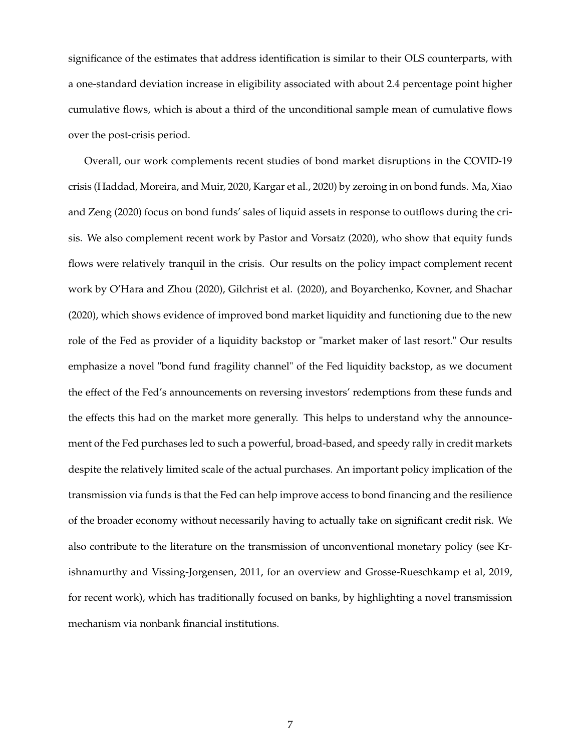significance of the estimates that address identification is similar to their OLS counterparts, with a one-standard deviation increase in eligibility associated with about 2.4 percentage point higher cumulative flows, which is about a third of the unconditional sample mean of cumulative flows over the post-crisis period.

Overall, our work complements recent studies of bond market disruptions in the COVID-19 crisis (Haddad, Moreira, and Muir, 2020, Kargar et al., 2020) by zeroing in on bond funds. Ma, Xiao and Zeng (2020) focus on bond funds' sales of liquid assets in response to outflows during the crisis. We also complement recent work by Pastor and Vorsatz (2020), who show that equity funds flows were relatively tranquil in the crisis. Our results on the policy impact complement recent work by O'Hara and Zhou (2020), Gilchrist et al. (2020), and Boyarchenko, Kovner, and Shachar (2020), which shows evidence of improved bond market liquidity and functioning due to the new role of the Fed as provider of a liquidity backstop or "market maker of last resort." Our results emphasize a novel "bond fund fragility channel" of the Fed liquidity backstop, as we document the effect of the Fed's announcements on reversing investors' redemptions from these funds and the effects this had on the market more generally. This helps to understand why the announcement of the Fed purchases led to such a powerful, broad-based, and speedy rally in credit markets despite the relatively limited scale of the actual purchases. An important policy implication of the transmission via funds is that the Fed can help improve access to bond financing and the resilience of the broader economy without necessarily having to actually take on significant credit risk. We also contribute to the literature on the transmission of unconventional monetary policy (see Krishnamurthy and Vissing-Jorgensen, 2011, for an overview and Grosse-Rueschkamp et al, 2019, for recent work), which has traditionally focused on banks, by highlighting a novel transmission mechanism via nonbank financial institutions.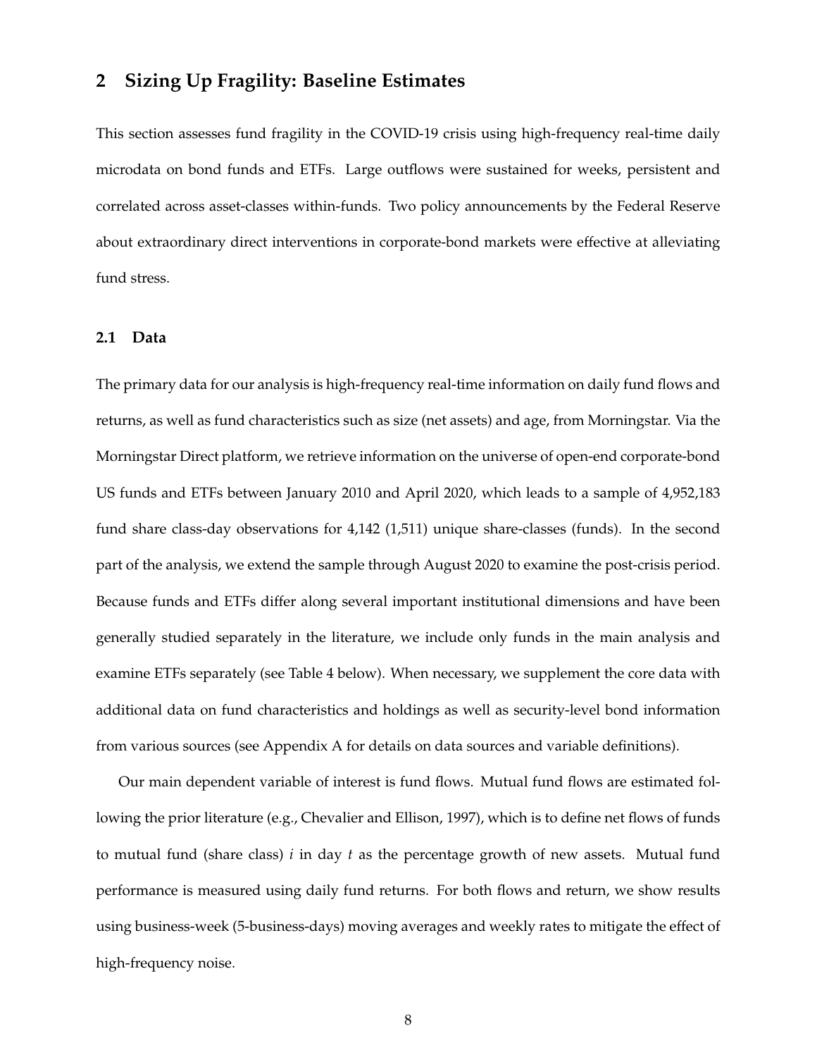## 2 Sizing Up Fragility: Baseline Estimates

This section assesses fund fragility in the COVID-19 crisis using high-frequency real-time daily microdata on bond funds and ETFs. Large outflows were sustained for weeks, persistent and correlated across asset-classes within-funds. Two policy announcements by the Federal Reserve about extraordinary direct interventions in corporate-bond markets were effective at alleviating fund stress.

### 2.1 Data

The primary data for our analysis is high-frequency real-time information on daily fund flows and returns, as well as fund characteristics such as size (net assets) and age, from Morningstar. Via the Morningstar Direct platform, we retrieve information on the universe of open-end corporate-bond US funds and ETFs between January 2010 and April 2020, which leads to a sample of 4,952,183 fund share class-day observations for 4,142 (1,511) unique share-classes (funds). In the second part of the analysis, we extend the sample through August 2020 to examine the post-crisis period. Because funds and ETFs differ along several important institutional dimensions and have been generally studied separately in the literature, we include only funds in the main analysis and examine ETFs separately (see Table 4 below). When necessary, we supplement the core data with additional data on fund characteristics and holdings as well as security-level bond information from various sources (see Appendix A for details on data sources and variable definitions).

Our main dependent variable of interest is fund flows. Mutual fund flows are estimated following the prior literature (e.g., Chevalier and Ellison, 1997), which is to define net flows of funds to mutual fund (share class) $i$ in day $t$ as the percentage growth of new assets. Mutual fund performance is measured using daily fund returns. For both flows and return, we show results using business-week (5-business-days) moving averages and weekly rates to mitigate the effect of high-frequency noise.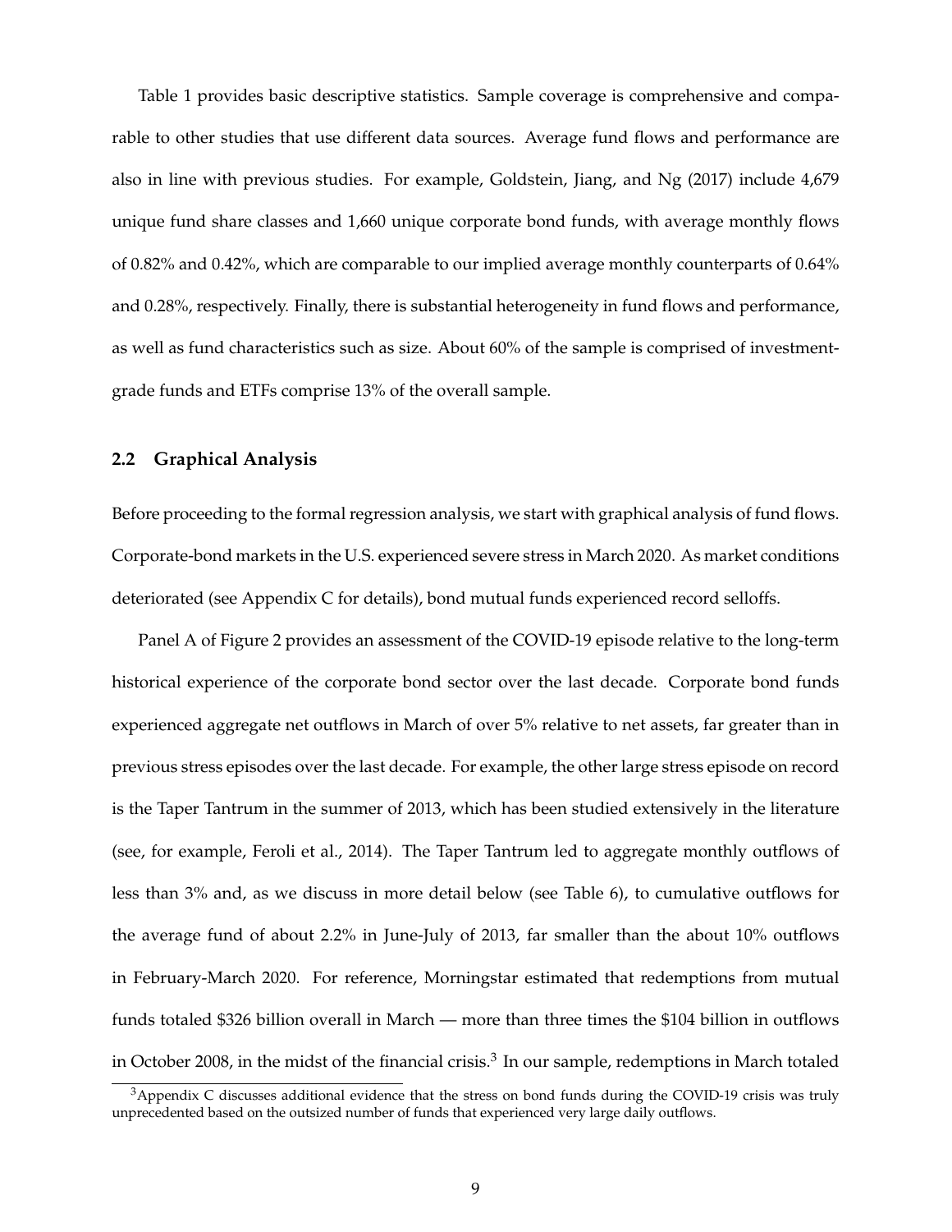Table 1 provides basic descriptive statistics. Sample coverage is comprehensive and comparable to other studies that use different data sources. Average fund flows and performance are also in line with previous studies. For example, Goldstein, Jiang, and Ng (2017) include 4,679 unique fund share classes and 1,660 unique corporate bond funds, with average monthly flows of 0.82% and 0.42%, which are comparable to our implied average monthly counterparts of 0.64% and 0.28%, respectively. Finally, there is substantial heterogeneity in fund flows and performance, as well as fund characteristics such as size. About 60% of the sample is comprised of investment-grade funds and ETFs comprise 13% of the overall sample.

## 2.2 Graphical Analysis

Before proceeding to the formal regression analysis, we start with graphical analysis of fund flows. Corporate-bond markets in the U.S. experienced severe stress in March 2020. As market conditions deteriorated (see Appendix C for details), bond mutual funds experienced record selloffs.

Panel A of Figure 2 provides an assessment of the COVID-19 episode relative to the long-term historical experience of the corporate bond sector over the last decade. Corporate bond funds experienced aggregate net outflows in March of over 5% relative to net assets, far greater than in previous stress episodes over the last decade. For example, the other large stress episode on record is the Taper Tantrum in the summer of 2013, which has been studied extensively in the literature (see, for example, Feroli et al., 2014). The Taper Tantrum led to aggregate monthly outflows of less than 3% and, as we discuss in more detail below (see Table 6), to cumulative outflows for the average fund of about 2.2% in June-July of 2013, far smaller than the about 10% outflows in February-March 2020. For reference, Morningstar estimated that redemptions from mutual funds totaled \$326 billion overall in March — more than three times the \$104 billion in outflows in October 2008, in the midst of the financial crisis.[3] In our sample, redemptions in March totaled

[3] Appendix C discusses additional evidence that the stress on bond funds during the COVID-19 crisis was truly unprecedented based on the outsized number of funds that experienced very large daily outflows.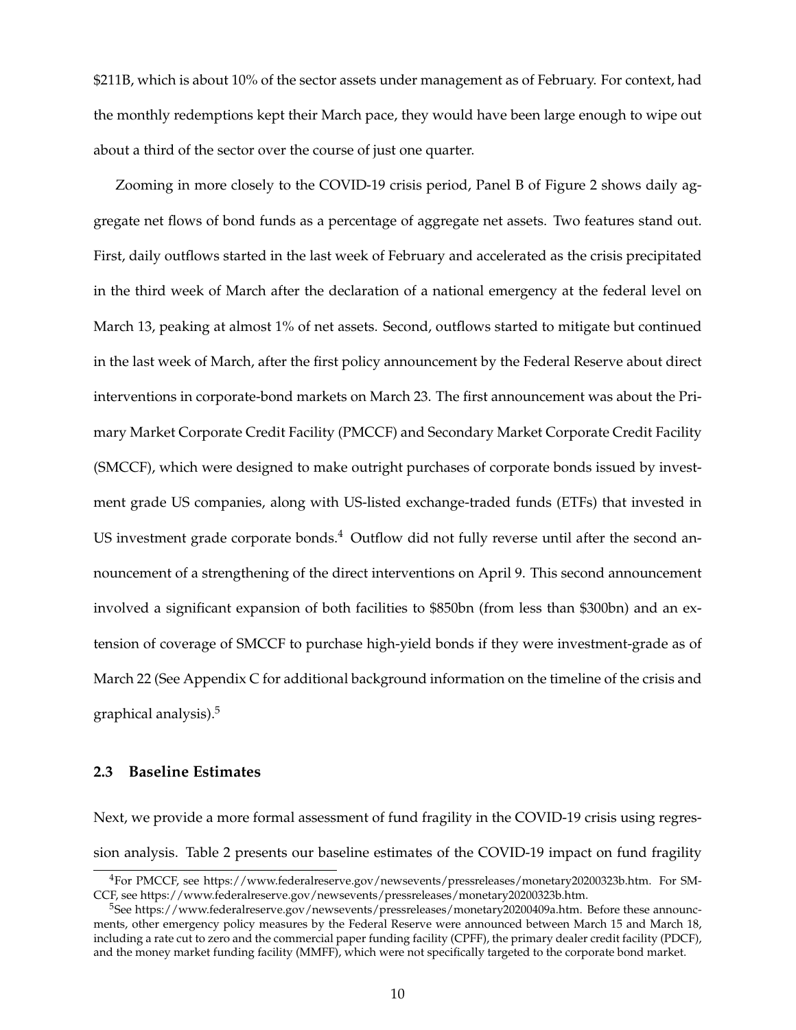$211B, which is about 10% of the sector assets under management as of February. For context, had the monthly redemptions kept their March pace, they would have been large enough to wipe out about a third of the sector over the course of just one quarter.

Zooming in more closely to the COVID-19 crisis period, Panel B of Figure 2 shows daily aggregate net flows of bond funds as a percentage of aggregate net assets. Two features stand out. First, daily outflows started in the last week of February and accelerated as the crisis precipitated in the third week of March after the declaration of a national emergency at the federal level on March 13, peaking at almost 1% of net assets. Second, outflows started to mitigate but continued in the last week of March, after the first policy announcement by the Federal Reserve about direct interventions in corporate-bond markets on March 23. The first announcement was about the Primary Market Corporate Credit Facility (PMCCF) and Secondary Market Corporate Credit Facility (SMCCF), which were designed to make outright purchases of corporate bonds issued by investment grade US companies, along with US-listed exchange-traded funds (ETFs) that invested in US investment grade corporate bonds.[4] Outflow did not fully reverse until after the second announcement of a strengthening of the direct interventions on April 9. This second announcement involved a significant expansion of both facilities to $850bn (from less than $300bn) and an extension of coverage of SMCCF to purchase high-yield bonds if they were investment-grade as of March 22 (See Appendix C for additional background information on the timeline of the crisis and graphical analysis).[5]

### 2.3 Baseline Estimates

Next, we provide a more formal assessment of fund fragility in the COVID-19 crisis using regression analysis. Table 2 presents our baseline estimates of the COVID-19 impact on fund fragility

---

[4] For PMCCF, see https://www.federalreserve.gov/newsevents/pressreleases/monetary20200323b.htm. For SMCCF, see https://www.federalreserve.gov/newsevents/pressreleases/monetary20200323b.htm.

[5] See https://www.federalreserve.gov/newsevents/pressreleases/monetary20200409a.htm. Before these announcments, other emergency policy measures by the Federal Reserve were announced between March 15 and March 18, including a rate cut to zero and the commercial paper funding facility (CPFF), the primary dealer credit facility (PDCF), and the money market funding facility (MMFF), which were not specifically targeted to the corporate bond market.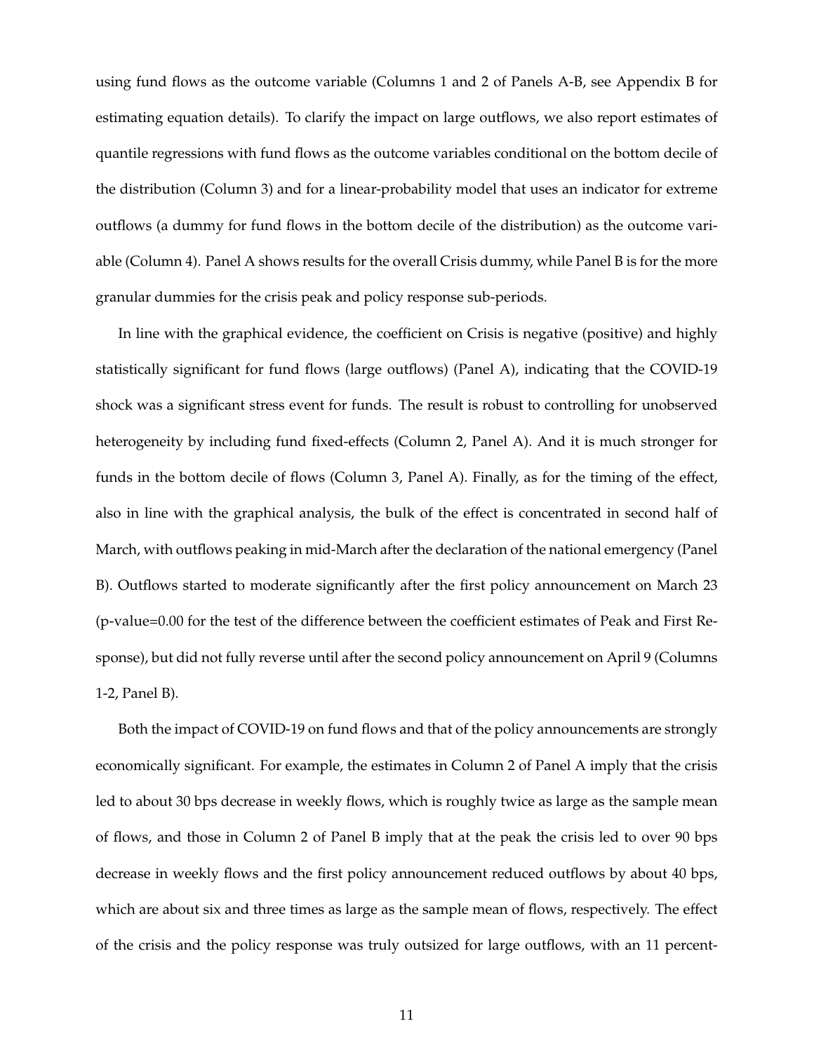using fund flows as the outcome variable (Columns 1 and 2 of Panels A-B, see Appendix B for estimating equation details). To clarify the impact on large outflows, we also report estimates of quantile regressions with fund flows as the outcome variables conditional on the bottom decile of the distribution (Column 3) and for a linear-probability model that uses an indicator for extreme outflows (a dummy for fund flows in the bottom decile of the distribution) as the outcome variable (Column 4). Panel A shows results for the overall Crisis dummy, while Panel B is for the more granular dummies for the crisis peak and policy response sub-periods.

In line with the graphical evidence, the coefficient on Crisis is negative (positive) and highly statistically significant for fund flows (large outflows) (Panel A), indicating that the COVID-19 shock was a significant stress event for funds. The result is robust to controlling for unobserved heterogeneity by including fund fixed-effects (Column 2, Panel A). And it is much stronger for funds in the bottom decile of flows (Column 3, Panel A). Finally, as for the timing of the effect, also in line with the graphical analysis, the bulk of the effect is concentrated in second half of March, with outflows peaking in mid-March after the declaration of the national emergency (Panel B). Outflows started to moderate significantly after the first policy announcement on March 23 (p-value=0.00 for the test of the difference between the coefficient estimates of Peak and First Response), but did not fully reverse until after the second policy announcement on April 9 (Columns 1-2, Panel B).

Both the impact of COVID-19 on fund flows and that of the policy announcements are strongly economically significant. For example, the estimates in Column 2 of Panel A imply that the crisis led to about 30 bps decrease in weekly flows, which is roughly twice as large as the sample mean of flows, and those in Column 2 of Panel B imply that at the peak the crisis led to over 90 bps decrease in weekly flows and the first policy announcement reduced outflows by about 40 bps, which are about six and three times as large as the sample mean of flows, respectively. The effect of the crisis and the policy response was truly outsized for large outflows, with an 11 percent-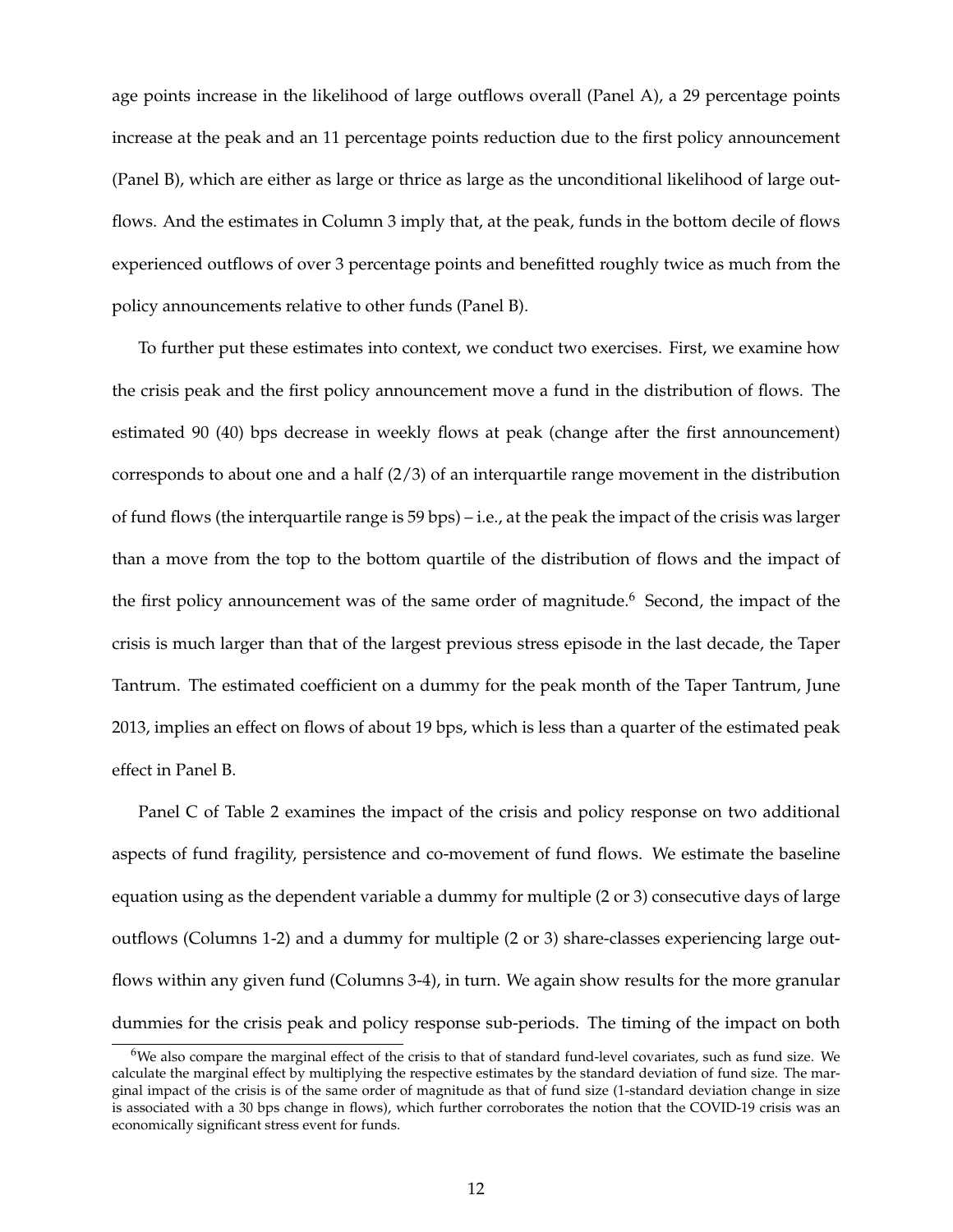age points increase in the likelihood of large outflows overall (Panel A), a 29 percentage points increase at the peak and an 11 percentage points reduction due to the first policy announcement (Panel B), which are either as large or thrice as large as the unconditional likelihood of large outflows. And the estimates in Column 3 imply that, at the peak, funds in the bottom decile of flows experienced outflows of over 3 percentage points and benefitted roughly twice as much from the policy announcements relative to other funds (Panel B).

To further put these estimates into context, we conduct two exercises. First, we examine how the crisis peak and the first policy announcement move a fund in the distribution of flows. The estimated 90 (40) bps decrease in weekly flows at peak (change after the first announcement) corresponds to about one and a half (2/3) of an interquartile range movement in the distribution of fund flows (the interquartile range is 59 bps) – i.e., at the peak the impact of the crisis was larger than a move from the top to the bottom quartile of the distribution of flows and the impact of the first policy announcement was of the same order of magnitude.[6] Second, the impact of the crisis is much larger than that of the largest previous stress episode in the last decade, the Taper Tantrum. The estimated coefficient on a dummy for the peak month of the Taper Tantrum, June 2013, implies an effect on flows of about 19 bps, which is less than a quarter of the estimated peak effect in Panel B.

Panel C of Table 2 examines the impact of the crisis and policy response on two additional aspects of fund fragility, persistence and co-movement of fund flows. We estimate the baseline equation using as the dependent variable a dummy for multiple (2 or 3) consecutive days of large outflows (Columns 1-2) and a dummy for multiple (2 or 3) share-classes experiencing large outflows within any given fund (Columns 3-4), in turn. We again show results for the more granular dummies for the crisis peak and policy response sub-periods. The timing of the impact on both

[6] We also compare the marginal effect of the crisis to that of standard fund-level covariates, such as fund size. We calculate the marginal effect by multiplying the respective estimates by the standard deviation of fund size. The marginal impact of the crisis is of the same order of magnitude as that of fund size (1-standard deviation change in size is associated with a 30 bps change in flows), which further corroborates the notion that the COVID-19 crisis was an economically significant stress event for funds.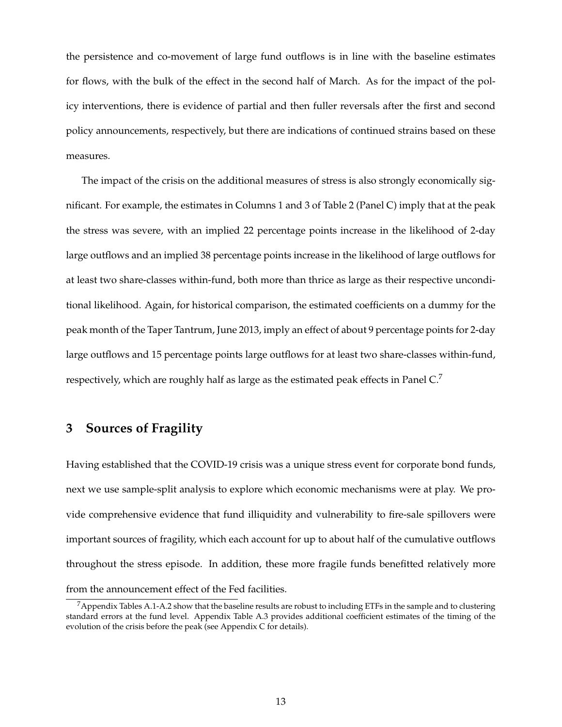the persistence and co-movement of large fund outflows is in line with the baseline estimates for flows, with the bulk of the effect in the second half of March. As for the impact of the policy interventions, there is evidence of partial and then fuller reversals after the first and second policy announcements, respectively, but there are indications of continued strains based on these measures.

The impact of the crisis on the additional measures of stress is also strongly economically significant. For example, the estimates in Columns 1 and 3 of Table 2 (Panel C) imply that at the peak the stress was severe, with an implied 22 percentage points increase in the likelihood of 2-day large outflows and an implied 38 percentage points increase in the likelihood of large outflows for at least two share-classes within-fund, both more than thrice as large as their respective unconditional likelihood. Again, for historical comparison, the estimated coefficients on a dummy for the peak month of the Taper Tantrum, June 2013, imply an effect of about 9 percentage points for 2-day large outflows and 15 percentage points large outflows for at least two share-classes within-fund, respectively, which are roughly half as large as the estimated peak effects in Panel C.[7]

## 3 Sources of Fragility

Having established that the COVID-19 crisis was a unique stress event for corporate bond funds, next we use sample-split analysis to explore which economic mechanisms were at play. We provide comprehensive evidence that fund illiquidity and vulnerability to fire-sale spillovers were important sources of fragility, which each account for up to about half of the cumulative outflows throughout the stress episode. In addition, these more fragile funds benefitted relatively more from the announcement effect of the Fed facilities.

[7] Appendix Tables A.1-A.2 show that the baseline results are robust to including ETFs in the sample and to clustering standard errors at the fund level. Appendix Table A.3 provides additional coefficient estimates of the timing of the evolution of the crisis before the peak (see Appendix C for details).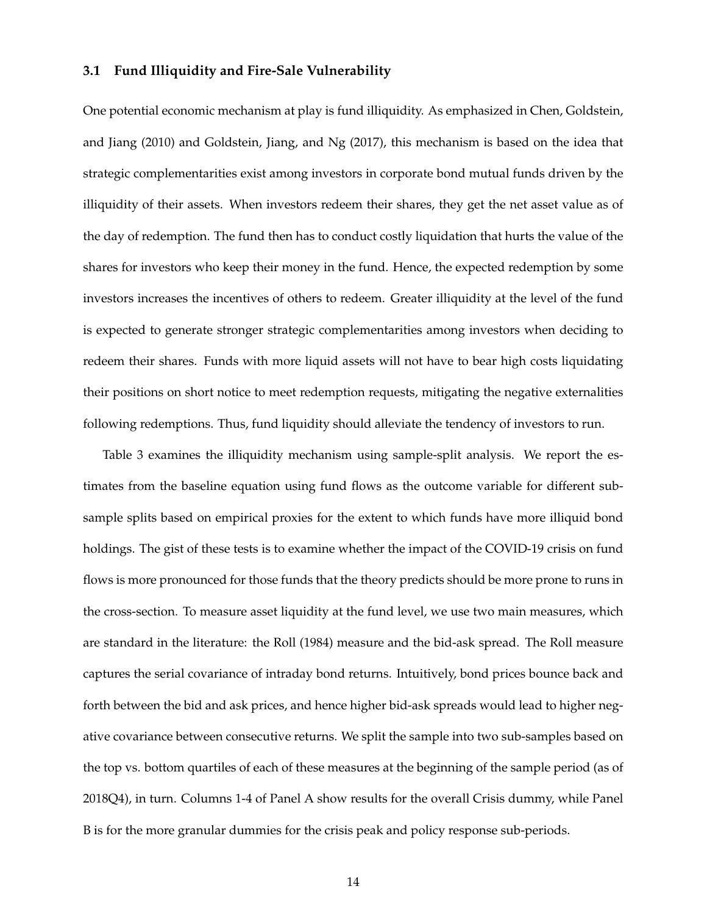### 3.1 Fund Illiquidity and Fire-Sale Vulnerability

One potential economic mechanism at play is fund illiquidity. As emphasized in Chen, Goldstein, and Jiang (2010) and Goldstein, Jiang, and Ng (2017), this mechanism is based on the idea that strategic complementarities exist among investors in corporate bond mutual funds driven by the illiquidity of their assets. When investors redeem their shares, they get the net asset value as of the day of redemption. The fund then has to conduct costly liquidation that hurts the value of the shares for investors who keep their money in the fund. Hence, the expected redemption by some investors increases the incentives of others to redeem. Greater illiquidity at the level of the fund is expected to generate stronger strategic complementarities among investors when deciding to redeem their shares. Funds with more liquid assets will not have to bear high costs liquidating their positions on short notice to meet redemption requests, mitigating the negative externalities following redemptions. Thus, fund liquidity should alleviate the tendency of investors to run.

Table 3 examines the illiquidity mechanism using sample-split analysis. We report the estimates from the baseline equation using fund flows as the outcome variable for different subsample splits based on empirical proxies for the extent to which funds have more illiquid bond holdings. The gist of these tests is to examine whether the impact of the COVID-19 crisis on fund flows is more pronounced for those funds that the theory predicts should be more prone to runs in the cross-section. To measure asset liquidity at the fund level, we use two main measures, which are standard in the literature: the Roll (1984) measure and the bid-ask spread. The Roll measure captures the serial covariance of intraday bond returns. Intuitively, bond prices bounce back and forth between the bid and ask prices, and hence higher bid-ask spreads would lead to higher negative covariance between consecutive returns. We split the sample into two sub-samples based on the top vs. bottom quartiles of each of these measures at the beginning of the sample period (as of 2018Q4), in turn. Columns 1-4 of Panel A show results for the overall Crisis dummy, while Panel B is for the more granular dummies for the crisis peak and policy response sub-periods.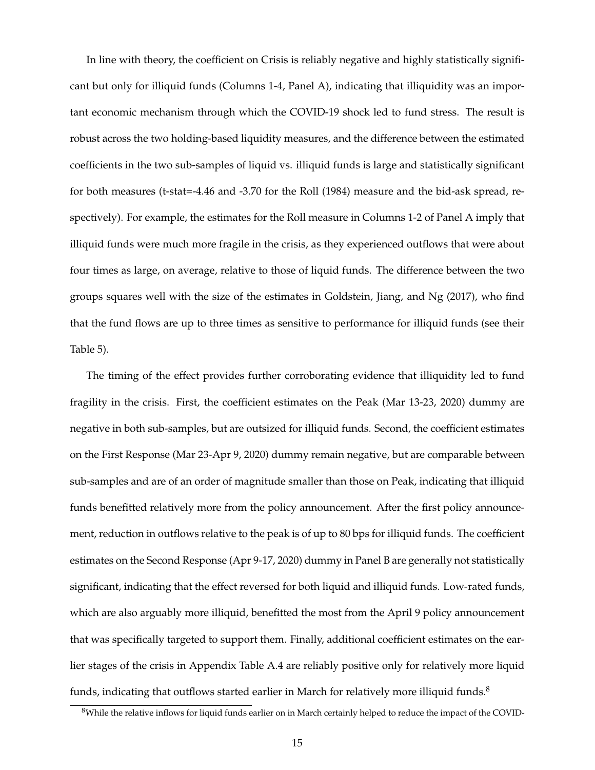In line with theory, the coefficient on Crisis is reliably negative and highly statistically significant but only for illiquid funds (Columns 1-4, Panel A), indicating that illiquidity was an important economic mechanism through which the COVID-19 shock led to fund stress. The result is robust across the two holding-based liquidity measures, and the difference between the estimated coefficients in the two sub-samples of liquid vs. illiquid funds is large and statistically significant for both measures (t-stat=-4.46 and -3.70 for the Roll (1984) measure and the bid-ask spread, respectively). For example, the estimates for the Roll measure in Columns 1-2 of Panel A imply that illiquid funds were much more fragile in the crisis, as they experienced outflows that were about four times as large, on average, relative to those of liquid funds. The difference between the two groups squares well with the size of the estimates in Goldstein, Jiang, and Ng (2017), who find that the fund flows are up to three times as sensitive to performance for illiquid funds (see their Table 5).

The timing of the effect provides further corroborating evidence that illiquidity led to fund fragility in the crisis. First, the coefficient estimates on the Peak (Mar 13-23, 2020) dummy are negative in both sub-samples, but are outsized for illiquid funds. Second, the coefficient estimates on the First Response (Mar 23-Apr 9, 2020) dummy remain negative, but are comparable between sub-samples and are of an order of magnitude smaller than those on Peak, indicating that illiquid funds benefitted relatively more from the policy announcement. After the first policy announcement, reduction in outflows relative to the peak is of up to 80 bps for illiquid funds. The coefficient estimates on the Second Response (Apr 9-17, 2020) dummy in Panel B are generally not statistically significant, indicating that the effect reversed for both liquid and illiquid funds. Low-rated funds, which are also arguably more illiquid, benefitted the most from the April 9 policy announcement that was specifically targeted to support them. Finally, additional coefficient estimates on the earlier stages of the crisis in Appendix Table A.4 are reliably positive only for relatively more liquid funds, indicating that outflows started earlier in March for relatively more illiquid funds.[8]

[8]While the relative inflows for liquid funds earlier on in March certainly helped to reduce the impact of the COVID-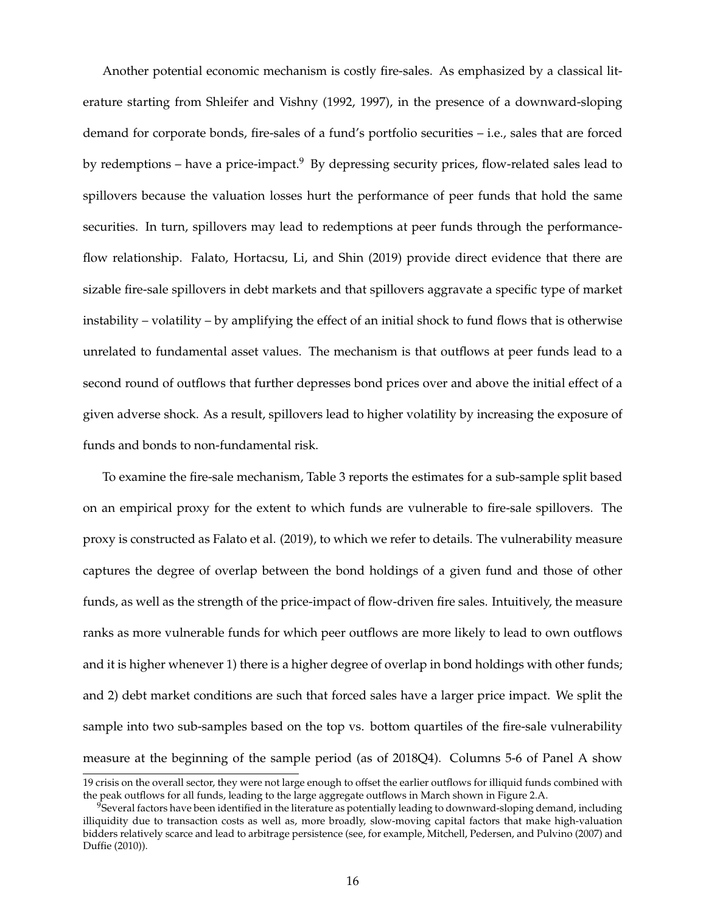Another potential economic mechanism is costly fire-sales. As emphasized by a classical literature starting from Shleifer and Vishny (1992, 1997), in the presence of a downward-sloping demand for corporate bonds, fire-sales of a fund's portfolio securities – i.e., sales that are forced by redemptions – have a price-impact.[9] By depressing security prices, flow-related sales lead to spillovers because the valuation losses hurt the performance of peer funds that hold the same securities. In turn, spillovers may lead to redemptions at peer funds through the performance-flow relationship. Falato, Hortacsu, Li, and Shin (2019) provide direct evidence that there are sizable fire-sale spillovers in debt markets and that spillovers aggravate a specific type of market instability – volatility – by amplifying the effect of an initial shock to fund flows that is otherwise unrelated to fundamental asset values. The mechanism is that outflows at peer funds lead to a second round of outflows that further depresses bond prices over and above the initial effect of a given adverse shock. As a result, spillovers lead to higher volatility by increasing the exposure of funds and bonds to non-fundamental risk.

To examine the fire-sale mechanism, Table 3 reports the estimates for a sub-sample split based on an empirical proxy for the extent to which funds are vulnerable to fire-sale spillovers. The proxy is constructed as Falato et al. (2019), to which we refer to details. The vulnerability measure captures the degree of overlap between the bond holdings of a given fund and those of other funds, as well as the strength of the price-impact of flow-driven fire sales. Intuitively, the measure ranks as more vulnerable funds for which peer outflows are more likely to lead to own outflows and it is higher whenever 1) there is a higher degree of overlap in bond holdings with other funds; and 2) debt market conditions are such that forced sales have a larger price impact. We split the sample into two sub-samples based on the top vs. bottom quartiles of the fire-sale vulnerability measure at the beginning of the sample period (as of 2018Q4). Columns 5-6 of Panel A show

19 crisis on the overall sector, they were not large enough to offset the earlier outflows for illiquid funds combined with the peak outflows for all funds, leading to the large aggregate outflows in March shown in Figure 2.A.

[9] Several factors have been identified in the literature as potentially leading to downward-sloping demand, including illiquidity due to transaction costs as well as, more broadly, slow-moving capital factors that make high-valuation bidders relatively scarce and lead to arbitrage persistence (see, for example, Mitchell, Pedersen, and Pulvino (2007) and Duffie (2010)).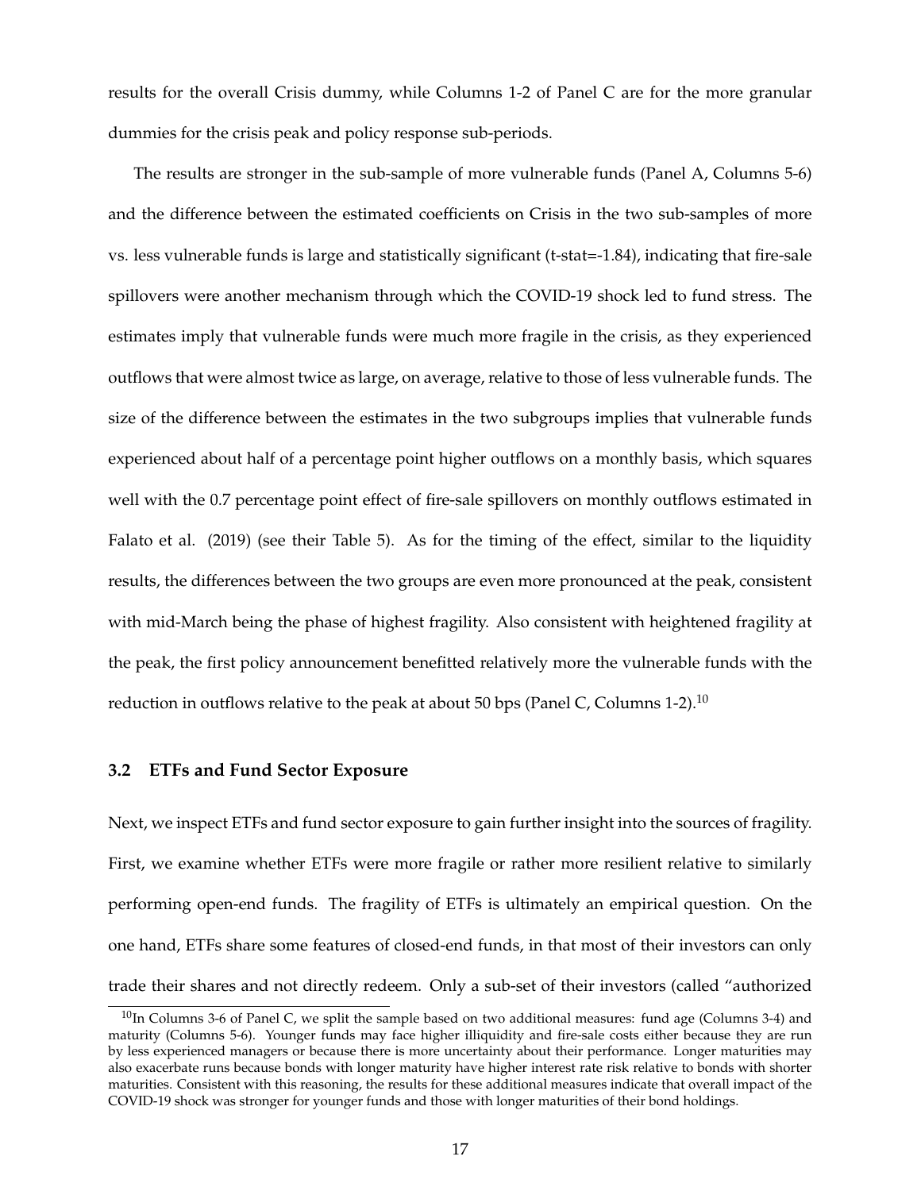results for the overall Crisis dummy, while Columns 1-2 of Panel C are for the more granular dummies for the crisis peak and policy response sub-periods.

The results are stronger in the sub-sample of more vulnerable funds (Panel A, Columns 5-6) and the difference between the estimated coefficients on Crisis in the two sub-samples of more vs. less vulnerable funds is large and statistically significant (t-stat=-1.84), indicating that fire-sale spillovers were another mechanism through which the COVID-19 shock led to fund stress. The estimates imply that vulnerable funds were much more fragile in the crisis, as they experienced outflows that were almost twice as large, on average, relative to those of less vulnerable funds. The size of the difference between the estimates in the two subgroups implies that vulnerable funds experienced about half of a percentage point higher outflows on a monthly basis, which squares well with the 0.7 percentage point effect of fire-sale spillovers on monthly outflows estimated in Falato et al. (2019) (see their Table 5). As for the timing of the effect, similar to the liquidity results, the differences between the two groups are even more pronounced at the peak, consistent with mid-March being the phase of highest fragility. Also consistent with heightened fragility at the peak, the first policy announcement benefitted relatively more the vulnerable funds with the reduction in outflows relative to the peak at about 50 bps (Panel C, Columns 1-2).[10]

### 3.2 ETFs and Fund Sector Exposure

Next, we inspect ETFs and fund sector exposure to gain further insight into the sources of fragility. First, we examine whether ETFs were more fragile or rather more resilient relative to similarly performing open-end funds. The fragility of ETFs is ultimately an empirical question. On the one hand, ETFs share some features of closed-end funds, in that most of their investors can only trade their shares and not directly redeem. Only a sub-set of their investors (called "authorized

[10] In Columns 3-6 of Panel C, we split the sample based on two additional measures: fund age (Columns 3-4) and maturity (Columns 5-6). Younger funds may face higher illiquidity and fire-sale costs either because they are run by less experienced managers or because there is more uncertainty about their performance. Longer maturities may also exacerbate runs because bonds with longer maturity have higher interest rate risk relative to bonds with shorter maturities. Consistent with this reasoning, the results for these additional measures indicate that overall impact of the COVID-19 shock was stronger for younger funds and those with longer maturities of their bond holdings.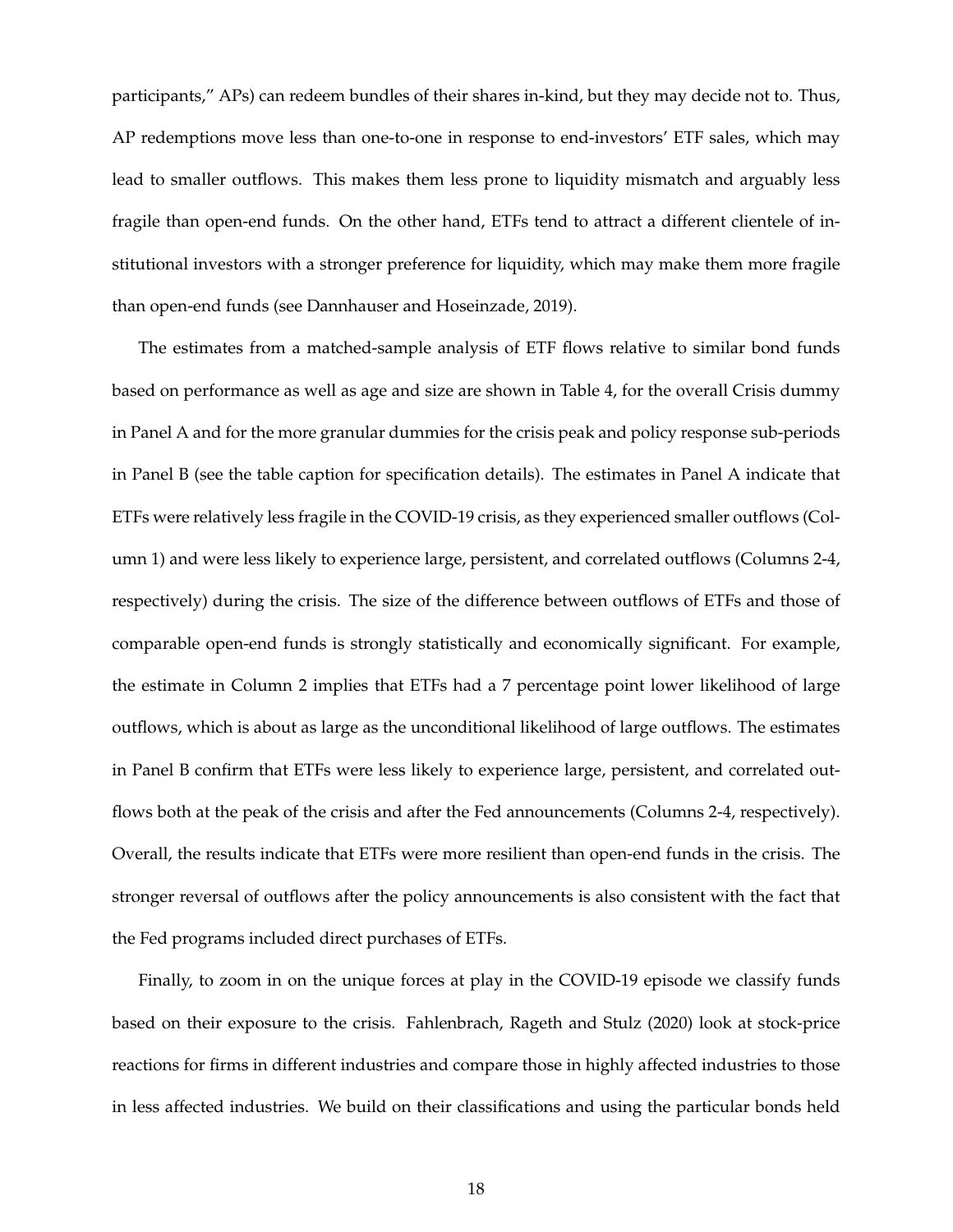participants," APs) can redeem bundles of their shares in-kind, but they may decide not to. Thus, AP redemptions move less than one-to-one in response to end-investors' ETF sales, which may lead to smaller outflows. This makes them less prone to liquidity mismatch and arguably less fragile than open-end funds. On the other hand, ETFs tend to attract a different clientele of institutional investors with a stronger preference for liquidity, which may make them more fragile than open-end funds (see Dannhauser and Hoseinzade, 2019).

The estimates from a matched-sample analysis of ETF flows relative to similar bond funds based on performance as well as age and size are shown in Table 4, for the overall Crisis dummy in Panel A and for the more granular dummies for the crisis peak and policy response sub-periods in Panel B (see the table caption for specification details). The estimates in Panel A indicate that ETFs were relatively less fragile in the COVID-19 crisis, as they experienced smaller outflows (Column 1) and were less likely to experience large, persistent, and correlated outflows (Columns 2-4, respectively) during the crisis. The size of the difference between outflows of ETFs and those of comparable open-end funds is strongly statistically and economically significant. For example, the estimate in Column 2 implies that ETFs had a 7 percentage point lower likelihood of large outflows, which is about as large as the unconditional likelihood of large outflows. The estimates in Panel B confirm that ETFs were less likely to experience large, persistent, and correlated outflows both at the peak of the crisis and after the Fed announcements (Columns 2-4, respectively). Overall, the results indicate that ETFs were more resilient than open-end funds in the crisis. The stronger reversal of outflows after the policy announcements is also consistent with the fact that the Fed programs included direct purchases of ETFs.

Finally, to zoom in on the unique forces at play in the COVID-19 episode we classify funds based on their exposure to the crisis. Fahlenbrach, Rageth and Stulz (2020) look at stock-price reactions for firms in different industries and compare those in highly affected industries to those in less affected industries. We build on their classifications and using the particular bonds held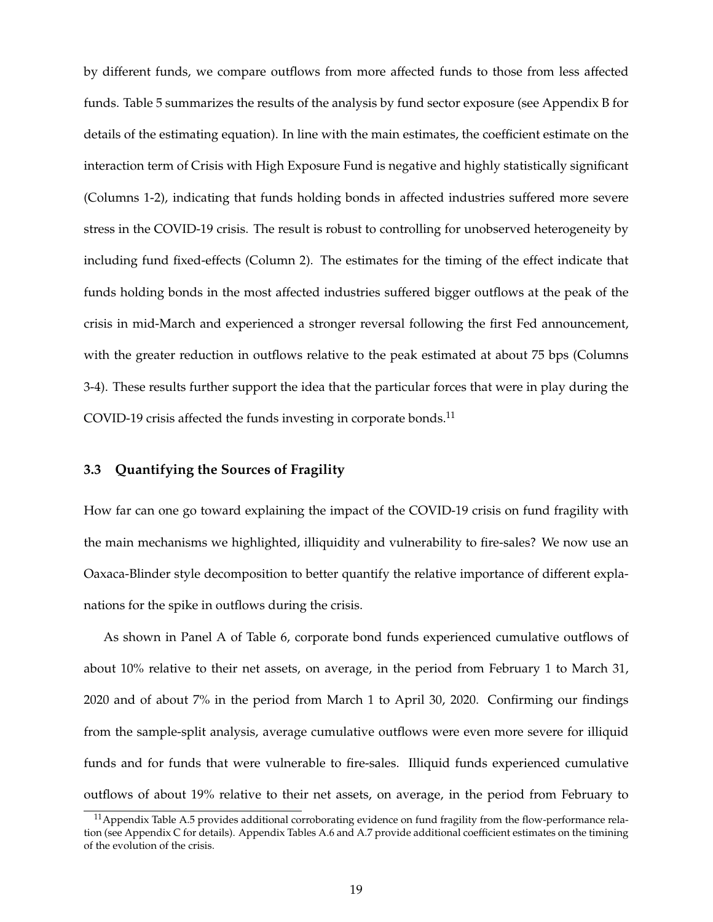by different funds, we compare outflows from more affected funds to those from less affected funds. Table 5 summarizes the results of the analysis by fund sector exposure (see Appendix B for details of the estimating equation). In line with the main estimates, the coefficient estimate on the interaction term of Crisis with High Exposure Fund is negative and highly statistically significant (Columns 1-2), indicating that funds holding bonds in affected industries suffered more severe stress in the COVID-19 crisis. The result is robust to controlling for unobserved heterogeneity by including fund fixed-effects (Column 2). The estimates for the timing of the effect indicate that funds holding bonds in the most affected industries suffered bigger outflows at the peak of the crisis in mid-March and experienced a stronger reversal following the first Fed announcement, with the greater reduction in outflows relative to the peak estimated at about 75 bps (Columns 3-4). These results further support the idea that the particular forces that were in play during the COVID-19 crisis affected the funds investing in corporate bonds.[11]

### 3.3 Quantifying the Sources of Fragility

How far can one go toward explaining the impact of the COVID-19 crisis on fund fragility with the main mechanisms we highlighted, illiquidity and vulnerability to fire-sales? We now use an Oaxaca-Blinder style decomposition to better quantify the relative importance of different explanations for the spike in outflows during the crisis.

As shown in Panel A of Table 6, corporate bond funds experienced cumulative outflows of about 10% relative to their net assets, on average, in the period from February 1 to March 31, 2020 and of about 7% in the period from March 1 to April 30, 2020. Confirming our findings from the sample-split analysis, average cumulative outflows were even more severe for illiquid funds and for funds that were vulnerable to fire-sales. Illiquid funds experienced cumulative outflows of about 19% relative to their net assets, on average, in the period from February to

[11] Appendix Table A.5 provides additional corroborating evidence on fund fragility from the flow-performance relation (see Appendix C for details). Appendix Tables A.6 and A.7 provide additional coefficient estimates on the timining of the evolution of the crisis.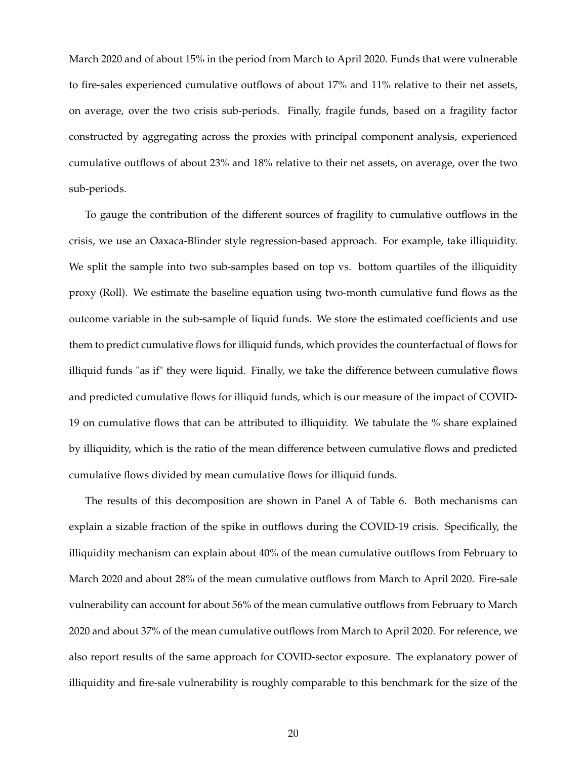March 2020 and of about 15% in the period from March to April 2020. Funds that were vulnerable to fire-sales experienced cumulative outflows of about 17% and 11% relative to their net assets, on average, over the two crisis sub-periods. Finally, fragile funds, based on a fragility factor constructed by aggregating across the proxies with principal component analysis, experienced cumulative outflows of about 23% and 18% relative to their net assets, on average, over the two sub-periods.

To gauge the contribution of the different sources of fragility to cumulative outflows in the crisis, we use an Oaxaca-Blinder style regression-based approach. For example, take illiquidity. We split the sample into two sub-samples based on top vs. bottom quartiles of the illiquidity proxy (Roll). We estimate the baseline equation using two-month cumulative fund flows as the outcome variable in the sub-sample of liquid funds. We store the estimated coefficients and use them to predict cumulative flows for illiquid funds, which provides the counterfactual of flows for illiquid funds "as if" they were liquid. Finally, we take the difference between cumulative flows and predicted cumulative flows for illiquid funds, which is our measure of the impact of COVID-19 on cumulative flows that can be attributed to illiquidity. We tabulate the % share explained by illiquidity, which is the ratio of the mean difference between cumulative flows and predicted cumulative flows divided by mean cumulative flows for illiquid funds.

The results of this decomposition are shown in Panel A of Table 6. Both mechanisms can explain a sizable fraction of the spike in outflows during the COVID-19 crisis. Specifically, the illiquidity mechanism can explain about 40% of the mean cumulative outflows from February to March 2020 and about 28% of the mean cumulative outflows from March to April 2020. Fire-sale vulnerability can account for about 56% of the mean cumulative outflows from February to March 2020 and about 37% of the mean cumulative outflows from March to April 2020. For reference, we also report results of the same approach for COVID-sector exposure. The explanatory power of illiquidity and fire-sale vulnerability is roughly comparable to this benchmark for the size of the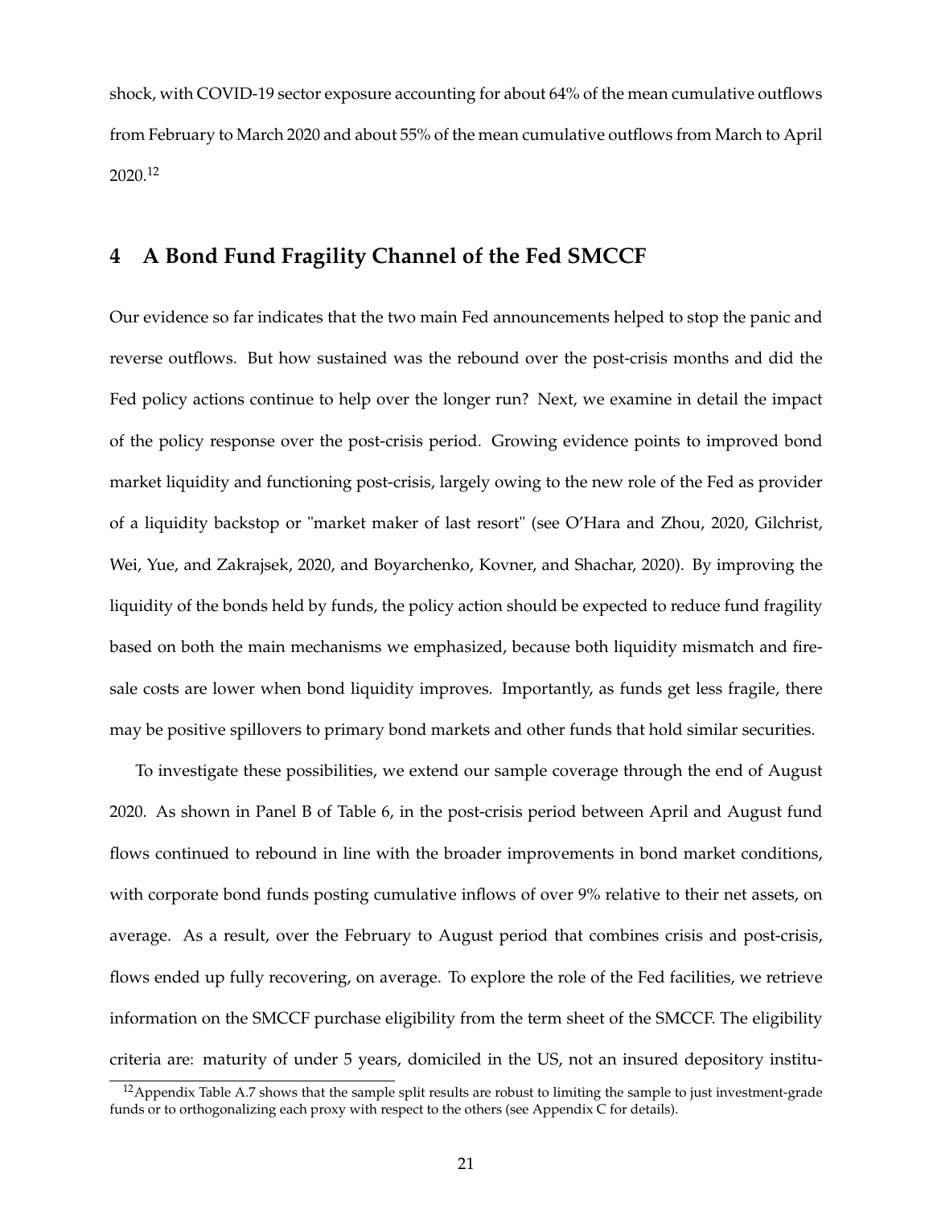shock, with COVID-19 sector exposure accounting for about 64% of the mean cumulative outflows from February to March 2020 and about 55% of the mean cumulative outflows from March to April 2020.[12]

## 4 A Bond Fund Fragility Channel of the Fed SMCCF

Our evidence so far indicates that the two main Fed announcements helped to stop the panic and reverse outflows. But how sustained was the rebound over the post-crisis months and did the Fed policy actions continue to help over the longer run? Next, we examine in detail the impact of the policy response over the post-crisis period. Growing evidence points to improved bond market liquidity and functioning post-crisis, largely owing to the new role of the Fed as provider of a liquidity backstop or "market maker of last resort" (see O'Hara and Zhou, 2020, Gilchrist, Wei, Yue, and Zakrajsek, 2020, and Boyarchenko, Kovner, and Shachar, 2020). By improving the liquidity of the bonds held by funds, the policy action should be expected to reduce fund fragility based on both the main mechanisms we emphasized, because both liquidity mismatch and fire-sale costs are lower when bond liquidity improves. Importantly, as funds get less fragile, there may be positive spillovers to primary bond markets and other funds that hold similar securities.

To investigate these possibilities, we extend our sample coverage through the end of August 2020. As shown in Panel B of Table 6, in the post-crisis period between April and August fund flows continued to rebound in line with the broader improvements in bond market conditions, with corporate bond funds posting cumulative inflows of over 9% relative to their net assets, on average. As a result, over the February to August period that combines crisis and post-crisis, flows ended up fully recovering, on average. To explore the role of the Fed facilities, we retrieve information on the SMCCF purchase eligibility from the term sheet of the SMCCF. The eligibility criteria are: maturity of under 5 years, domiciled in the US, not an insured depository institu-

[12] Appendix Table A.7 shows that the sample split results are robust to limiting the sample to just investment-grade funds or to orthogonalizing each proxy with respect to the others (see Appendix C for details).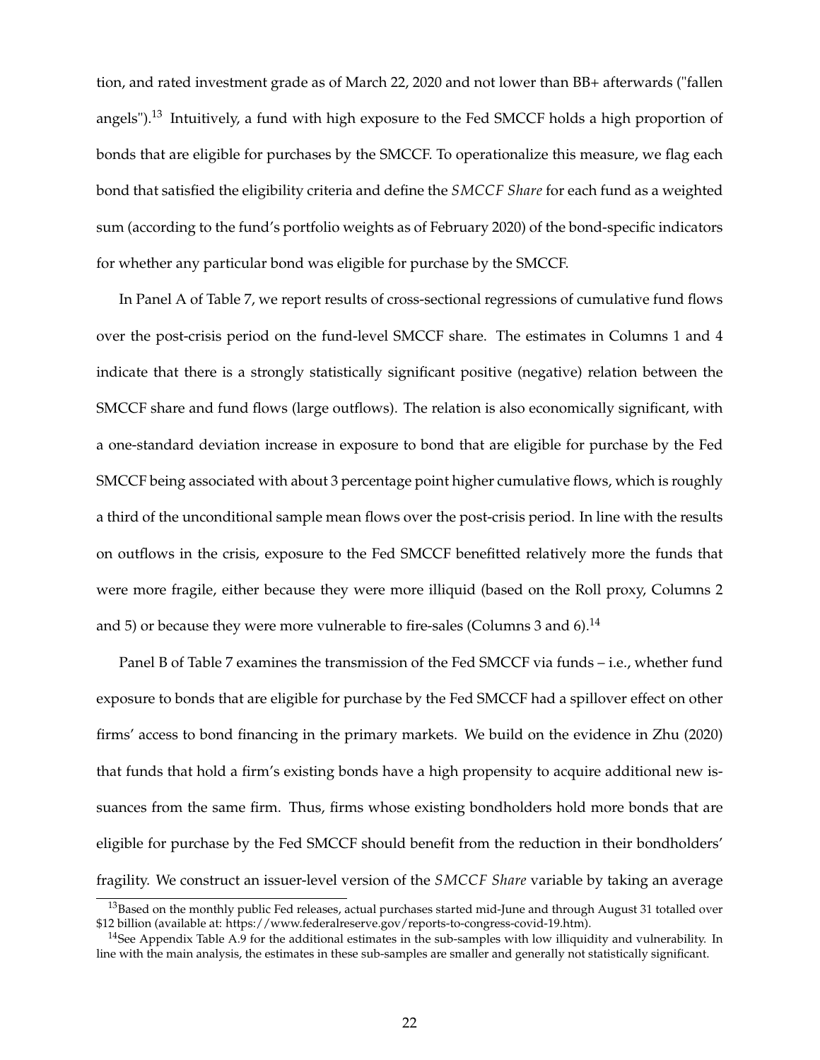tion, and rated investment grade as of March 22, 2020 and not lower than BB+ afterwards ("fallen angels").[13] Intuitively, a fund with high exposure to the Fed SMCCF holds a high proportion of bonds that are eligible for purchases by the SMCCF. To operationalize this measure, we flag each bond that satisfied the eligibility criteria and define the *SMCCF Share* for each fund as a weighted sum (according to the fund's portfolio weights as of February 2020) of the bond-specific indicators for whether any particular bond was eligible for purchase by the SMCCF.

In Panel A of Table 7, we report results of cross-sectional regressions of cumulative fund flows over the post-crisis period on the fund-level SMCCF share. The estimates in Columns 1 and 4 indicate that there is a strongly statistically significant positive (negative) relation between the SMCCF share and fund flows (large outflows). The relation is also economically significant, with a one-standard deviation increase in exposure to bond that are eligible for purchase by the Fed SMCCF being associated with about 3 percentage point higher cumulative flows, which is roughly a third of the unconditional sample mean flows over the post-crisis period. In line with the results on outflows in the crisis, exposure to the Fed SMCCF benefitted relatively more the funds that were more fragile, either because they were more illiquid (based on the Roll proxy, Columns 2 and 5) or because they were more vulnerable to fire-sales (Columns 3 and 6).[14]

Panel B of Table 7 examines the transmission of the Fed SMCCF via funds – i.e., whether fund exposure to bonds that are eligible for purchase by the Fed SMCCF had a spillover effect on other firms' access to bond financing in the primary markets. We build on the evidence in Zhu (2020) that funds that hold a firm's existing bonds have a high propensity to acquire additional new issuances from the same firm. Thus, firms whose existing bondholders hold more bonds that are eligible for purchase by the Fed SMCCF should benefit from the reduction in their bondholders' fragility. We construct an issuer-level version of the *SMCCF Share* variable by taking an average

[13] Based on the monthly public Fed releases, actual purchases started mid-June and through August 31 totalled over \$12 billion (available at: https://www.federalreserve.gov/reports-to-congress-covid-19.htm).

[14] See Appendix Table A.9 for the additional estimates in the sub-samples with low illiquidity and vulnerability. In line with the main analysis, the estimates in these sub-samples are smaller and generally not statistically significant.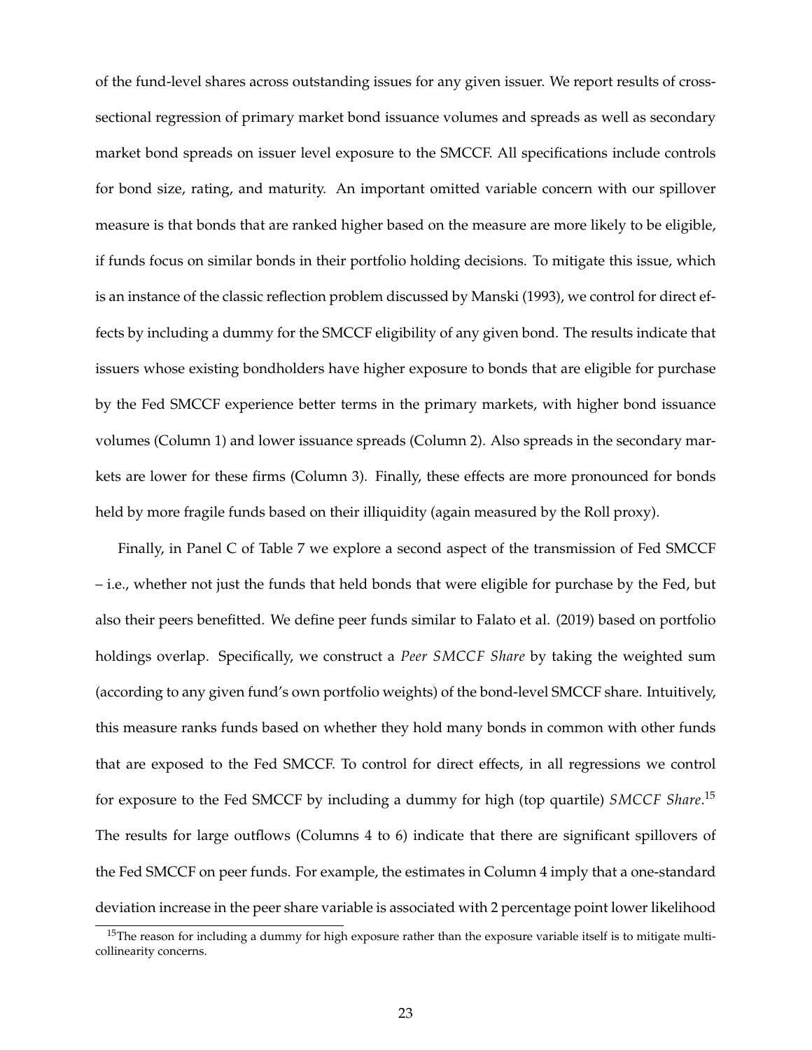of the fund-level shares across outstanding issues for any given issuer. We report results of cross-sectional regression of primary market bond issuance volumes and spreads as well as secondary market bond spreads on issuer level exposure to the SMCCF. All specifications include controls for bond size, rating, and maturity. An important omitted variable concern with our spillover measure is that bonds that are ranked higher based on the measure are more likely to be eligible, if funds focus on similar bonds in their portfolio holding decisions. To mitigate this issue, which is an instance of the classic reflection problem discussed by Manski (1993), we control for direct effects by including a dummy for the SMCCF eligibility of any given bond. The results indicate that issuers whose existing bondholders have higher exposure to bonds that are eligible for purchase by the Fed SMCCF experience better terms in the primary markets, with higher bond issuance volumes (Column 1) and lower issuance spreads (Column 2). Also spreads in the secondary markets are lower for these firms (Column 3). Finally, these effects are more pronounced for bonds held by more fragile funds based on their illiquidity (again measured by the Roll proxy).

Finally, in Panel C of Table 7 we explore a second aspect of the transmission of Fed SMCCF – i.e., whether not just the funds that held bonds that were eligible for purchase by the Fed, but also their peers benefitted. We define peer funds similar to Falato et al. (2019) based on portfolio holdings overlap. Specifically, we construct a *Peer SMCCF Share* by taking the weighted sum (according to any given fund's own portfolio weights) of the bond-level SMCCF share. Intuitively, this measure ranks funds based on whether they hold many bonds in common with other funds that are exposed to the Fed SMCCF. To control for direct effects, in all regressions we control for exposure to the Fed SMCCF by including a dummy for high (top quartile) *SMCCF Share*.[15] The results for large outflows (Columns 4 to 6) indicate that there are significant spillovers of the Fed SMCCF on peer funds. For example, the estimates in Column 4 imply that a one-standard deviation increase in the peer share variable is associated with 2 percentage point lower likelihood

[15] The reason for including a dummy for high exposure rather than the exposure variable itself is to mitigate multicollinearity concerns.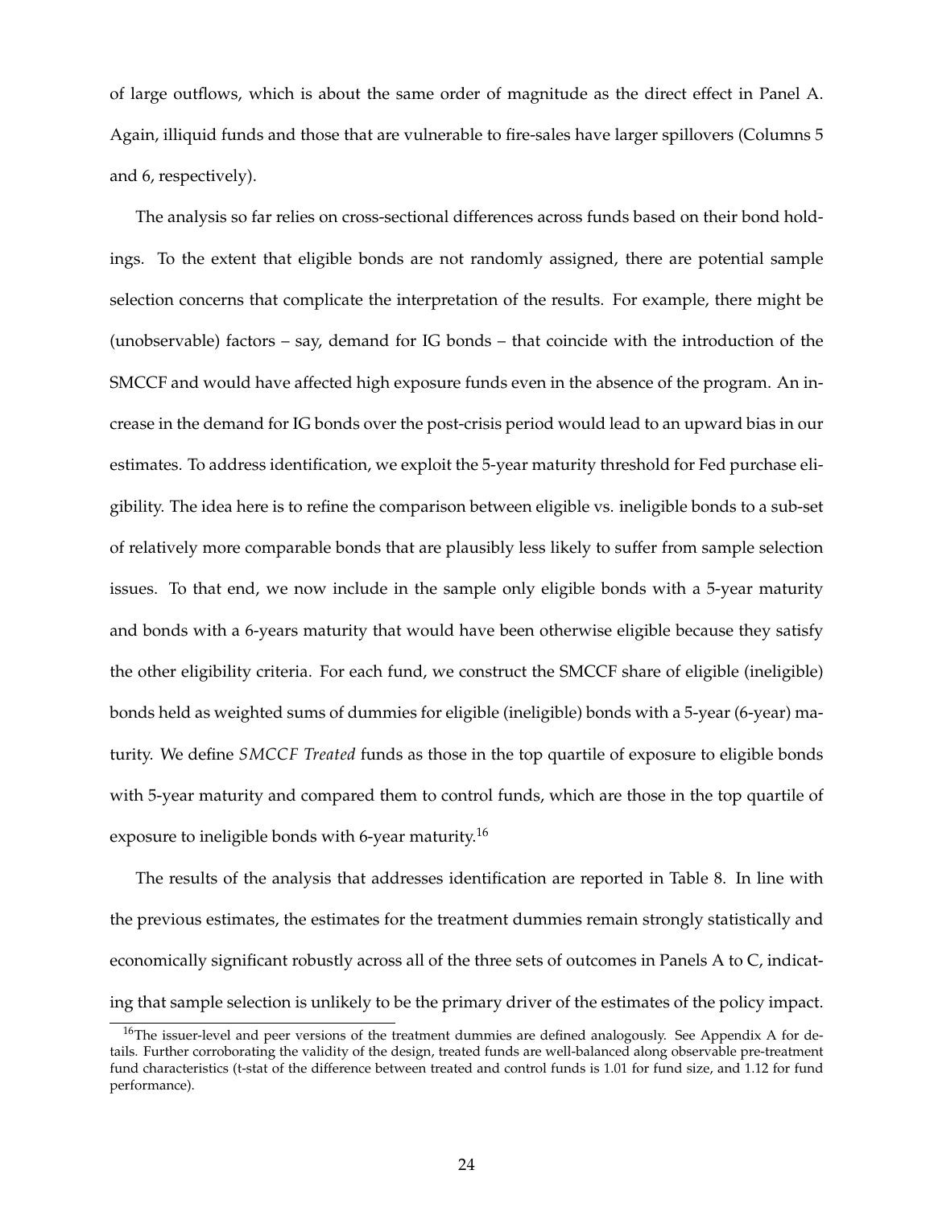of large outflows, which is about the same order of magnitude as the direct effect in Panel A. Again, illiquid funds and those that are vulnerable to fire-sales have larger spillovers (Columns 5 and 6, respectively).

The analysis so far relies on cross-sectional differences across funds based on their bond holdings. To the extent that eligible bonds are not randomly assigned, there are potential sample selection concerns that complicate the interpretation of the results. For example, there might be (unobservable) factors – say, demand for IG bonds – that coincide with the introduction of the SMCCF and would have affected high exposure funds even in the absence of the program. An increase in the demand for IG bonds over the post-crisis period would lead to an upward bias in our estimates. To address identification, we exploit the 5-year maturity threshold for Fed purchase eligibility. The idea here is to refine the comparison between eligible vs. ineligible bonds to a sub-set of relatively more comparable bonds that are plausibly less likely to suffer from sample selection issues. To that end, we now include in the sample only eligible bonds with a 5-year maturity and bonds with a 6-years maturity that would have been otherwise eligible because they satisfy the other eligibility criteria. For each fund, we construct the SMCCF share of eligible (ineligible) bonds held as weighted sums of dummies for eligible (ineligible) bonds with a 5-year (6-year) maturity. We define *SMCCF Treated* funds as those in the top quartile of exposure to eligible bonds with 5-year maturity and compared them to control funds, which are those in the top quartile of exposure to ineligible bonds with 6-year maturity.[16]

The results of the analysis that addresses identification are reported in Table 8. In line with the previous estimates, the estimates for the treatment dummies remain strongly statistically and economically significant robustly across all of the three sets of outcomes in Panels A to C, indicating that sample selection is unlikely to be the primary driver of the estimates of the policy impact.

[16] The issuer-level and peer versions of the treatment dummies are defined analogously. See Appendix A for details. Further corroborating the validity of the design, treated funds are well-balanced along observable pre-treatment fund characteristics (t-stat of the difference between treated and control funds is 1.01 for fund size, and 1.12 for fund performance).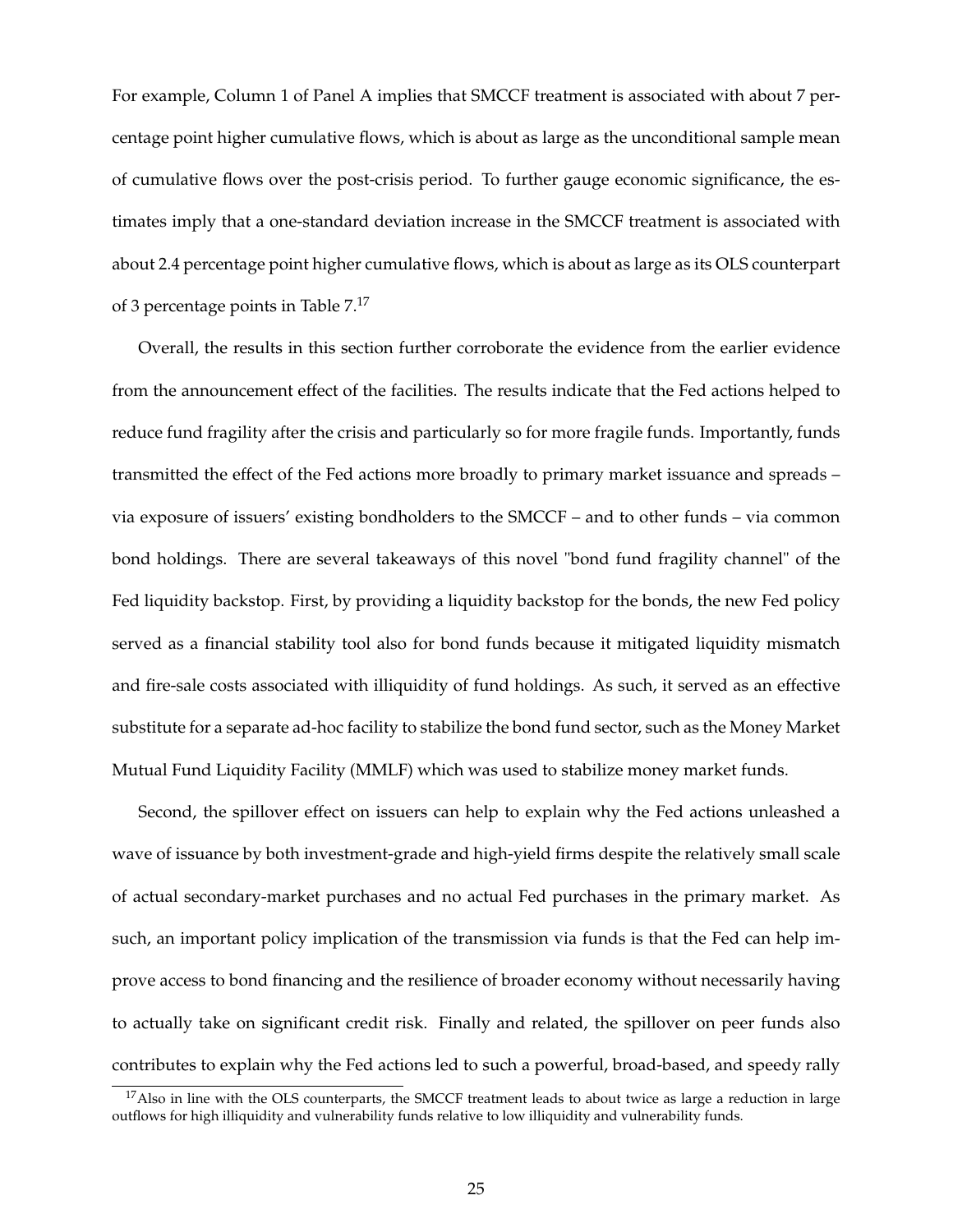For example, Column 1 of Panel A implies that SMCCF treatment is associated with about 7 percentage point higher cumulative flows, which is about as large as the unconditional sample mean of cumulative flows over the post-crisis period. To further gauge economic significance, the estimates imply that a one-standard deviation increase in the SMCCF treatment is associated with about 2.4 percentage point higher cumulative flows, which is about as large as its OLS counterpart of 3 percentage points in Table 7.[17]

Overall, the results in this section further corroborate the evidence from the earlier evidence from the announcement effect of the facilities. The results indicate that the Fed actions helped to reduce fund fragility after the crisis and particularly so for more fragile funds. Importantly, funds transmitted the effect of the Fed actions more broadly to primary market issuance and spreads – via exposure of issuers' existing bondholders to the SMCCF – and to other funds – via common bond holdings. There are several takeaways of this novel "bond fund fragility channel" of the Fed liquidity backstop. First, by providing a liquidity backstop for the bonds, the new Fed policy served as a financial stability tool also for bond funds because it mitigated liquidity mismatch and fire-sale costs associated with illiquidity of fund holdings. As such, it served as an effective substitute for a separate ad-hoc facility to stabilize the bond fund sector, such as the Money Market Mutual Fund Liquidity Facility (MMLF) which was used to stabilize money market funds.

Second, the spillover effect on issuers can help to explain why the Fed actions unleashed a wave of issuance by both investment-grade and high-yield firms despite the relatively small scale of actual secondary-market purchases and no actual Fed purchases in the primary market. As such, an important policy implication of the transmission via funds is that the Fed can help improve access to bond financing and the resilience of broader economy without necessarily having to actually take on significant credit risk. Finally and related, the spillover on peer funds also contributes to explain why the Fed actions led to such a powerful, broad-based, and speedy rally

[17] Also in line with the OLS counterparts, the SMCCF treatment leads to about twice as large a reduction in large outflows for high illiquidity and vulnerability funds relative to low illiquidity and vulnerability funds.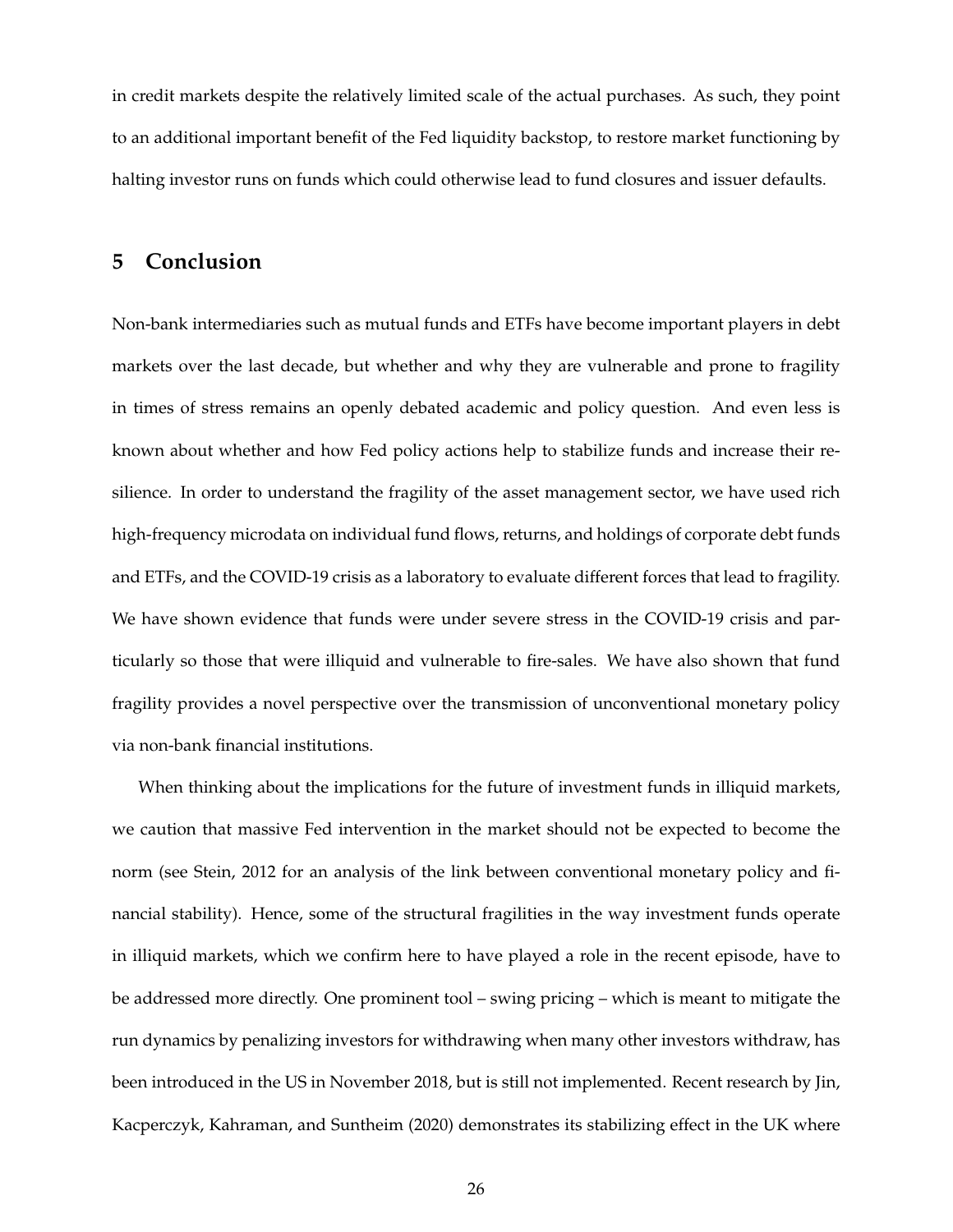in credit markets despite the relatively limited scale of the actual purchases. As such, they point to an additional important benefit of the Fed liquidity backstop, to restore market functioning by halting investor runs on funds which could otherwise lead to fund closures and issuer defaults.

## 5 Conclusion

Non-bank intermediaries such as mutual funds and ETFs have become important players in debt markets over the last decade, but whether and why they are vulnerable and prone to fragility in times of stress remains an openly debated academic and policy question. And even less is known about whether and how Fed policy actions help to stabilize funds and increase their resilience. In order to understand the fragility of the asset management sector, we have used rich high-frequency microdata on individual fund flows, returns, and holdings of corporate debt funds and ETFs, and the COVID-19 crisis as a laboratory to evaluate different forces that lead to fragility. We have shown evidence that funds were under severe stress in the COVID-19 crisis and particularly so those that were illiquid and vulnerable to fire-sales. We have also shown that fund fragility provides a novel perspective over the transmission of unconventional monetary policy via non-bank financial institutions.

When thinking about the implications for the future of investment funds in illiquid markets, we caution that massive Fed intervention in the market should not be expected to become the norm (see Stein, 2012 for an analysis of the link between conventional monetary policy and financial stability). Hence, some of the structural fragilities in the way investment funds operate in illiquid markets, which we confirm here to have played a role in the recent episode, have to be addressed more directly. One prominent tool – swing pricing – which is meant to mitigate the run dynamics by penalizing investors for withdrawing when many other investors withdraw, has been introduced in the US in November 2018, but is still not implemented. Recent research by Jin, Kacperczyk, Kahraman, and Suntheim (2020) demonstrates its stabilizing effect in the UK where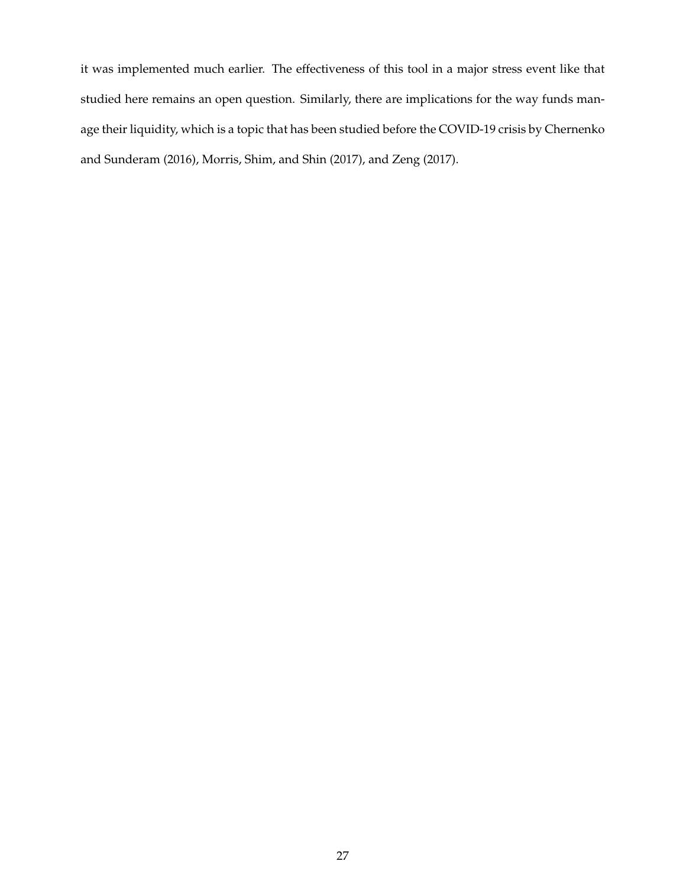it was implemented much earlier. The effectiveness of this tool in a major stress event like that studied here remains an open question. Similarly, there are implications for the way funds manage their liquidity, which is a topic that has been studied before the COVID-19 crisis by Chernenko and Sunderam (2016), Morris, Shim, and Shin (2017), and Zeng (2017).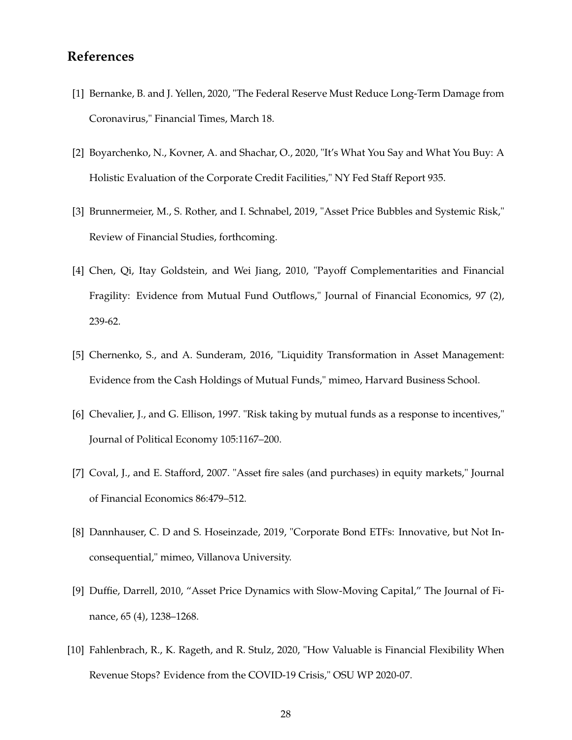## References

[1] Bernanke, B. and J. Yellen, 2020, "The Federal Reserve Must Reduce Long-Term Damage from Coronavirus," Financial Times, March 18.

[2] Boyarchenko, N., Kovner, A. and Shachar, O., 2020, "It's What You Say and What You Buy: A Holistic Evaluation of the Corporate Credit Facilities," NY Fed Staff Report 935.

[3] Brunnermeier, M., S. Rother, and I. Schnabel, 2019, "Asset Price Bubbles and Systemic Risk," Review of Financial Studies, forthcoming.

[4] Chen, Qi, Itay Goldstein, and Wei Jiang, 2010, "Payoff Complementarities and Financial Fragility: Evidence from Mutual Fund Outflows," Journal of Financial Economics, 97 (2), 239-62.

[5] Chernenko, S., and A. Sunderam, 2016, "Liquidity Transformation in Asset Management: Evidence from the Cash Holdings of Mutual Funds," mimeo, Harvard Business School.

[6] Chevalier, J., and G. Ellison, 1997. "Risk taking by mutual funds as a response to incentives," Journal of Political Economy 105:1167–200.

[7] Coval, J., and E. Stafford, 2007. "Asset fire sales (and purchases) in equity markets," Journal of Financial Economics 86:479–512.

[8] Dannhauser, C. D and S. Hoseinzade, 2019, "Corporate Bond ETFs: Innovative, but Not Inconsequential," mimeo, Villanova University.

[9] Duffie, Darrell, 2010, "Asset Price Dynamics with Slow-Moving Capital," The Journal of Finance, 65 (4), 1238–1268.

[10] Fahlenbrach, R., K. Rageth, and R. Stulz, 2020, "How Valuable is Financial Flexibility When Revenue Stops? Evidence from the COVID-19 Crisis," OSU WP 2020-07.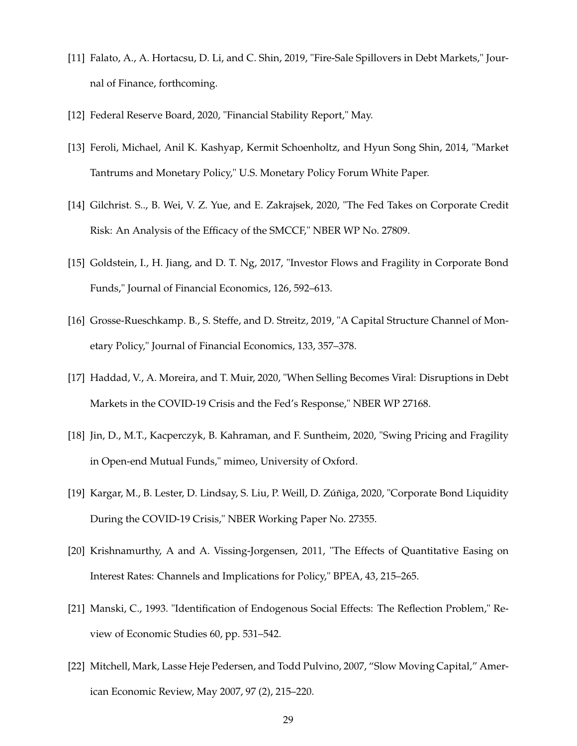[11] Falato, A., A. Hortacsu, D. Li, and C. Shin, 2019, "Fire-Sale Spillovers in Debt Markets," Journal of Finance, forthcoming.

[12] Federal Reserve Board, 2020, "Financial Stability Report," May.

[13] Feroli, Michael, Anil K. Kashyap, Kermit Schoenholtz, and Hyun Song Shin, 2014, "Market Tantrums and Monetary Policy," U.S. Monetary Policy Forum White Paper.

[14] Gilchrist. S.., B. Wei, V. Z. Yue, and E. Zakrajsek, 2020, "The Fed Takes on Corporate Credit Risk: An Analysis of the Efficacy of the SMCCF," NBER WP No. 27809.

[15] Goldstein, I., H. Jiang, and D. T. Ng, 2017, "Investor Flows and Fragility in Corporate Bond Funds," Journal of Financial Economics, 126, 592–613.

[16] Grosse-Rueschkamp. B., S. Steffe, and D. Streitz, 2019, "A Capital Structure Channel of Monetary Policy," Journal of Financial Economics, 133, 357–378.

[17] Haddad, V., A. Moreira, and T. Muir, 2020, "When Selling Becomes Viral: Disruptions in Debt Markets in the COVID-19 Crisis and the Fed's Response," NBER WP 27168.

[18] Jin, D., M.T., Kacperczyk, B. Kahraman, and F. Suntheim, 2020, "Swing Pricing and Fragility in Open-end Mutual Funds," mimeo, University of Oxford.

[19] Kargar, M., B. Lester, D. Lindsay, S. Liu, P. Weill, D. Zúñiga, 2020, "Corporate Bond Liquidity During the COVID-19 Crisis," NBER Working Paper No. 27355.

[20] Krishnamurthy, A and A. Vissing-Jorgensen, 2011, "The Effects of Quantitative Easing on Interest Rates: Channels and Implications for Policy," BPEA, 43, 215–265.

[21] Manski, C., 1993. "Identification of Endogenous Social Effects: The Reflection Problem," Review of Economic Studies 60, pp. 531–542.

[22] Mitchell, Mark, Lasse Heje Pedersen, and Todd Pulvino, 2007, "Slow Moving Capital," American Economic Review, May 2007, 97 (2), 215–220.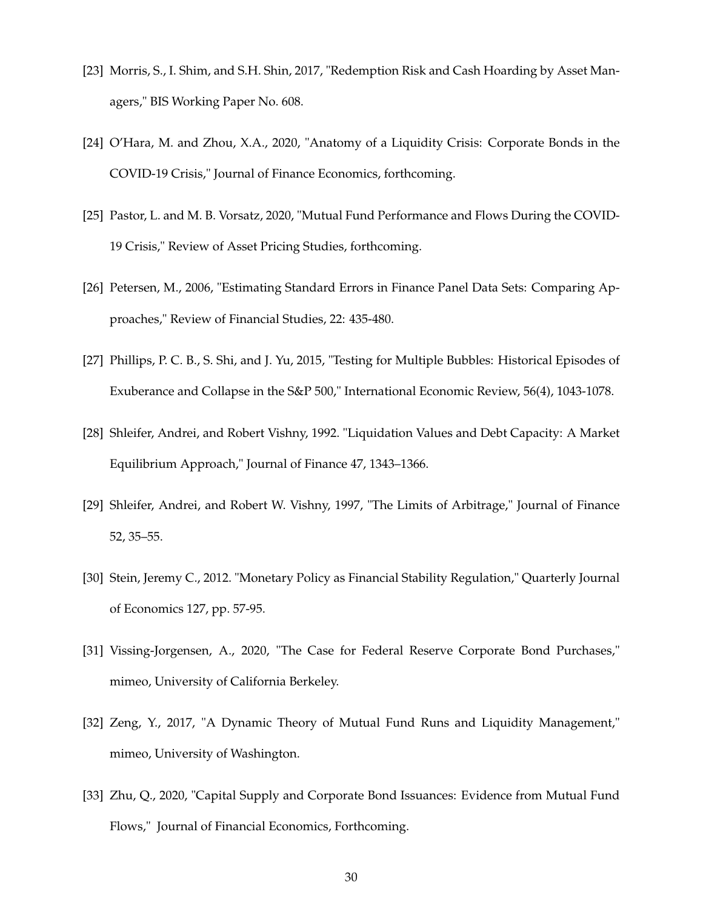[23] Morris, S., I. Shim, and S.H. Shin, 2017, "Redemption Risk and Cash Hoarding by Asset Managers," BIS Working Paper No. 608.

[24] O'Hara, M. and Zhou, X.A., 2020, "Anatomy of a Liquidity Crisis: Corporate Bonds in the COVID-19 Crisis," Journal of Finance Economics, forthcoming.

[25] Pastor, L. and M. B. Vorsatz, 2020, "Mutual Fund Performance and Flows During the COVID-19 Crisis," Review of Asset Pricing Studies, forthcoming.

[26] Petersen, M., 2006, "Estimating Standard Errors in Finance Panel Data Sets: Comparing Approaches," Review of Financial Studies, 22: 435-480.

[27] Phillips, P. C. B., S. Shi, and J. Yu, 2015, "Testing for Multiple Bubbles: Historical Episodes of Exuberance and Collapse in the S&P 500," International Economic Review, 56(4), 1043-1078.

[28] Shleifer, Andrei, and Robert Vishny, 1992. "Liquidation Values and Debt Capacity: A Market Equilibrium Approach," Journal of Finance 47, 1343–1366.

[29] Shleifer, Andrei, and Robert W. Vishny, 1997, "The Limits of Arbitrage," Journal of Finance 52, 35–55.

[30] Stein, Jeremy C., 2012. "Monetary Policy as Financial Stability Regulation," Quarterly Journal of Economics 127, pp. 57-95.

[31] Vissing-Jorgensen, A., 2020, "The Case for Federal Reserve Corporate Bond Purchases," mimeo, University of California Berkeley.

[32] Zeng, Y., 2017, "A Dynamic Theory of Mutual Fund Runs and Liquidity Management," mimeo, University of Washington.

[33] Zhu, Q., 2020, "Capital Supply and Corporate Bond Issuances: Evidence from Mutual Fund Flows," Journal of Financial Economics, Forthcoming.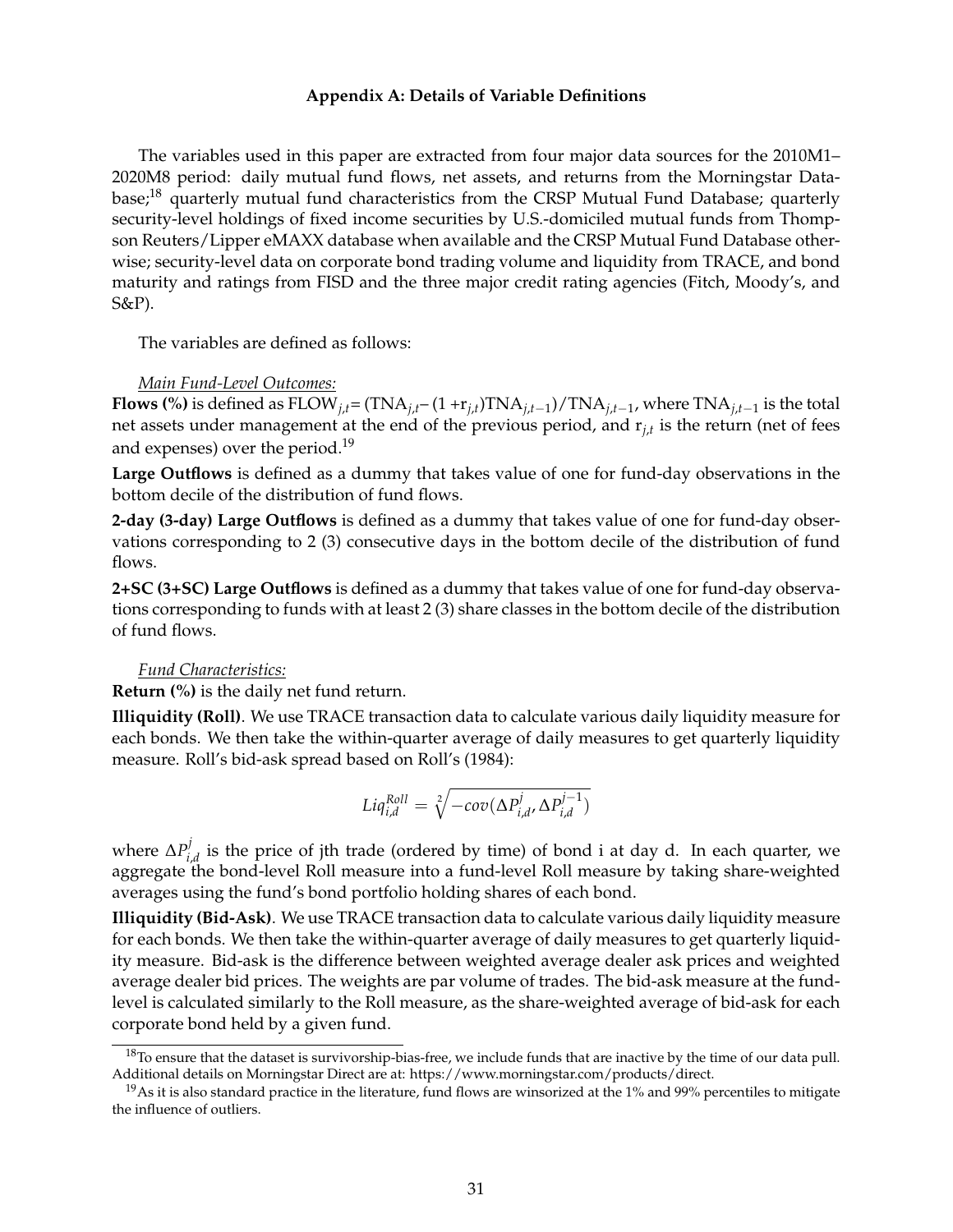### Appendix A: Details of Variable Definitions

The variables used in this paper are extracted from four major data sources for the 2010M1–2020M8 period: daily mutual fund flows, net assets, and returns from the Morningstar Database;[18] quarterly mutual fund characteristics from the CRSP Mutual Fund Database; quarterly security-level holdings of fixed income securities by U.S.-domiciled mutual funds from Thompson Reuters/Lipper eMAXX database when available and the CRSP Mutual Fund Database otherwise; security-level data on corporate bond trading volume and liquidity from TRACE, and bond maturity and ratings from FISD and the three major credit rating agencies (Fitch, Moody's, and S&P).

The variables are defined as follows:

*Main Fund-Level Outcomes:*

**Flows (%)** is defined as $\text{FLOW}_{j,t} = (\text{TNA}_{j,t} - (1 + r_{j,t})\text{TNA}_{j,t-1})/\text{TNA}_{j,t-1}$, where $\text{TNA}_{j,t-1}$ is the total net assets under management at the end of the previous period, and $r_{j,t}$ is the return (net of fees and expenses) over the period.[19]

**Large Outflows** is defined as a dummy that takes value of one for fund-day observations in the bottom decile of the distribution of fund flows.

**2-day (3-day) Large Outflows** is defined as a dummy that takes value of one for fund-day observations corresponding to 2 (3) consecutive days in the bottom decile of the distribution of fund flows.

**2+SC (3+SC) Large Outflows** is defined as a dummy that takes value of one for fund-day observations corresponding to funds with at least 2 (3) share classes in the bottom decile of the distribution of fund flows.

*Fund Characteristics:*

**Return (%)** is the daily net fund return.

**Illiquidity (Roll)**. We use TRACE transaction data to calculate various daily liquidity measure for each bonds. We then take the within-quarter average of daily measures to get quarterly liquidity measure. Roll's bid-ask spread based on Roll's (1984):

$$Liq^{Roll}_{i,d} = \sqrt[2]{-cov(\Delta P^{j}_{i,d}, \Delta P^{j-1}_{i,d})}$$

where $\Delta P^{j}_{i,d}$ is the price of jth trade (ordered by time) of bond i at day d. In each quarter, we aggregate the bond-level Roll measure into a fund-level Roll measure by taking share-weighted averages using the fund's bond portfolio holding shares of each bond.

**Illiquidity (Bid-Ask)**. We use TRACE transaction data to calculate various daily liquidity measure for each bonds. We then take the within-quarter average of daily measures to get quarterly liquidity measure. Bid-ask is the difference between weighted average dealer ask prices and weighted average dealer bid prices. The weights are par volume of trades. The bid-ask measure at the fund-level is calculated similarly to the Roll measure, as the share-weighted average of bid-ask for each corporate bond held by a given fund.

[18] To ensure that the dataset is survivorship-bias-free, we include funds that are inactive by the time of our data pull. Additional details on Morningstar Direct are at: https://www.morningstar.com/products/direct.

[19] As it is also standard practice in the literature, fund flows are winsorized at the 1% and 99% percentiles to mitigate the influence of outliers.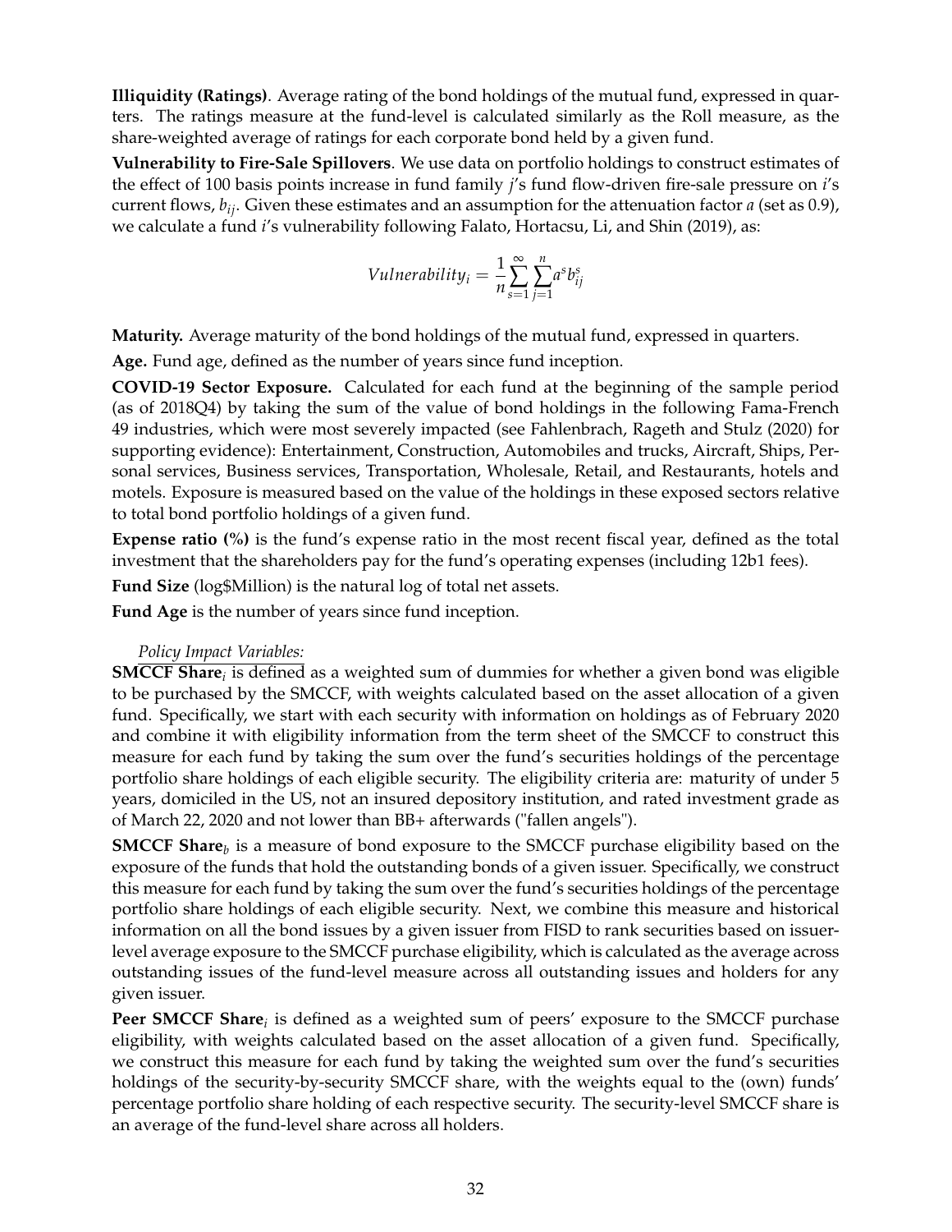**Illiquidity (Ratings)**. Average rating of the bond holdings of the mutual fund, expressed in quarters. The ratings measure at the fund-level is calculated similarly as the Roll measure, as the share-weighted average of ratings for each corporate bond held by a given fund.

**Vulnerability to Fire-Sale Spillovers**. We use data on portfolio holdings to construct estimates of the effect of 100 basis points increase in fund family $j$'s fund flow-driven fire-sale pressure on $i$'s current flows, $b_{ij}$. Given these estimates and an assumption for the attenuation factor $a$ (set as 0.9), we calculate a fund $i$'s vulnerability following Falato, Hortacsu, Li, and Shin (2019), as:

$$Vulnerability_i = \frac{1}{n}\sum_{s=1}^{\infty}\sum_{j=1}^{n} a^s b_{ij}^s$$

**Maturity.** Average maturity of the bond holdings of the mutual fund, expressed in quarters.

**Age.** Fund age, defined as the number of years since fund inception.

**COVID-19 Sector Exposure.** Calculated for each fund at the beginning of the sample period (as of 2018Q4) by taking the sum of the value of bond holdings in the following Fama-French 49 industries, which were most severely impacted (see Fahlenbrach, Rageth and Stulz (2020) for supporting evidence): Entertainment, Construction, Automobiles and trucks, Aircraft, Ships, Personal services, Business services, Transportation, Wholesale, Retail, and Restaurants, hotels and motels. Exposure is measured based on the value of the holdings in these exposed sectors relative to total bond portfolio holdings of a given fund.

**Expense ratio (%)** is the fund's expense ratio in the most recent fiscal year, defined as the total investment that the shareholders pay for the fund's operating expenses (including 12b1 fees).

**Fund Size** (log$Million) is the natural log of total net assets.

**Fund Age** is the number of years since fund inception.

*Policy Impact Variables:*

**SMCCF Share**$_i$ is defined as a weighted sum of dummies for whether a given bond was eligible to be purchased by the SMCCF, with weights calculated based on the asset allocation of a given fund. Specifically, we start with each security with information on holdings as of February 2020 and combine it with eligibility information from the term sheet of the SMCCF to construct this measure for each fund by taking the sum over the fund's securities holdings of the percentage portfolio share holdings of each eligible security. The eligibility criteria are: maturity of under 5 years, domiciled in the US, not an insured depository institution, and rated investment grade as of March 22, 2020 and not lower than BB+ afterwards ("fallen angels").

**SMCCF Share**$_b$ is a measure of bond exposure to the SMCCF purchase eligibility based on the exposure of the funds that hold the outstanding bonds of a given issuer. Specifically, we construct this measure for each fund by taking the sum over the fund's securities holdings of the percentage portfolio share holdings of each eligible security. Next, we combine this measure and historical information on all the bond issues by a given issuer from FISD to rank securities based on issuer-level average exposure to the SMCCF purchase eligibility, which is calculated as the average across outstanding issues of the fund-level measure across all outstanding issues and holders for any given issuer.

**Peer SMCCF Share**$_i$ is defined as a weighted sum of peers' exposure to the SMCCF purchase eligibility, with weights calculated based on the asset allocation of a given fund. Specifically, we construct this measure for each fund by taking the weighted sum over the fund's securities holdings of the security-by-security SMCCF share, with the weights equal to the (own) funds' percentage portfolio share holding of each respective security. The security-level SMCCF share is an average of the fund-level share across all holders.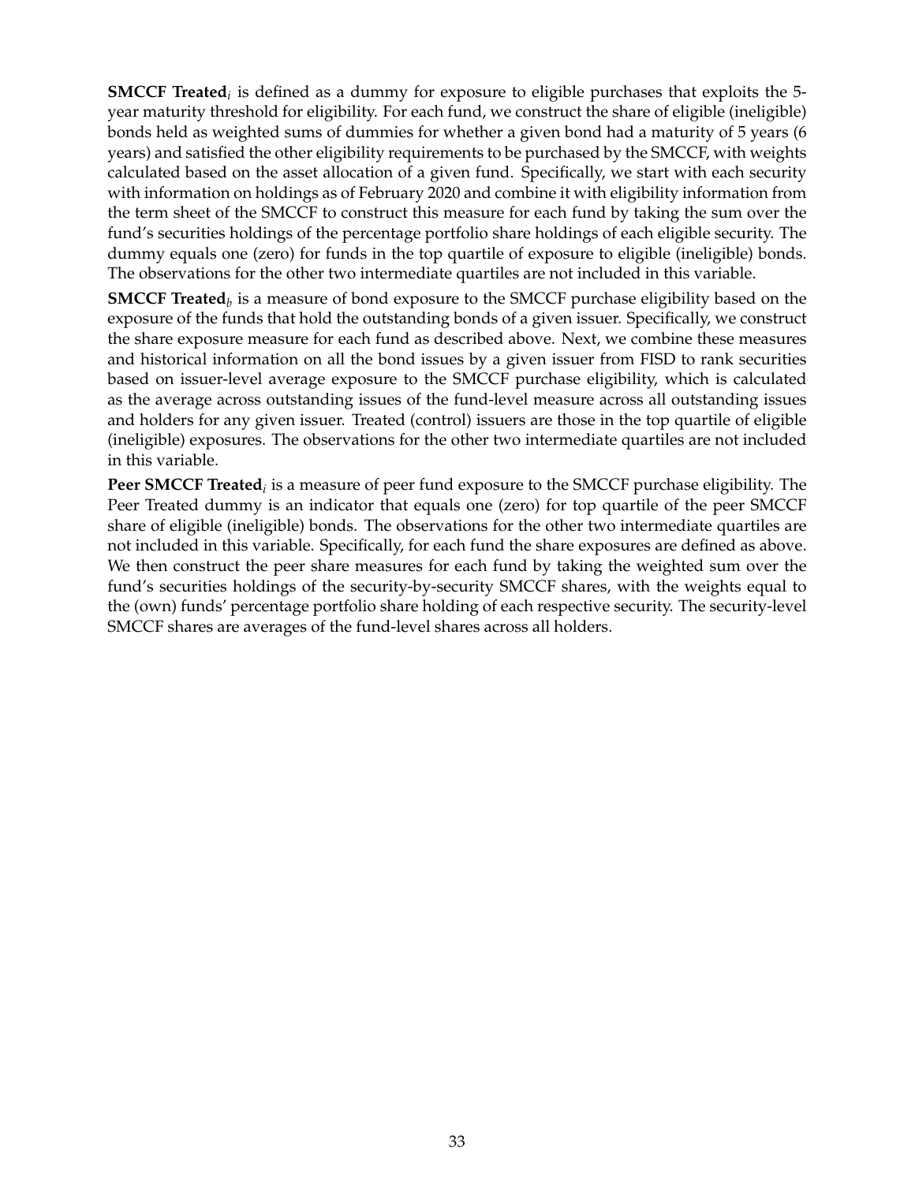**SMCCF Treated**$_i$ is defined as a dummy for exposure to eligible purchases that exploits the 5-year maturity threshold for eligibility. For each fund, we construct the share of eligible (ineligible) bonds held as weighted sums of dummies for whether a given bond had a maturity of 5 years (6 years) and satisfied the other eligibility requirements to be purchased by the SMCCF, with weights calculated based on the asset allocation of a given fund. Specifically, we start with each security with information on holdings as of February 2020 and combine it with eligibility information from the term sheet of the SMCCF to construct this measure for each fund by taking the sum over the fund's securities holdings of the percentage portfolio share holdings of each eligible security. The dummy equals one (zero) for funds in the top quartile of exposure to eligible (ineligible) bonds. The observations for the other two intermediate quartiles are not included in this variable.

**SMCCF Treated**$_b$ is a measure of bond exposure to the SMCCF purchase eligibility based on the exposure of the funds that hold the outstanding bonds of a given issuer. Specifically, we construct the share exposure measure for each fund as described above. Next, we combine these measures and historical information on all the bond issues by a given issuer from FISD to rank securities based on issuer-level average exposure to the SMCCF purchase eligibility, which is calculated as the average across outstanding issues of the fund-level measure across all outstanding issues and holders for any given issuer. Treated (control) issuers are those in the top quartile of eligible (ineligible) exposures. The observations for the other two intermediate quartiles are not included in this variable.

**Peer SMCCF Treated**$_i$ is a measure of peer fund exposure to the SMCCF purchase eligibility. The Peer Treated dummy is an indicator that equals one (zero) for top quartile of the peer SMCCF share of eligible (ineligible) bonds. The observations for the other two intermediate quartiles are not included in this variable. Specifically, for each fund the share exposures are defined as above. We then construct the peer share measures for each fund by taking the weighted sum over the fund's securities holdings of the security-by-security SMCCF shares, with the weights equal to the (own) funds' percentage portfolio share holding of each respective security. The security-level SMCCF shares are averages of the fund-level shares across all holders.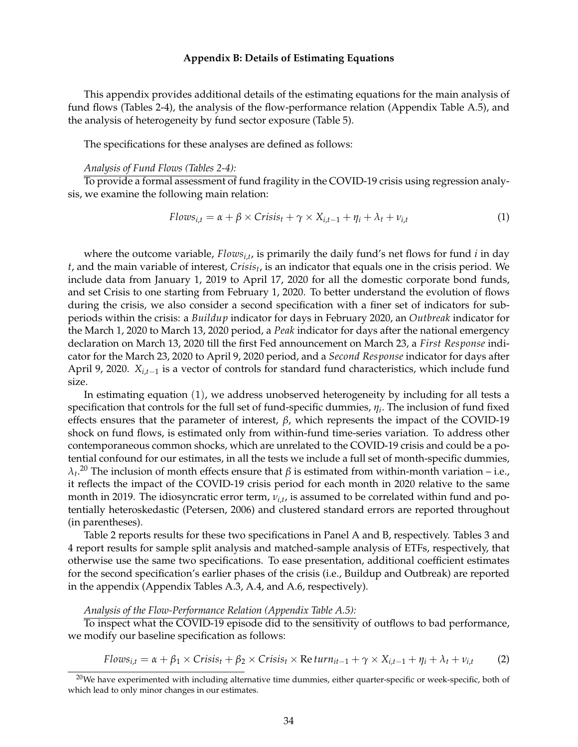### Appendix B: Details of Estimating Equations

This appendix provides additional details of the estimating equations for the main analysis of fund flows (Tables 2-4), the analysis of the flow-performance relation (Appendix Table A.5), and the analysis of heterogeneity by fund sector exposure (Table 5).

The specifications for these analyses are defined as follows:

*Analysis of Fund Flows (Tables 2-4):*
To provide a formal assessment of fund fragility in the COVID-19 crisis using regression analysis, we examine the following main relation:

$$Flows_{i,t} = \alpha + \beta \times Crisis_t + \gamma \times X_{i,t-1} + \eta_i + \lambda_t + \nu_{i,t} \tag{1}$$

where the outcome variable, $Flows_{i,t}$, is primarily the daily fund's net flows for fund $i$ in day $t$, and the main variable of interest, $Crisis_t$, is an indicator that equals one in the crisis period. We include data from January 1, 2019 to April 17, 2020 for all the domestic corporate bond funds, and set Crisis to one starting from February 1, 2020. To better understand the evolution of flows during the crisis, we also consider a second specification with a finer set of indicators for subperiods within the crisis: a *Buildup* indicator for days in February 2020, an *Outbreak* indicator for the March 1, 2020 to March 13, 2020 period, a *Peak* indicator for days after the national emergency declaration on March 13, 2020 till the first Fed announcement on March 23, a *First Response* indicator for the March 23, 2020 to April 9, 2020 period, and a *Second Response* indicator for days after April 9, 2020. $X_{i,t-1}$ is a vector of controls for standard fund characteristics, which include fund size.

In estimating equation (1), we address unobserved heterogeneity by including for all tests a specification that controls for the full set of fund-specific dummies, $\eta_i$. The inclusion of fund fixed effects ensures that the parameter of interest, $\beta$, which represents the impact of the COVID-19 shock on fund flows, is estimated only from within-fund time-series variation. To address other contemporaneous common shocks, which are unrelated to the COVID-19 crisis and could be a potential confound for our estimates, in all the tests we include a full set of month-specific dummies, $\lambda_t$.[20] The inclusion of month effects ensure that $\beta$ is estimated from within-month variation – i.e., it reflects the impact of the COVID-19 crisis period for each month in 2020 relative to the same month in 2019. The idiosyncratic error term, $\nu_{i,t}$, is assumed to be correlated within fund and potentially heteroskedastic (Petersen, 2006) and clustered standard errors are reported throughout (in parentheses).

Table 2 reports results for these two specifications in Panel A and B, respectively. Tables 3 and 4 report results for sample split analysis and matched-sample analysis of ETFs, respectively, that otherwise use the same two specifications. To ease presentation, additional coefficient estimates for the second specification's earlier phases of the crisis (i.e., Buildup and Outbreak) are reported in the appendix (Appendix Tables A.3, A.4, and A.6, respectively).

*Analysis of the Flow-Performance Relation (Appendix Table A.5):*
To inspect what the COVID-19 episode did to the sensitivity of outflows to bad performance, we modify our baseline specification as follows:

$$Flows_{i,t} = \alpha + \beta_1 \times Crisis_t + \beta_2 \times Crisis_t \times Return_{it-1} + \gamma \times X_{i,t-1} + \eta_i + \lambda_t + \nu_{i,t} \tag{2}$$

[20] We have experimented with including alternative time dummies, either quarter-specific or week-specific, both of which lead to only minor changes in our estimates.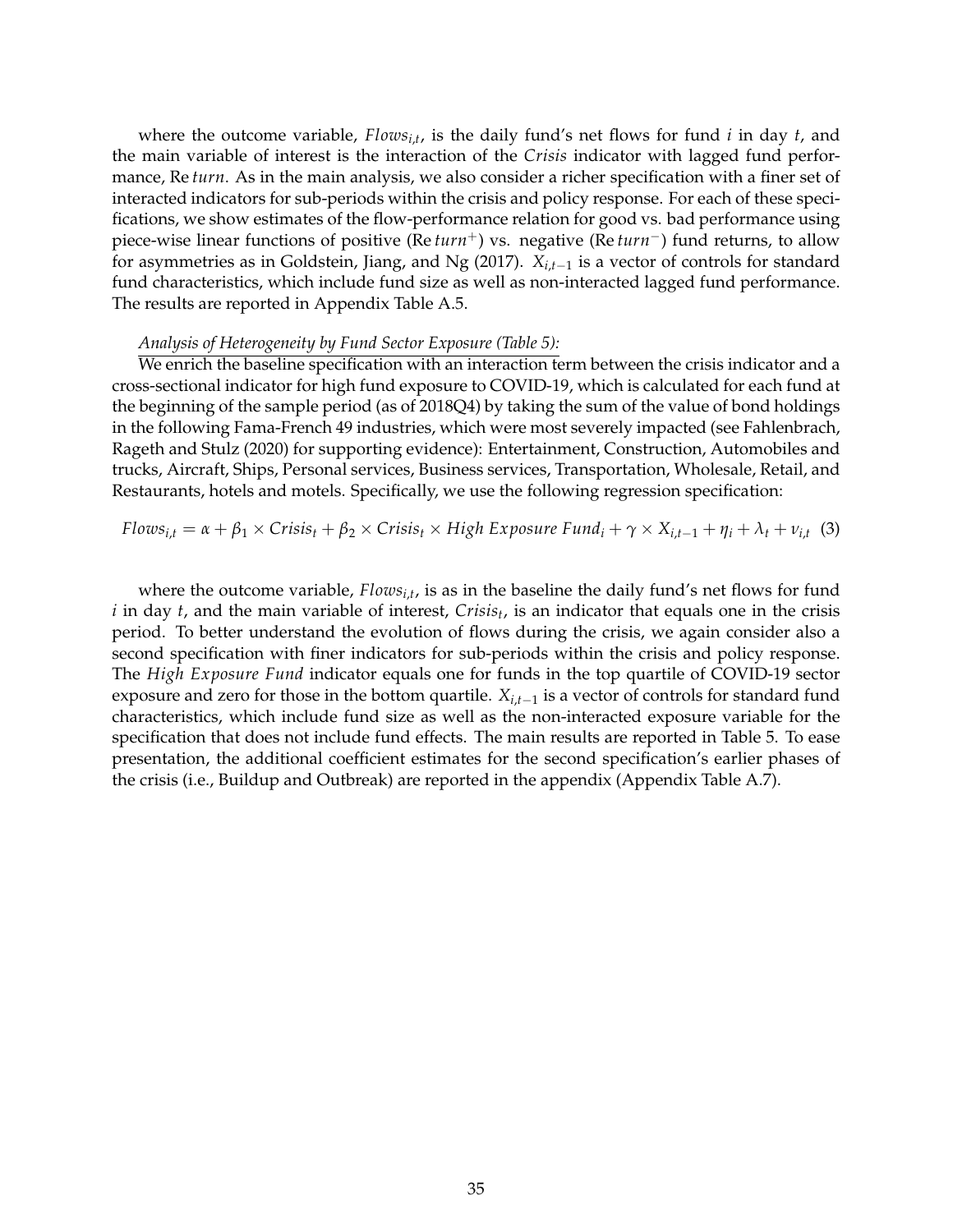where the outcome variable, $Flows_{i,t}$, is the daily fund's net flows for fund $i$ in day $t$, and the main variable of interest is the interaction of the *Crisis* indicator with lagged fund performance, $Return$. As in the main analysis, we also consider a richer specification with a finer set of interacted indicators for sub-periods within the crisis and policy response. For each of these specifications, we show estimates of the flow-performance relation for good vs. bad performance using piece-wise linear functions of positive ($Return^{+}$) vs. negative ($Return^{-}$) fund returns, to allow for asymmetries as in Goldstein, Jiang, and Ng (2017). $X_{i,t-1}$ is a vector of controls for standard fund characteristics, which include fund size as well as non-interacted lagged fund performance. The results are reported in Appendix Table A.5.

*Analysis of Heterogeneity by Fund Sector Exposure (Table 5):*

We enrich the baseline specification with an interaction term between the crisis indicator and a cross-sectional indicator for high fund exposure to COVID-19, which is calculated for each fund at the beginning of the sample period (as of 2018Q4) by taking the sum of the value of bond holdings in the following Fama-French 49 industries, which were most severely impacted (see Fahlenbrach, Rageth and Stulz (2020) for supporting evidence): Entertainment, Construction, Automobiles and trucks, Aircraft, Ships, Personal services, Business services, Transportation, Wholesale, Retail, and Restaurants, hotels and motels. Specifically, we use the following regression specification:

$$Flows_{i,t} = \alpha + \beta_1 \times Crisis_t + \beta_2 \times Crisis_t \times High\ Exposure\ Fund_i + \gamma \times X_{i,t-1} + \eta_i + \lambda_t + \nu_{i,t} \quad (3)$$

where the outcome variable, $Flows_{i,t}$, is as in the baseline the daily fund's net flows for fund $i$ in day $t$, and the main variable of interest, $Crisis_t$, is an indicator that equals one in the crisis period. To better understand the evolution of flows during the crisis, we again consider also a second specification with finer indicators for sub-periods within the crisis and policy response. The *High Exposure Fund* indicator equals one for funds in the top quartile of COVID-19 sector exposure and zero for those in the bottom quartile. $X_{i,t-1}$ is a vector of controls for standard fund characteristics, which include fund size as well as the non-interacted exposure variable for the specification that does not include fund effects. The main results are reported in Table 5. To ease presentation, the additional coefficient estimates for the second specification's earlier phases of the crisis (i.e., Buildup and Outbreak) are reported in the appendix (Appendix Table A.7).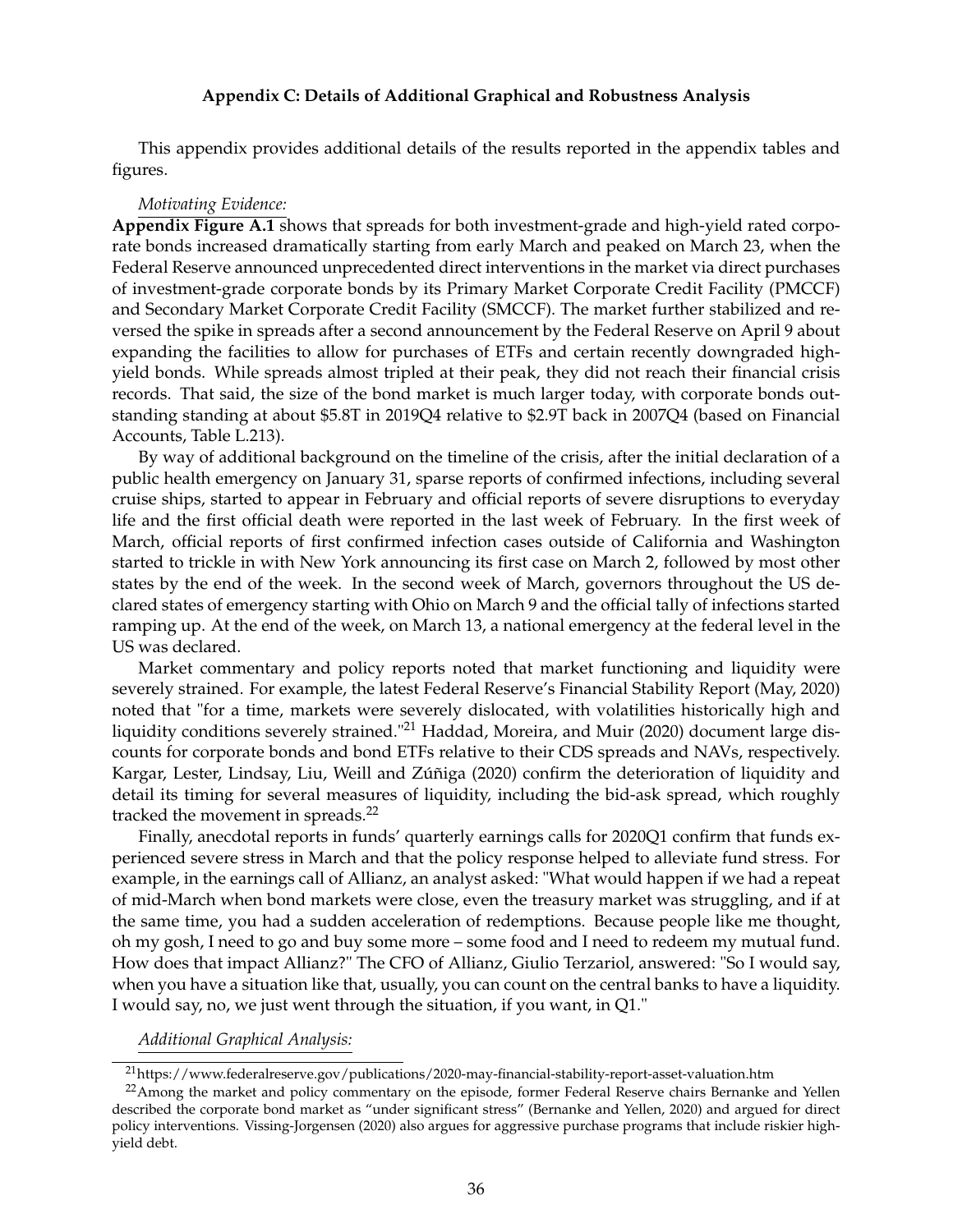**Appendix C: Details of Additional Graphical and Robustness Analysis**

This appendix provides additional details of the results reported in the appendix tables and figures.

*Motivating Evidence:*

**Appendix Figure A.1** shows that spreads for both investment-grade and high-yield rated corporate bonds increased dramatically starting from early March and peaked on March 23, when the Federal Reserve announced unprecedented direct interventions in the market via direct purchases of investment-grade corporate bonds by its Primary Market Corporate Credit Facility (PMCCF) and Secondary Market Corporate Credit Facility (SMCCF). The market further stabilized and reversed the spike in spreads after a second announcement by the Federal Reserve on April 9 about expanding the facilities to allow for purchases of ETFs and certain recently downgraded high-yield bonds. While spreads almost tripled at their peak, they did not reach their financial crisis records. That said, the size of the bond market is much larger today, with corporate bonds outstanding standing at about \$5.8T in 2019Q4 relative to \$2.9T back in 2007Q4 (based on Financial Accounts, Table L.213).

By way of additional background on the timeline of the crisis, after the initial declaration of a public health emergency on January 31, sparse reports of confirmed infections, including several cruise ships, started to appear in February and official reports of severe disruptions to everyday life and the first official death were reported in the last week of February. In the first week of March, official reports of first confirmed infection cases outside of California and Washington started to trickle in with New York announcing its first case on March 2, followed by most other states by the end of the week. In the second week of March, governors throughout the US declared states of emergency starting with Ohio on March 9 and the official tally of infections started ramping up. At the end of the week, on March 13, a national emergency at the federal level in the US was declared.

Market commentary and policy reports noted that market functioning and liquidity were severely strained. For example, the latest Federal Reserve's Financial Stability Report (May, 2020) noted that "for a time, markets were severely dislocated, with volatilities historically high and liquidity conditions severely strained."[21] Haddad, Moreira, and Muir (2020) document large discounts for corporate bonds and bond ETFs relative to their CDS spreads and NAVs, respectively. Kargar, Lester, Lindsay, Liu, Weill and Zúñiga (2020) confirm the deterioration of liquidity and detail its timing for several measures of liquidity, including the bid-ask spread, which roughly tracked the movement in spreads.[22]

Finally, anecdotal reports in funds' quarterly earnings calls for 2020Q1 confirm that funds experienced severe stress in March and that the policy response helped to alleviate fund stress. For example, in the earnings call of Allianz, an analyst asked: "What would happen if we had a repeat of mid-March when bond markets were close, even the treasury market was struggling, and if at the same time, you had a sudden acceleration of redemptions. Because people like me thought, oh my gosh, I need to go and buy some more – some food and I need to redeem my mutual fund. How does that impact Allianz?" The CFO of Allianz, Giulio Terzariol, answered: "So I would say, when you have a situation like that, usually, you can count on the central banks to have a liquidity. I would say, no, we just went through the situation, if you want, in Q1."

*Additional Graphical Analysis:*

[21] https://www.federalreserve.gov/publications/2020-may-financial-stability-report-asset-valuation.htm

[22] Among the market and policy commentary on the episode, former Federal Reserve chairs Bernanke and Yellen described the corporate bond market as "under significant stress" (Bernanke and Yellen, 2020) and argued for direct policy interventions. Vissing-Jorgensen (2020) also argues for aggressive purchase programs that include riskier high-yield debt.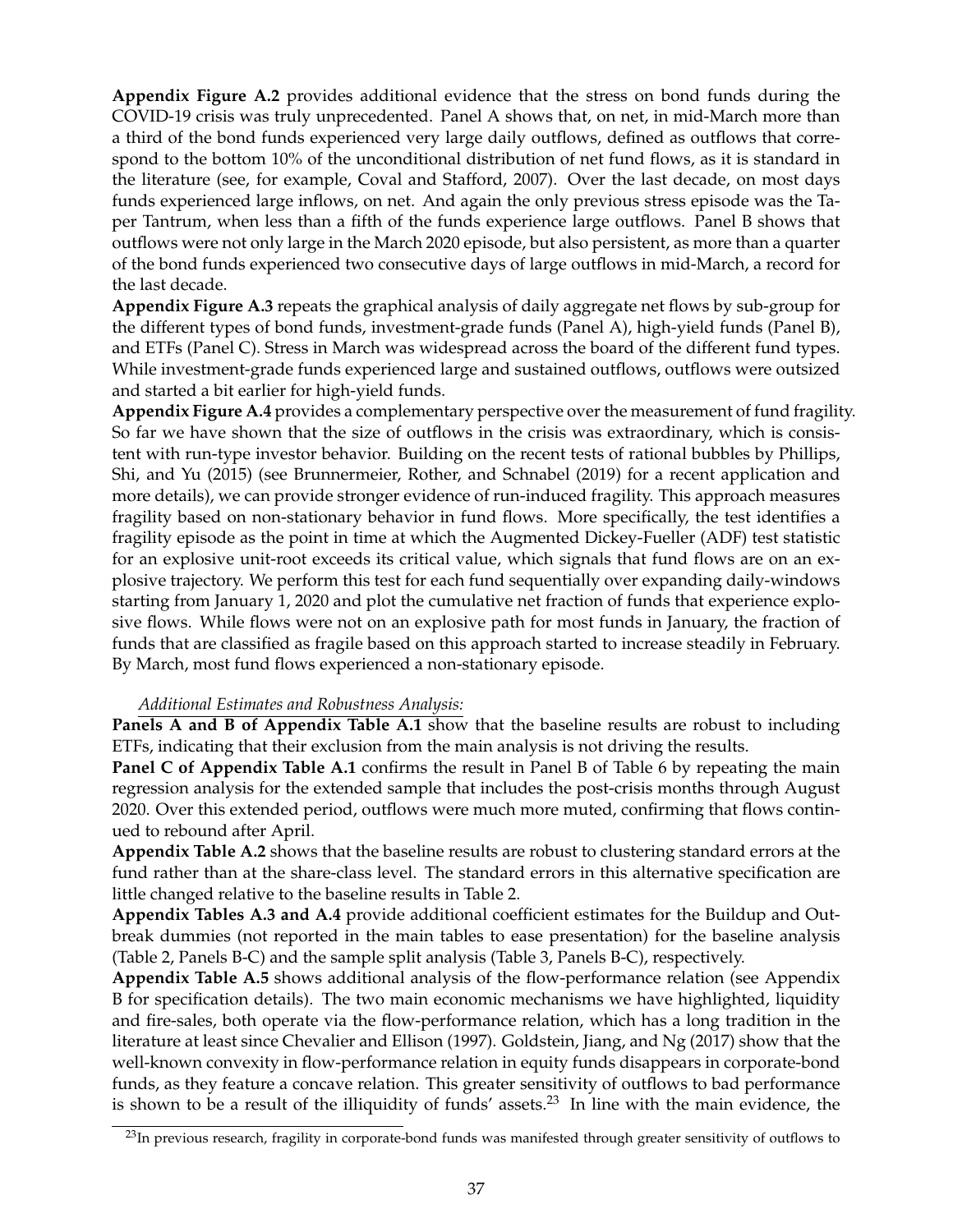**Appendix Figure A.2** provides additional evidence that the stress on bond funds during the COVID-19 crisis was truly unprecedented. Panel A shows that, on net, in mid-March more than a third of the bond funds experienced very large daily outflows, defined as outflows that correspond to the bottom 10% of the unconditional distribution of net fund flows, as it is standard in the literature (see, for example, Coval and Stafford, 2007). Over the last decade, on most days funds experienced large inflows, on net. And again the only previous stress episode was the Taper Tantrum, when less than a fifth of the funds experience large outflows. Panel B shows that outflows were not only large in the March 2020 episode, but also persistent, as more than a quarter of the bond funds experienced two consecutive days of large outflows in mid-March, a record for the last decade.

**Appendix Figure A.3** repeats the graphical analysis of daily aggregate net flows by sub-group for the different types of bond funds, investment-grade funds (Panel A), high-yield funds (Panel B), and ETFs (Panel C). Stress in March was widespread across the board of the different fund types. While investment-grade funds experienced large and sustained outflows, outflows were outsized and started a bit earlier for high-yield funds.

**Appendix Figure A.4** provides a complementary perspective over the measurement of fund fragility. So far we have shown that the size of outflows in the crisis was extraordinary, which is consistent with run-type investor behavior. Building on the recent tests of rational bubbles by Phillips, Shi, and Yu (2015) (see Brunnermeier, Rother, and Schnabel (2019) for a recent application and more details), we can provide stronger evidence of run-induced fragility. This approach measures fragility based on non-stationary behavior in fund flows. More specifically, the test identifies a fragility episode as the point in time at which the Augmented Dickey-Fueller (ADF) test statistic for an explosive unit-root exceeds its critical value, which signals that fund flows are on an explosive trajectory. We perform this test for each fund sequentially over expanding daily-windows starting from January 1, 2020 and plot the cumulative net fraction of funds that experience explosive flows. While flows were not on an explosive path for most funds in January, the fraction of funds that are classified as fragile based on this approach started to increase steadily in February. By March, most fund flows experienced a non-stationary episode.

*Additional Estimates and Robustness Analysis:*

**Panels A and B of Appendix Table A.1** show that the baseline results are robust to including ETFs, indicating that their exclusion from the main analysis is not driving the results.

**Panel C of Appendix Table A.1** confirms the result in Panel B of Table 6 by repeating the main regression analysis for the extended sample that includes the post-crisis months through August 2020. Over this extended period, outflows were much more muted, confirming that flows continued to rebound after April.

**Appendix Table A.2** shows that the baseline results are robust to clustering standard errors at the fund rather than at the share-class level. The standard errors in this alternative specification are little changed relative to the baseline results in Table 2.

**Appendix Tables A.3 and A.4** provide additional coefficient estimates for the Buildup and Outbreak dummies (not reported in the main tables to ease presentation) for the baseline analysis (Table 2, Panels B-C) and the sample split analysis (Table 3, Panels B-C), respectively.

**Appendix Table A.5** shows additional analysis of the flow-performance relation (see Appendix B for specification details). The two main economic mechanisms we have highlighted, liquidity and fire-sales, both operate via the flow-performance relation, which has a long tradition in the literature at least since Chevalier and Ellison (1997). Goldstein, Jiang, and Ng (2017) show that the well-known convexity in flow-performance relation in equity funds disappears in corporate-bond funds, as they feature a concave relation. This greater sensitivity of outflows to bad performance is shown to be a result of the illiquidity of funds' assets.[23] In line with the main evidence, the

[23]In previous research, fragility in corporate-bond funds was manifested through greater sensitivity of outflows to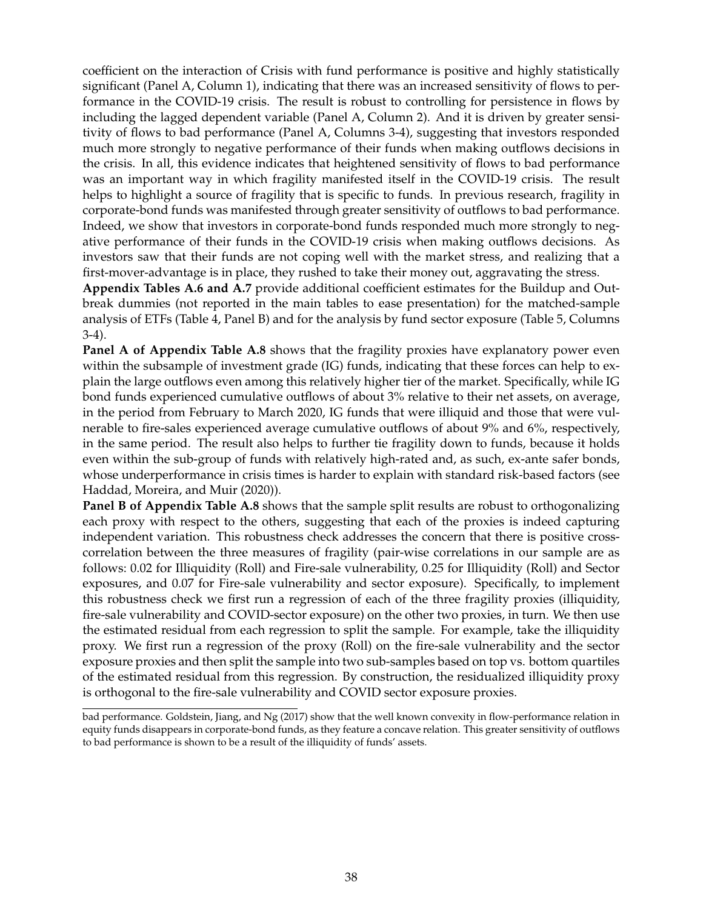coefficient on the interaction of Crisis with fund performance is positive and highly statistically significant (Panel A, Column 1), indicating that there was an increased sensitivity of flows to performance in the COVID-19 crisis. The result is robust to controlling for persistence in flows by including the lagged dependent variable (Panel A, Column 2). And it is driven by greater sensitivity of flows to bad performance (Panel A, Columns 3-4), suggesting that investors responded much more strongly to negative performance of their funds when making outflows decisions in the crisis. In all, this evidence indicates that heightened sensitivity of flows to bad performance was an important way in which fragility manifested itself in the COVID-19 crisis. The result helps to highlight a source of fragility that is specific to funds. In previous research, fragility in corporate-bond funds was manifested through greater sensitivity of outflows to bad performance. Indeed, we show that investors in corporate-bond funds responded much more strongly to negative performance of their funds in the COVID-19 crisis when making outflows decisions. As investors saw that their funds are not coping well with the market stress, and realizing that a first-mover-advantage is in place, they rushed to take their money out, aggravating the stress.

**Appendix Tables A.6 and A.7** provide additional coefficient estimates for the Buildup and Outbreak dummies (not reported in the main tables to ease presentation) for the matched-sample analysis of ETFs (Table 4, Panel B) and for the analysis by fund sector exposure (Table 5, Columns 3-4).

**Panel A of Appendix Table A.8** shows that the fragility proxies have explanatory power even within the subsample of investment grade (IG) funds, indicating that these forces can help to explain the large outflows even among this relatively higher tier of the market. Specifically, while IG bond funds experienced cumulative outflows of about 3% relative to their net assets, on average, in the period from February to March 2020, IG funds that were illiquid and those that were vulnerable to fire-sales experienced average cumulative outflows of about 9% and 6%, respectively, in the same period. The result also helps to further tie fragility down to funds, because it holds even within the sub-group of funds with relatively high-rated and, as such, ex-ante safer bonds, whose underperformance in crisis times is harder to explain with standard risk-based factors (see Haddad, Moreira, and Muir (2020)).

**Panel B of Appendix Table A.8** shows that the sample split results are robust to orthogonalizing each proxy with respect to the others, suggesting that each of the proxies is indeed capturing independent variation. This robustness check addresses the concern that there is positive cross-correlation between the three measures of fragility (pair-wise correlations in our sample are as follows: 0.02 for Illiquidity (Roll) and Fire-sale vulnerability, 0.25 for Illiquidity (Roll) and Sector exposures, and 0.07 for Fire-sale vulnerability and sector exposure). Specifically, to implement this robustness check we first run a regression of each of the three fragility proxies (illiquidity, fire-sale vulnerability and COVID-sector exposure) on the other two proxies, in turn. We then use the estimated residual from each regression to split the sample. For example, take the illiquidity proxy. We first run a regression of the proxy (Roll) on the fire-sale vulnerability and the sector exposure proxies and then split the sample into two sub-samples based on top vs. bottom quartiles of the estimated residual from this regression. By construction, the residualized illiquidity proxy is orthogonal to the fire-sale vulnerability and COVID sector exposure proxies.

---

bad performance. Goldstein, Jiang, and Ng (2017) show that the well known convexity in flow-performance relation in equity funds disappears in corporate-bond funds, as they feature a concave relation. This greater sensitivity of outflows to bad performance is shown to be a result of the illiquidity of funds' assets.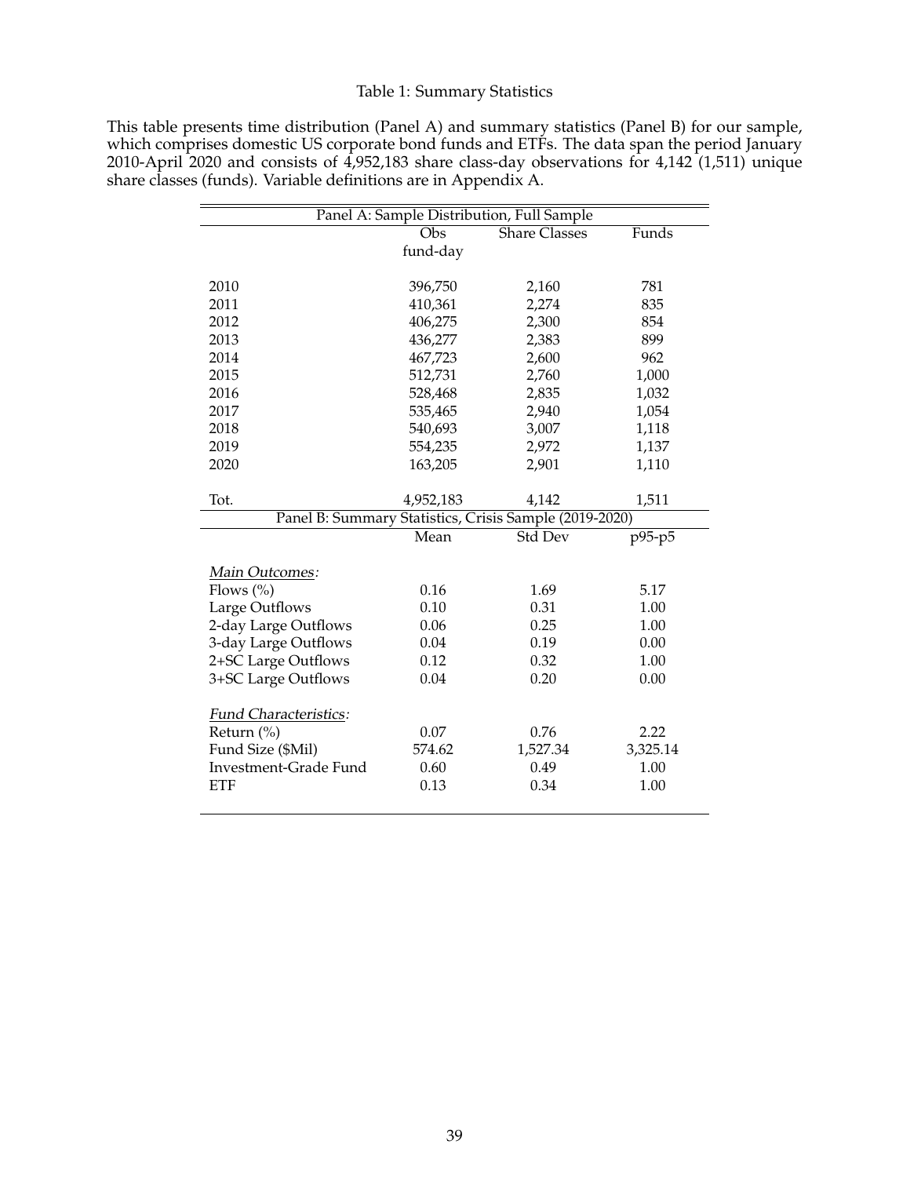Table 1: Summary Statistics

This table presents time distribution (Panel A) and summary statistics (Panel B) for our sample, which comprises domestic US corporate bond funds and ETFs. The data span the period January 2010-April 2020 and consists of 4,952,183 share class-day observations for 4,142 (1,511) unique share classes (funds). Variable definitions are in Appendix A.

| Panel A: Sample Distribution, Full Sample | | | |
|---|---|---|---|
| | Obs fund-day | Share Classes | Funds |
| 2010 | 396,750 | 2,160 | 781 |
| 2011 | 410,361 | 2,274 | 835 |
| 2012 | 406,275 | 2,300 | 854 |
| 2013 | 436,277 | 2,383 | 899 |
| 2014 | 467,723 | 2,600 | 962 |
| 2015 | 512,731 | 2,760 | 1,000 |
| 2016 | 528,468 | 2,835 | 1,032 |
| 2017 | 535,465 | 2,940 | 1,054 |
| 2018 | 540,693 | 3,007 | 1,118 |
| 2019 | 554,235 | 2,972 | 1,137 |
| 2020 | 163,205 | 2,901 | 1,110 |
| Tot. | 4,952,183 | 4,142 | 1,511 |
| **Panel B: Summary Statistics, Crisis Sample (2019-2020)** | | | |
| | Mean | Std Dev | p95-p5 |
| *Main Outcomes:* | | | |
| Flows (%) | 0.16 | 1.69 | 5.17 |
| Large Outflows | 0.10 | 0.31 | 1.00 |
| 2-day Large Outflows | 0.06 | 0.25 | 1.00 |
| 3-day Large Outflows | 0.04 | 0.19 | 0.00 |
| 2+SC Large Outflows | 0.12 | 0.32 | 1.00 |
| 3+SC Large Outflows | 0.04 | 0.20 | 0.00 |
| *Fund Characteristics:* | | | |
| Return (%) | 0.07 | 0.76 | 2.22 |
| Fund Size ($Mil) | 574.62 | 1,527.34 | 3,325.14 |
| Investment-Grade Fund | 0.60 | 0.49 | 1.00 |
| ETF | 0.13 | 0.34 | 1.00 |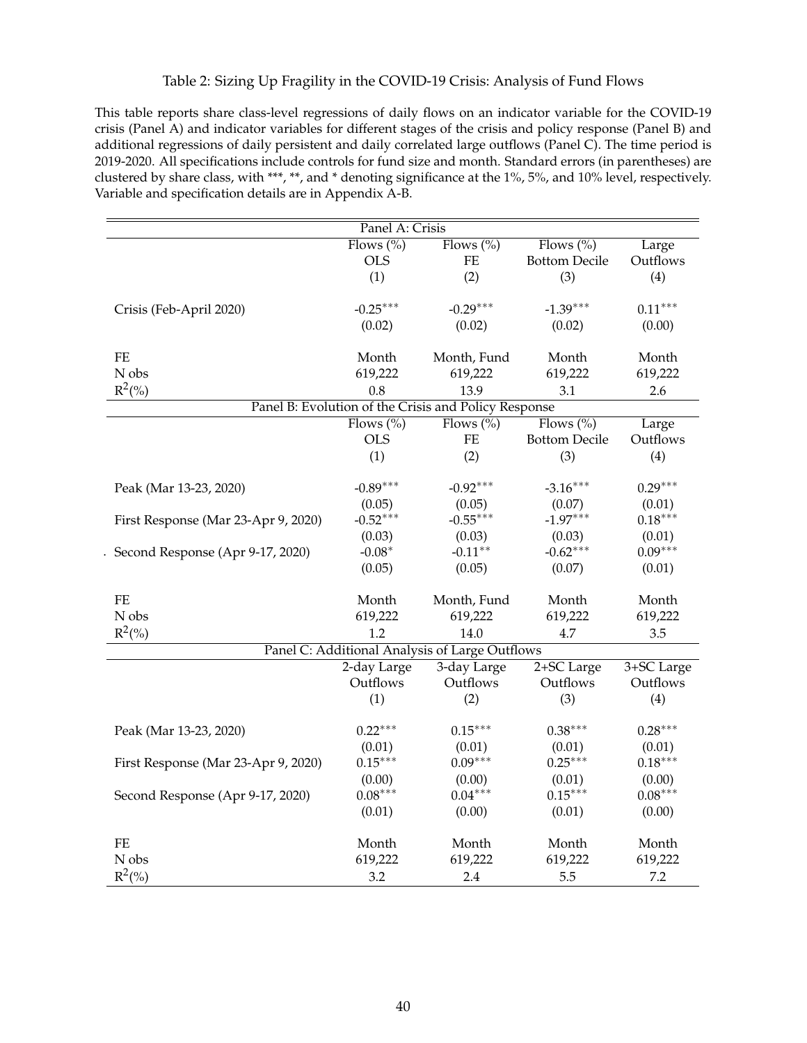# Table 2: Sizing Up Fragility in the COVID-19 Crisis: Analysis of Fund Flows

This table reports share class-level regressions of daily flows on an indicator variable for the COVID-19 crisis (Panel A) and indicator variables for different stages of the crisis and policy response (Panel B) and additional regressions of daily persistent and daily correlated large outflows (Panel C). The time period is 2019-2020. All specifications include controls for fund size and month. Standard errors (in parentheses) are clustered by share class, with ***, **, and * denoting significance at the 1%, 5%, and 10% level, respectively. Variable and specification details are in Appendix A-B.

| Panel A: Crisis | | | | |
|---|---|---|---|---|
| | Flows (%) OLS (1) | Flows (%) FE (2) | Flows (%) Bottom Decile (3) | Large Outflows (4) |
| Crisis (Feb-April 2020) | $-0.25^{***}$ | $-0.29^{***}$ | $-1.39^{***}$ | $0.11^{***}$ |
| | (0.02) | (0.02) | (0.02) | (0.00) |
| FE | Month | Month, Fund | Month | Month |
| N obs | 619,222 | 619,222 | 619,222 | 619,222 |
| $R^2$(%) | 0.8 | 13.9 | 3.1 | 2.6 |

| Panel B: Evolution of the Crisis and Policy Response | | | | |
|---|---|---|---|---|
| | Flows (%) OLS (1) | Flows (%) FE (2) | Flows (%) Bottom Decile (3) | Large Outflows (4) |
| Peak (Mar 13-23, 2020) | $-0.89^{***}$ | $-0.92^{***}$ | $-3.16^{***}$ | $0.29^{***}$ |
| | (0.05) | (0.05) | (0.07) | (0.01) |
| First Response (Mar 23-Apr 9, 2020) | $-0.52^{***}$ | $-0.55^{***}$ | $-1.97^{***}$ | $0.18^{***}$ |
| | (0.03) | (0.03) | (0.03) | (0.01) |
| Second Response (Apr 9-17, 2020) | $-0.08^{*}$ | $-0.11^{**}$ | $-0.62^{***}$ | $0.09^{***}$ |
| | (0.05) | (0.05) | (0.07) | (0.01) |
| FE | Month | Month, Fund | Month | Month |
| N obs | 619,222 | 619,222 | 619,222 | 619,222 |
| $R^2$(%) | 1.2 | 14.0 | 4.7 | 3.5 |

| Panel C: Additional Analysis of Large Outflows | | | | |
|---|---|---|---|---|
| | 2-day Large Outflows (1) | 3-day Large Outflows (2) | 2+SC Large Outflows (3) | 3+SC Large Outflows (4) |
| Peak (Mar 13-23, 2020) | $0.22^{***}$ | $0.15^{***}$ | $0.38^{***}$ | $0.28^{***}$ |
| | (0.01) | (0.01) | (0.01) | (0.01) |
| First Response (Mar 23-Apr 9, 2020) | $0.15^{***}$ | $0.09^{***}$ | $0.25^{***}$ | $0.18^{***}$ |
| | (0.00) | (0.00) | (0.01) | (0.00) |
| Second Response (Apr 9-17, 2020) | $0.08^{***}$ | $0.04^{***}$ | $0.15^{***}$ | $0.08^{***}$ |
| | (0.01) | (0.00) | (0.01) | (0.00) |
| FE | Month | Month | Month | Month |
| N obs | 619,222 | 619,222 | 619,222 | 619,222 |
| $R^2$(%) | 3.2 | 2.4 | 5.5 | 7.2 |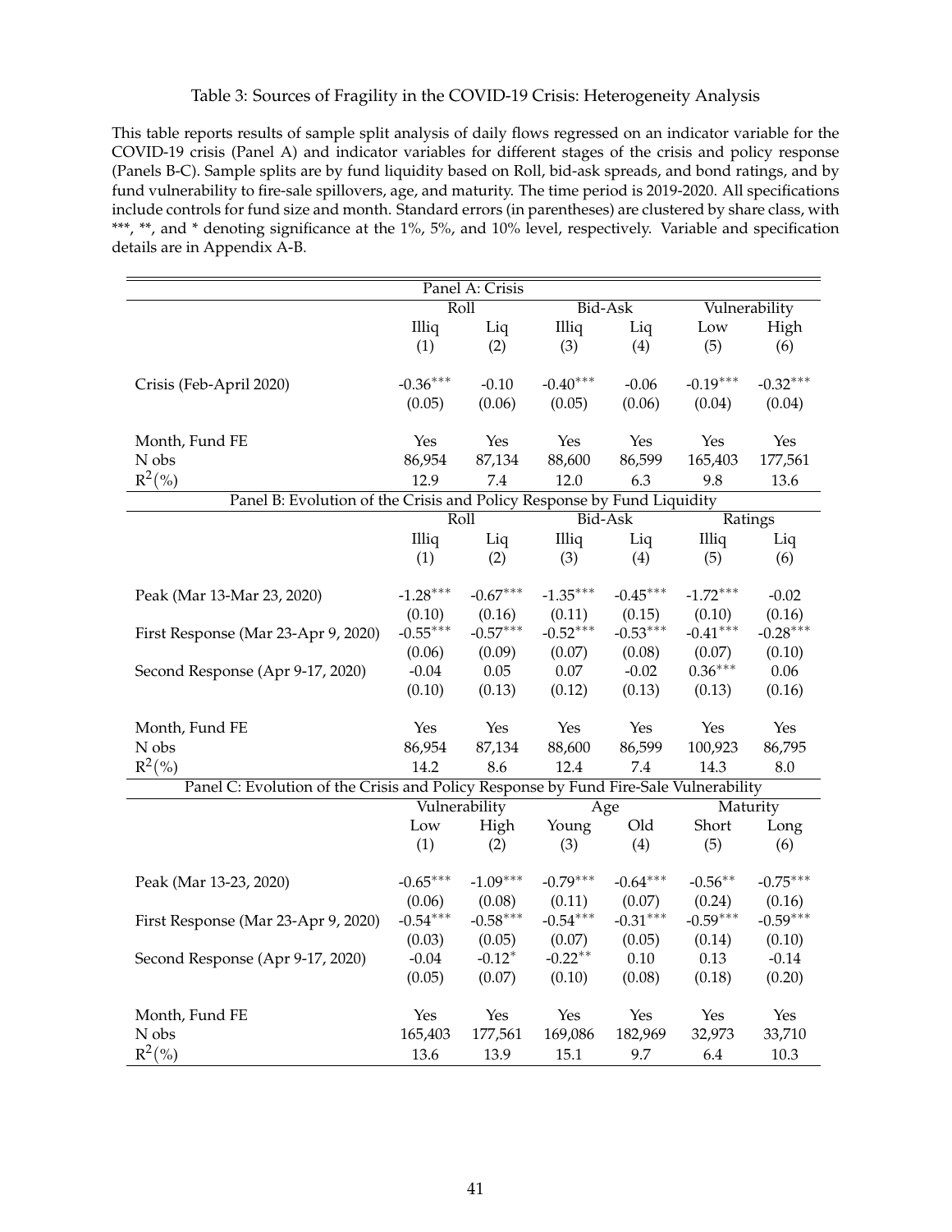Table 3: Sources of Fragility in the COVID-19 Crisis: Heterogeneity Analysis

This table reports results of sample split analysis of daily flows regressed on an indicator variable for the COVID-19 crisis (Panel A) and indicator variables for different stages of the crisis and policy response (Panels B-C). Sample splits are by fund liquidity based on Roll, bid-ask spreads, and bond ratings, and by fund vulnerability to fire-sale spillovers, age, and maturity. The time period is 2019-2020. All specifications include controls for fund size and month. Standard errors (in parentheses) are clustered by share class, with ***, **, and * denoting significance at the 1%, 5%, and 10% level, respectively. Variable and specification details are in Appendix A-B.

**Panel A: Crisis**

| | Roll | | Bid-Ask | | Vulnerability | |
|---|---|---|---|---|---|---|
| | Illiq | Liq | Illiq | Liq | Low | High |
| | (1) | (2) | (3) | (4) | (5) | (6) |
| Crisis (Feb-April 2020) | -0.36*** | -0.10 | -0.40*** | -0.06 | -0.19*** | -0.32*** |
| | (0.05) | (0.06) | (0.05) | (0.06) | (0.04) | (0.04) |
| Month, Fund FE | Yes | Yes | Yes | Yes | Yes | Yes |
| N obs | 86,954 | 87,134 | 88,600 | 86,599 | 165,403 | 177,561 |
| $R^2$(%) | 12.9 | 7.4 | 12.0 | 6.3 | 9.8 | 13.6 |

**Panel B: Evolution of the Crisis and Policy Response by Fund Liquidity**

| | Roll | | Bid-Ask | | Ratings | |
|---|---|---|---|---|---|---|
| | Illiq | Liq | Illiq | Liq | Illiq | Liq |
| | (1) | (2) | (3) | (4) | (5) | (6) |
| Peak (Mar 13-Mar 23, 2020) | -1.28*** | -0.67*** | -1.35*** | -0.45*** | -1.72*** | -0.02 |
| | (0.10) | (0.16) | (0.11) | (0.15) | (0.10) | (0.16) |
| First Response (Mar 23-Apr 9, 2020) | -0.55*** | -0.57*** | -0.52*** | -0.53*** | -0.41*** | -0.28*** |
| | (0.06) | (0.09) | (0.07) | (0.08) | (0.07) | (0.10) |
| Second Response (Apr 9-17, 2020) | -0.04 | 0.05 | 0.07 | -0.02 | 0.36*** | 0.06 |
| | (0.10) | (0.13) | (0.12) | (0.13) | (0.13) | (0.16) |
| Month, Fund FE | Yes | Yes | Yes | Yes | Yes | Yes |
| N obs | 86,954 | 87,134 | 88,600 | 86,599 | 100,923 | 86,795 |
| $R^2$(%) | 14.2 | 8.6 | 12.4 | 7.4 | 14.3 | 8.0 |

**Panel C: Evolution of the Crisis and Policy Response by Fund Fire-Sale Vulnerability**

| | Vulnerability | | Age | | Maturity | |
|---|---|---|---|---|---|---|
| | Low | High | Young | Old | Short | Long |
| | (1) | (2) | (3) | (4) | (5) | (6) |
| Peak (Mar 13-23, 2020) | -0.65*** | -1.09*** | -0.79*** | -0.64*** | -0.56** | -0.75*** |
| | (0.06) | (0.08) | (0.11) | (0.07) | (0.24) | (0.16) |
| First Response (Mar 23-Apr 9, 2020) | -0.54*** | -0.58*** | -0.54*** | -0.31*** | -0.59*** | -0.59*** |
| | (0.03) | (0.05) | (0.07) | (0.05) | (0.14) | (0.10) |
| Second Response (Apr 9-17, 2020) | -0.04 | -0.12* | -0.22** | 0.10 | 0.13 | -0.14 |
| | (0.05) | (0.07) | (0.10) | (0.08) | (0.18) | (0.20) |
| Month, Fund FE | Yes | Yes | Yes | Yes | Yes | Yes |
| N obs | 165,403 | 177,561 | 169,086 | 182,969 | 32,973 | 33,710 |
| $R^2$(%) | 13.6 | 13.9 | 15.1 | 9.7 | 6.4 | 10.3 |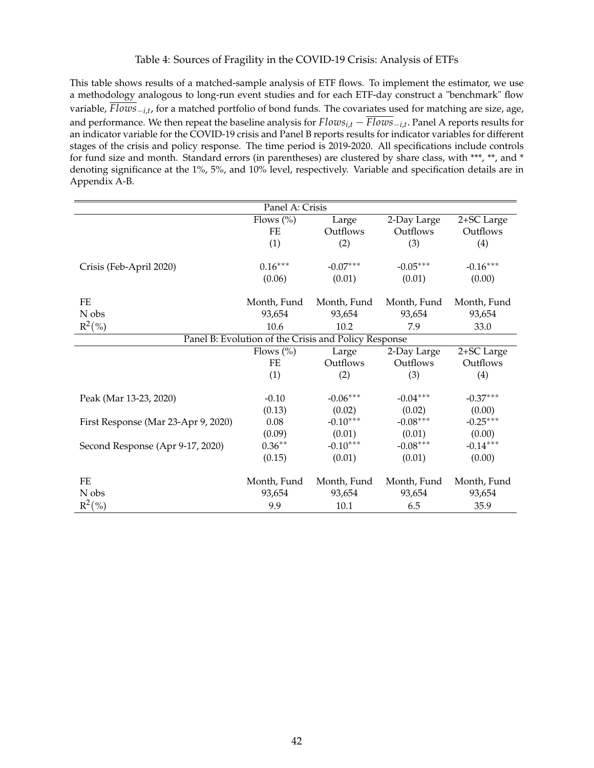Table 4: Sources of Fragility in the COVID-19 Crisis: Analysis of ETFs

This table shows results of a matched-sample analysis of ETF flows. To implement the estimator, we use a methodology analogous to long-run event studies and for each ETF-day construct a "benchmark" flow variable, $\overline{Flows}_{-i,t}$, for a matched portfolio of bond funds. The covariates used for matching are size, age, and performance. We then repeat the baseline analysis for $Flows_{i,t} - \overline{Flows}_{-i,t}$. Panel A reports results for an indicator variable for the COVID-19 crisis and Panel B reports results for indicator variables for different stages of the crisis and policy response. The time period is 2019-2020. All specifications include controls for fund size and month. Standard errors (in parentheses) are clustered by share class, with ***, **, and * denoting significance at the 1%, 5%, and 10% level, respectively. Variable and specification details are in Appendix A-B.

| Panel A: Crisis | | | | |
|---|---|---|---|---|
| | Flows (%) FE | Large Outflows | 2-Day Large Outflows | 2+SC Large Outflows |
| | (1) | (2) | (3) | (4) |
| Crisis (Feb-April 2020) | 0.16*** | -0.07*** | -0.05*** | -0.16*** |
| | (0.06) | (0.01) | (0.01) | (0.00) |
| FE | Month, Fund | Month, Fund | Month, Fund | Month, Fund |
| N obs | 93,654 | 93,654 | 93,654 | 93,654 |
| $R^2$(%) | 10.6 | 10.2 | 7.9 | 33.0 |

| Panel B: Evolution of the Crisis and Policy Response | | | | |
|---|---|---|---|---|
| | Flows (%) FE | Large Outflows | 2-Day Large Outflows | 2+SC Large Outflows |
| | (1) | (2) | (3) | (4) |
| Peak (Mar 13-23, 2020) | -0.10 | -0.06*** | -0.04*** | -0.37*** |
| | (0.13) | (0.02) | (0.02) | (0.00) |
| First Response (Mar 23-Apr 9, 2020) | 0.08 | -0.10*** | -0.08*** | -0.25*** |
| | (0.09) | (0.01) | (0.01) | (0.00) |
| Second Response (Apr 9-17, 2020) | 0.36** | -0.10*** | -0.08*** | -0.14*** |
| | (0.15) | (0.01) | (0.01) | (0.00) |
| FE | Month, Fund | Month, Fund | Month, Fund | Month, Fund |
| N obs | 93,654 | 93,654 | 93,654 | 93,654 |
| $R^2$(%) | 9.9 | 10.1 | 6.5 | 35.9 |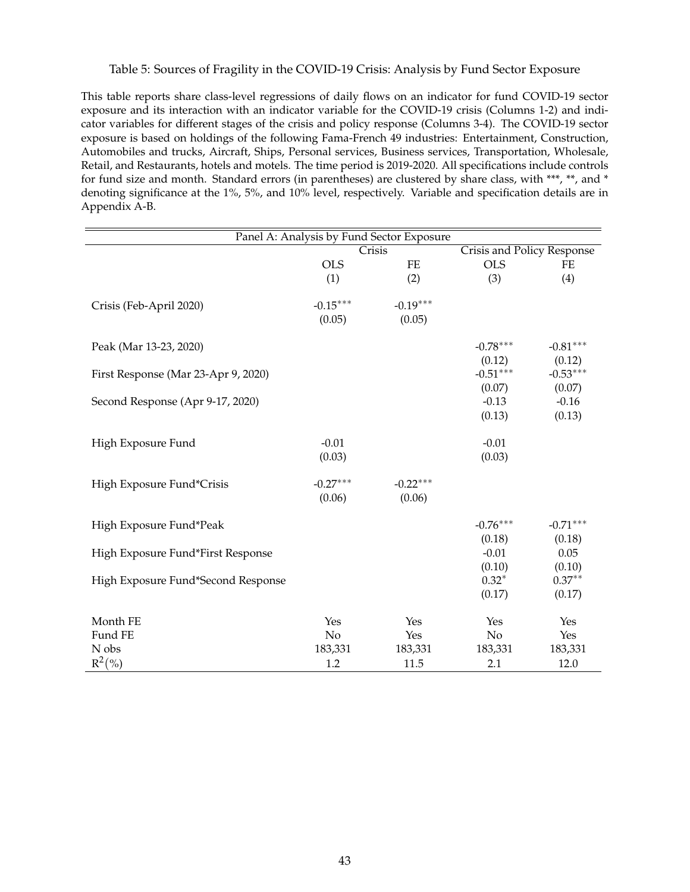Table 5: Sources of Fragility in the COVID-19 Crisis: Analysis by Fund Sector Exposure

This table reports share class-level regressions of daily flows on an indicator for fund COVID-19 sector exposure and its interaction with an indicator variable for the COVID-19 crisis (Columns 1-2) and indicator variables for different stages of the crisis and policy response (Columns 3-4). The COVID-19 sector exposure is based on holdings of the following Fama-French 49 industries: Entertainment, Construction, Automobiles and trucks, Aircraft, Ships, Personal services, Business services, Transportation, Wholesale, Retail, and Restaurants, hotels and motels. The time period is 2019-2020. All specifications include controls for fund size and month. Standard errors (in parentheses) are clustered by share class, with \*\*\*, \*\*, and \* denoting significance at the 1%, 5%, and 10% level, respectively. Variable and specification details are in Appendix A-B.

| Panel A: Analysis by Fund Sector Exposure | | | | |
|---|---|---|---|---|
| | Crisis | | Crisis and Policy Response | |
| | OLS | FE | OLS | FE |
| | (1) | (2) | (3) | (4) |
| Crisis (Feb-April 2020) | -0.15*** | -0.19*** | | |
| | (0.05) | (0.05) | | |
| Peak (Mar 13-23, 2020) | | | -0.78*** | -0.81*** |
| | | | (0.12) | (0.12) |
| First Response (Mar 23-Apr 9, 2020) | | | -0.51*** | -0.53*** |
| | | | (0.07) | (0.07) |
| Second Response (Apr 9-17, 2020) | | | -0.13 | -0.16 |
| | | | (0.13) | (0.13) |
| High Exposure Fund | -0.01 | | -0.01 | |
| | (0.03) | | (0.03) | |
| High Exposure Fund*Crisis | -0.27*** | -0.22*** | | |
| | (0.06) | (0.06) | | |
| High Exposure Fund*Peak | | | -0.76*** | -0.71*** |
| | | | (0.18) | (0.18) |
| High Exposure Fund*First Response | | | -0.01 | 0.05 |
| | | | (0.10) | (0.10) |
| High Exposure Fund*Second Response | | | 0.32* | 0.37** |
| | | | (0.17) | (0.17) |
| Month FE | Yes | Yes | Yes | Yes |
| Fund FE | No | Yes | No | Yes |
| N obs | 183,331 | 183,331 | 183,331 | 183,331 |
| $R^2$(%) | 1.2 | 11.5 | 2.1 | 12.0 |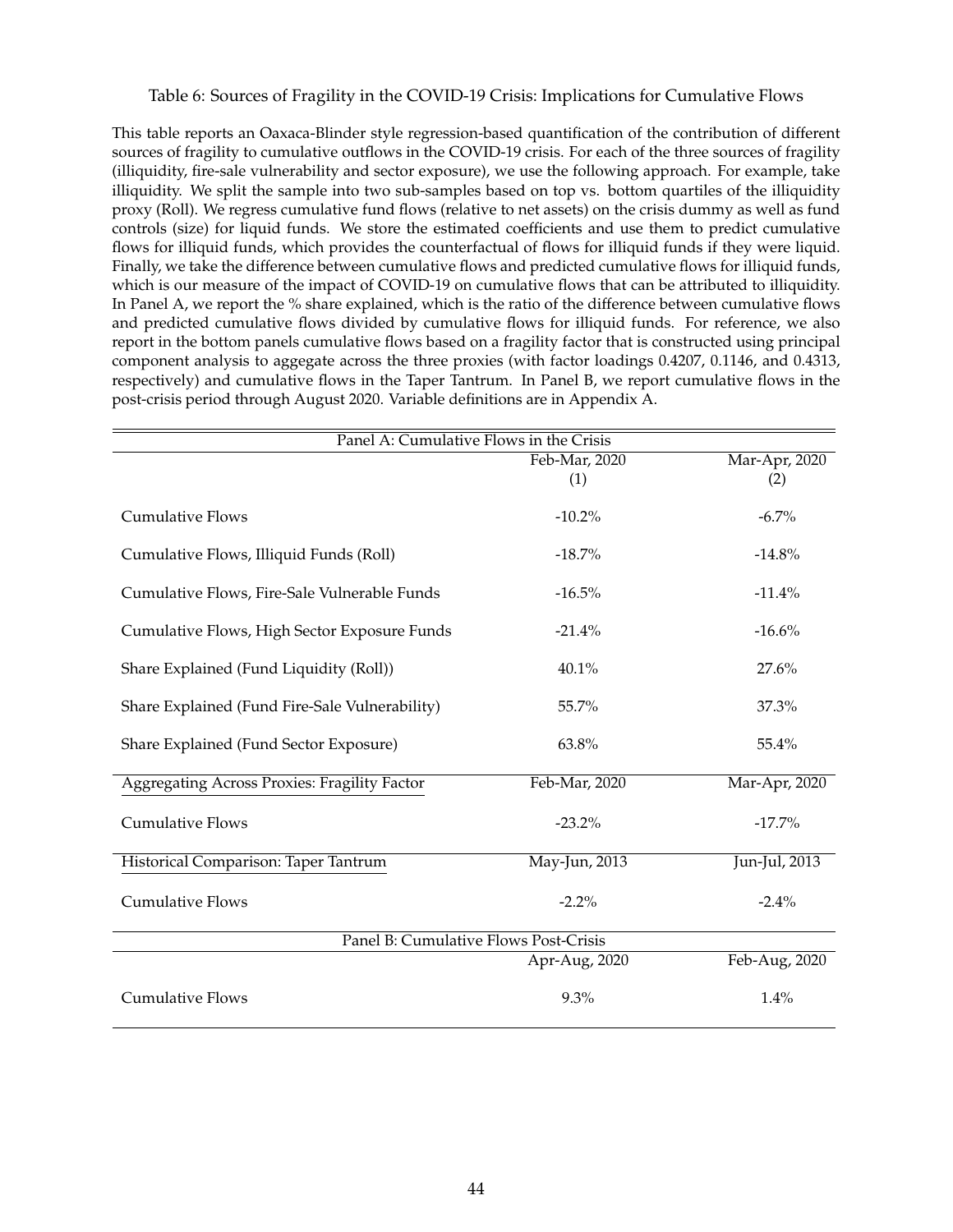Table 6: Sources of Fragility in the COVID-19 Crisis: Implications for Cumulative Flows

This table reports an Oaxaca-Blinder style regression-based quantification of the contribution of different sources of fragility to cumulative outflows in the COVID-19 crisis. For each of the three sources of fragility (illiquidity, fire-sale vulnerability and sector exposure), we use the following approach. For example, take illiquidity. We split the sample into two sub-samples based on top vs. bottom quartiles of the illiquidity proxy (Roll). We regress cumulative fund flows (relative to net assets) on the crisis dummy as well as fund controls (size) for liquid funds. We store the estimated coefficients and use them to predict cumulative flows for illiquid funds, which provides the counterfactual of flows for illiquid funds if they were liquid. Finally, we take the difference between cumulative flows and predicted cumulative flows for illiquid funds, which is our measure of the impact of COVID-19 on cumulative flows that can be attributed to illiquidity. In Panel A, we report the % share explained, which is the ratio of the difference between cumulative flows and predicted cumulative flows divided by cumulative flows for illiquid funds. For reference, we also report in the bottom panels cumulative flows based on a fragility factor that is constructed using principal component analysis to aggegate across the three proxies (with factor loadings 0.4207, 0.1146, and 0.4313, respectively) and cumulative flows in the Taper Tantrum. In Panel B, we report cumulative flows in the post-crisis period through August 2020. Variable definitions are in Appendix A.

| Panel A: Cumulative Flows in the Crisis | | |
|---|---|---|
| | Feb-Mar, 2020<br>(1) | Mar-Apr, 2020<br>(2) |
| Cumulative Flows | -10.2% | -6.7% |
| Cumulative Flows, Illiquid Funds (Roll) | -18.7% | -14.8% |
| Cumulative Flows, Fire-Sale Vulnerable Funds | -16.5% | -11.4% |
| Cumulative Flows, High Sector Exposure Funds | -21.4% | -16.6% |
| Share Explained (Fund Liquidity (Roll)) | 40.1% | 27.6% |
| Share Explained (Fund Fire-Sale Vulnerability) | 55.7% | 37.3% |
| Share Explained (Fund Sector Exposure) | 63.8% | 55.4% |
| Aggregating Across Proxies: Fragility Factor | Feb-Mar, 2020 | Mar-Apr, 2020 |
| Cumulative Flows | -23.2% | -17.7% |
| Historical Comparison: Taper Tantrum | May-Jun, 2013 | Jun-Jul, 2013 |
| Cumulative Flows | -2.2% | -2.4% |
| **Panel B: Cumulative Flows Post-Crisis** | | |
| | Apr-Aug, 2020 | Feb-Aug, 2020 |
| Cumulative Flows | 9.3% | 1.4% |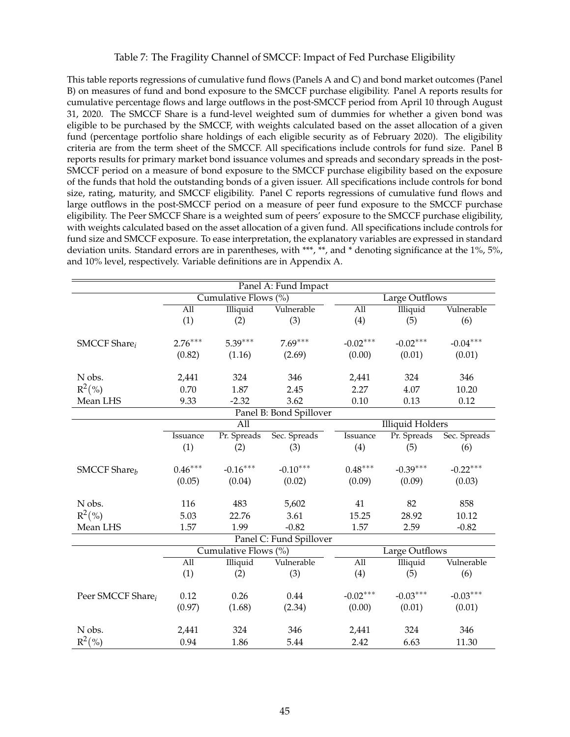Table 7: The Fragility Channel of SMCCF: Impact of Fed Purchase Eligibility

This table reports regressions of cumulative fund flows (Panels A and C) and bond market outcomes (Panel B) on measures of fund and bond exposure to the SMCCF purchase eligibility. Panel A reports results for cumulative percentage flows and large outflows in the post-SMCCF period from April 10 through August 31, 2020. The SMCCF Share is a fund-level weighted sum of dummies for whether a given bond was eligible to be purchased by the SMCCF, with weights calculated based on the asset allocation of a given fund (percentage portfolio share holdings of each eligible security as of February 2020). The eligibility criteria are from the term sheet of the SMCCF. All specifications include controls for fund size. Panel B reports results for primary market bond issuance volumes and spreads and secondary spreads in the post-SMCCF period on a measure of bond exposure to the SMCCF purchase eligibility based on the exposure of the funds that hold the outstanding bonds of a given issuer. All specifications include controls for bond size, rating, maturity, and SMCCF eligibility. Panel C reports regressions of cumulative fund flows and large outflows in the post-SMCCF period on a measure of peer fund exposure to the SMCCF purchase eligibility. The Peer SMCCF Share is a weighted sum of peers' exposure to the SMCCF purchase eligibility, with weights calculated based on the asset allocation of a given fund. All specifications include controls for fund size and SMCCF exposure. To ease interpretation, the explanatory variables are expressed in standard deviation units. Standard errors are in parentheses, with \*\*\*, \*\*, and \* denoting significance at the 1%, 5%, and 10% level, respectively. Variable definitions are in Appendix A.

| | Panel A: Fund Impact | | | | | |
|---|---|---|---|---|---|---|
| | Cumulative Flows (%) | | | Large Outflows | | |
| | All | Illiquid | Vulnerable | All | Illiquid | Vulnerable |
| | (1) | (2) | (3) | (4) | (5) | (6) |
| SMCCF Share$_i$ | 2.76*** | 5.39*** | 7.69*** | -0.02*** | -0.02*** | -0.04*** |
| | (0.82) | (1.16) | (2.69) | (0.00) | (0.01) | (0.01) |
| N obs. | 2,441 | 324 | 346 | 2,441 | 324 | 346 |
| $R^2$(%) | 0.70 | 1.87 | 2.45 | 2.27 | 4.07 | 10.20 |
| Mean LHS | 9.33 | -2.32 | 3.62 | 0.10 | 0.13 | 0.12 |
| | **Panel B: Bond Spillover** | | | | | |
| | All | | | Illiquid Holders | | |
| | Issuance | Pr. Spreads | Sec. Spreads | Issuance | Pr. Spreads | Sec. Spreads |
| | (1) | (2) | (3) | (4) | (5) | (6) |
| SMCCF Share$_b$ | 0.46*** | -0.16*** | -0.10*** | 0.48*** | -0.39*** | -0.22*** |
| | (0.05) | (0.04) | (0.02) | (0.09) | (0.09) | (0.03) |
| N obs. | 116 | 483 | 5,602 | 41 | 82 | 858 |
| $R^2$(%) | 5.03 | 22.76 | 3.61 | 15.25 | 28.92 | 10.12 |
| Mean LHS | 1.57 | 1.99 | -0.82 | 1.57 | 2.59 | -0.82 |
| | **Panel C: Fund Spillover** | | | | | |
| | Cumulative Flows (%) | | | Large Outflows | | |
| | All | Illiquid | Vulnerable | All | Illiquid | Vulnerable |
| | (1) | (2) | (3) | (4) | (5) | (6) |
| Peer SMCCF Share$_i$ | 0.12 | 0.26 | 0.44 | -0.02*** | -0.03*** | -0.03*** |
| | (0.97) | (1.68) | (2.34) | (0.00) | (0.01) | (0.01) |
| N obs. | 2,441 | 324 | 346 | 2,441 | 324 | 346 |
| $R^2$(%) | 0.94 | 1.86 | 5.44 | 2.42 | 6.63 | 11.30 |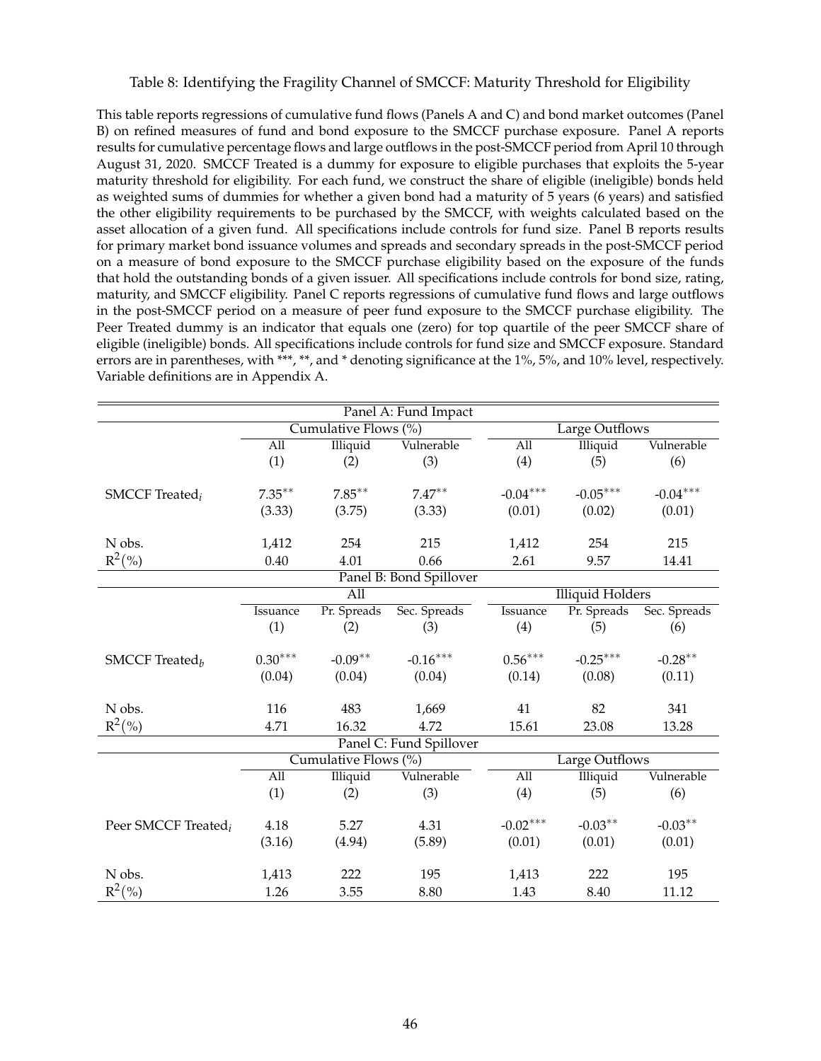Table 8: Identifying the Fragility Channel of SMCCF: Maturity Threshold for Eligibility

This table reports regressions of cumulative fund flows (Panels A and C) and bond market outcomes (Panel B) on refined measures of fund and bond exposure to the SMCCF purchase exposure. Panel A reports results for cumulative percentage flows and large outflows in the post-SMCCF period from April 10 through August 31, 2020. SMCCF Treated is a dummy for exposure to eligible purchases that exploits the 5-year maturity threshold for eligibility. For each fund, we construct the share of eligible (ineligible) bonds held as weighted sums of dummies for whether a given bond had a maturity of 5 years (6 years) and satisfied the other eligibility requirements to be purchased by the SMCCF, with weights calculated based on the asset allocation of a given fund. All specifications include controls for fund size. Panel B reports results for primary market bond issuance volumes and spreads and secondary spreads in the post-SMCCF period on a measure of bond exposure to the SMCCF purchase eligibility based on the exposure of the funds that hold the outstanding bonds of a given issuer. All specifications include controls for bond size, rating, maturity, and SMCCF eligibility. Panel C reports regressions of cumulative fund flows and large outflows in the post-SMCCF period on a measure of peer fund exposure to the SMCCF purchase eligibility. The Peer Treated dummy is an indicator that equals one (zero) for top quartile of the peer SMCCF share of eligible (ineligible) bonds. All specifications include controls for fund size and SMCCF exposure. Standard errors are in parentheses, with ***, **, and * denoting significance at the 1%, 5%, and 10% level, respectively. Variable definitions are in Appendix A.

| Panel A: Fund Impact | | | | | | |
|---|---|---|---|---|---|---|
| | Cumulative Flows (%) | | | Large Outflows | | |
| | All | Illiquid | Vulnerable | All | Illiquid | Vulnerable |
| | (1) | (2) | (3) | (4) | (5) | (6) |
| SMCCF Treated$_i$ | $7.35^{**}$ | $7.85^{**}$ | $7.47^{**}$ | $-0.04^{***}$ | $-0.05^{***}$ | $-0.04^{***}$ |
| | (3.33) | (3.75) | (3.33) | (0.01) | (0.02) | (0.01) |
| N obs. | 1,412 | 254 | 215 | 1,412 | 254 | 215 |
| $R^2$(%) | 0.40 | 4.01 | 0.66 | 2.61 | 9.57 | 14.41 |
| **Panel B: Bond Spillover** | | | | | | |
| | All | | | Illiquid Holders | | |
| | Issuance | Pr. Spreads | Sec. Spreads | Issuance | Pr. Spreads | Sec. Spreads |
| | (1) | (2) | (3) | (4) | (5) | (6) |
| SMCCF Treated$_b$ | $0.30^{***}$ | $-0.09^{**}$ | $-0.16^{***}$ | $0.56^{***}$ | $-0.25^{***}$ | $-0.28^{**}$ |
| | (0.04) | (0.04) | (0.04) | (0.14) | (0.08) | (0.11) |
| N obs. | 116 | 483 | 1,669 | 41 | 82 | 341 |
| $R^2$(%) | 4.71 | 16.32 | 4.72 | 15.61 | 23.08 | 13.28 |
| **Panel C: Fund Spillover** | | | | | | |
| | Cumulative Flows (%) | | | Large Outflows | | |
| | All | Illiquid | Vulnerable | All | Illiquid | Vulnerable |
| | (1) | (2) | (3) | (4) | (5) | (6) |
| Peer SMCCF Treated$_i$ | 4.18 | 5.27 | 4.31 | $-0.02^{***}$ | $-0.03^{**}$ | $-0.03^{**}$ |
| | (3.16) | (4.94) | (5.89) | (0.01) | (0.01) | (0.01) |
| N obs. | 1,413 | 222 | 195 | 1,413 | 222 | 195 |
| $R^2$(%) | 1.26 | 3.55 | 8.80 | 1.43 | 8.40 | 11.12 |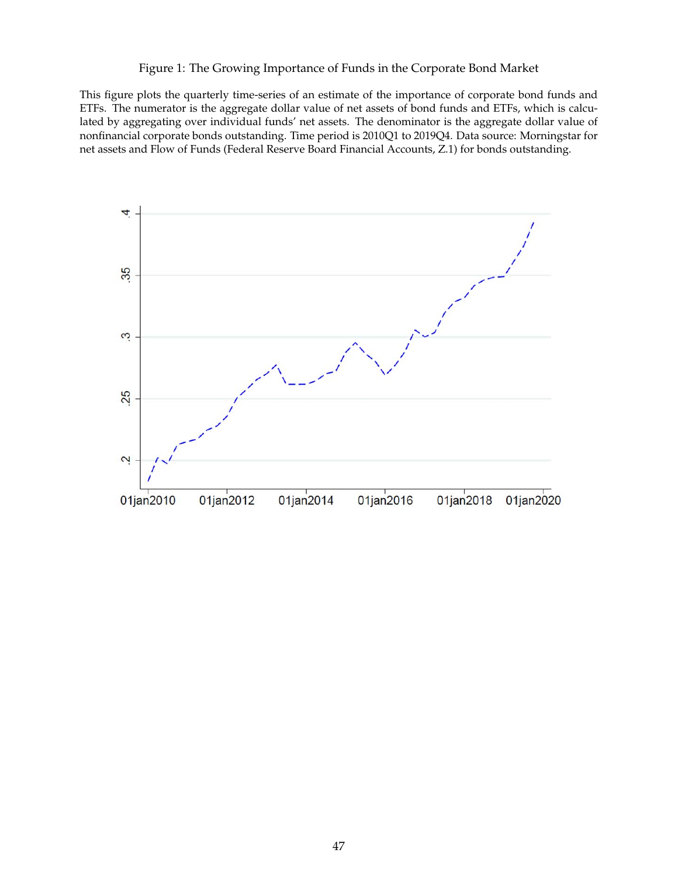Figure 1: The Growing Importance of Funds in the Corporate Bond Market

This figure plots the quarterly time-series of an estimate of the importance of corporate bond funds and ETFs. The numerator is the aggregate dollar value of net assets of bond funds and ETFs, which is calculated by aggregating over individual funds' net assets. The denominator is the aggregate dollar value of nonfinancial corporate bonds outstanding. Time period is 2010Q1 to 2019Q4. Data source: Morningstar for net assets and Flow of Funds (Federal Reserve Board Financial Accounts, Z.1) for bonds outstanding.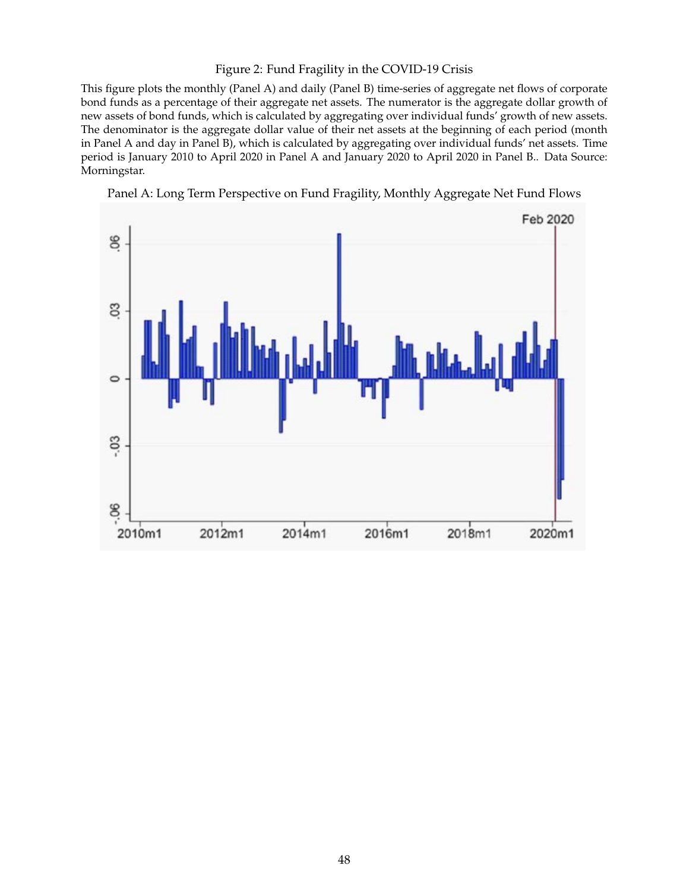Figure 2: Fund Fragility in the COVID-19 Crisis

This figure plots the monthly (Panel A) and daily (Panel B) time-series of aggregate net flows of corporate bond funds as a percentage of their aggregate net assets. The numerator is the aggregate dollar growth of new assets of bond funds, which is calculated by aggregating over individual funds' growth of new assets. The denominator is the aggregate dollar value of their net assets at the beginning of each period (month in Panel A and day in Panel B), which is calculated by aggregating over individual funds' net assets. Time period is January 2010 to April 2020 in Panel A and January 2020 to April 2020 in Panel B.. Data Source: Morningstar.

Panel A: Long Term Perspective on Fund Fragility, Monthly Aggregate Net Fund Flows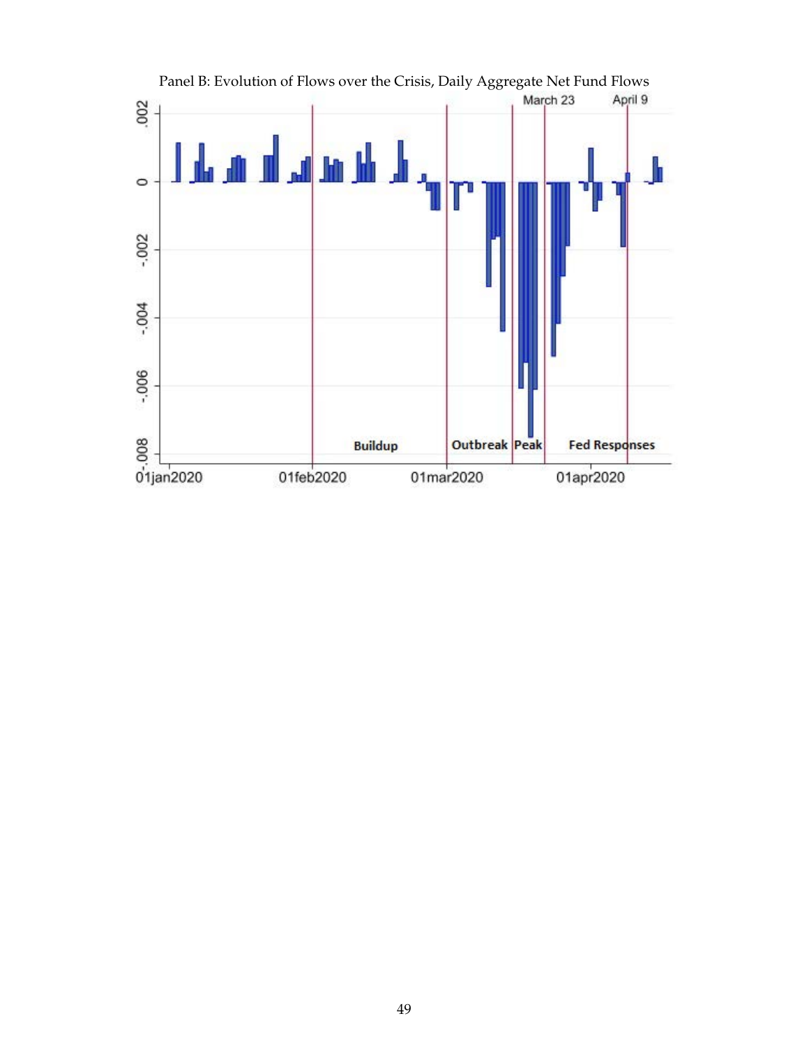Panel B: Evolution of Flows over the Crisis, Daily Aggregate Net Fund Flows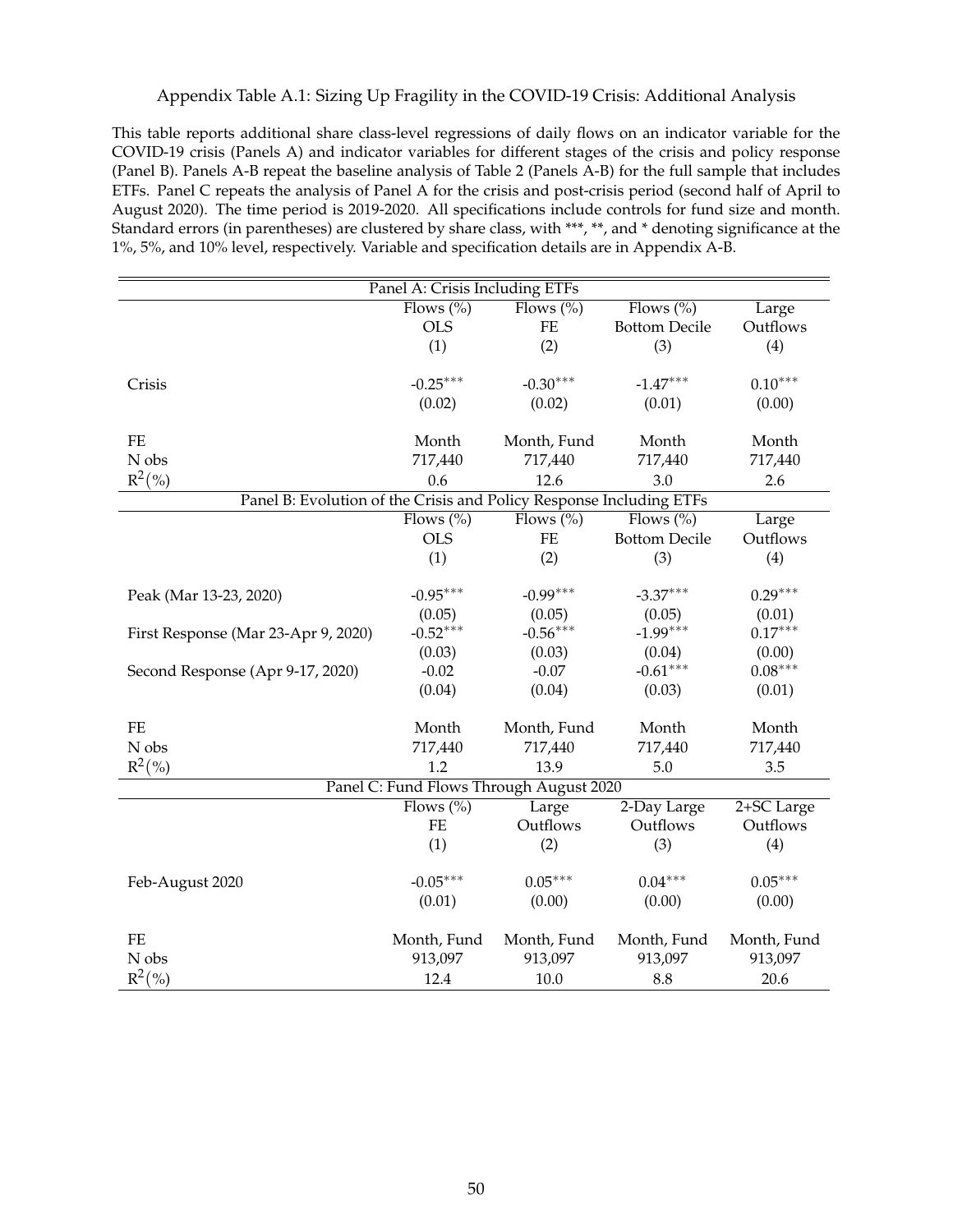Appendix Table A.1: Sizing Up Fragility in the COVID-19 Crisis: Additional Analysis

This table reports additional share class-level regressions of daily flows on an indicator variable for the COVID-19 crisis (Panels A) and indicator variables for different stages of the crisis and policy response (Panel B). Panels A-B repeat the baseline analysis of Table 2 (Panels A-B) for the full sample that includes ETFs. Panel C repeats the analysis of Panel A for the crisis and post-crisis period (second half of April to August 2020). The time period is 2019-2020. All specifications include controls for fund size and month. Standard errors (in parentheses) are clustered by share class, with ***, **, and * denoting significance at the 1%, 5%, and 10% level, respectively. Variable and specification details are in Appendix A-B.

| Panel A: Crisis Including ETFs | | | | |
|---|---|---|---|---|
| | Flows (%) | Flows (%) | Flows (%) | Large |
| | OLS | FE | Bottom Decile | Outflows |
| | (1) | (2) | (3) | (4) |
| Crisis | -0.25*** | -0.30*** | -1.47*** | 0.10*** |
| | (0.02) | (0.02) | (0.01) | (0.00) |
| FE | Month | Month, Fund | Month | Month |
| N obs | 717,440 | 717,440 | 717,440 | 717,440 |
| $R^2$(%) | 0.6 | 12.6 | 3.0 | 2.6 |

| Panel B: Evolution of the Crisis and Policy Response Including ETFs | | | | |
|---|---|---|---|---|
| | Flows (%) | Flows (%) | Flows (%) | Large |
| | OLS | FE | Bottom Decile | Outflows |
| | (1) | (2) | (3) | (4) |
| Peak (Mar 13-23, 2020) | -0.95*** | -0.99*** | -3.37*** | 0.29*** |
| | (0.05) | (0.05) | (0.05) | (0.01) |
| First Response (Mar 23-Apr 9, 2020) | -0.52*** | -0.56*** | -1.99*** | 0.17*** |
| | (0.03) | (0.03) | (0.04) | (0.00) |
| Second Response (Apr 9-17, 2020) | -0.02 | -0.07 | -0.61*** | 0.08*** |
| | (0.04) | (0.04) | (0.03) | (0.01) |
| FE | Month | Month, Fund | Month | Month |
| N obs | 717,440 | 717,440 | 717,440 | 717,440 |
| $R^2$(%) | 1.2 | 13.9 | 5.0 | 3.5 |

| Panel C: Fund Flows Through August 2020 | | | | |
|---|---|---|---|---|
| | Flows (%) | Large | 2-Day Large | 2+SC Large |
| | FE | Outflows | Outflows | Outflows |
| | (1) | (2) | (3) | (4) |
| Feb-August 2020 | -0.05*** | 0.05*** | 0.04*** | 0.05*** |
| | (0.01) | (0.00) | (0.00) | (0.00) |
| FE | Month, Fund | Month, Fund | Month, Fund | Month, Fund |
| N obs | 913,097 | 913,097 | 913,097 | 913,097 |
| $R^2$(%) | 12.4 | 10.0 | 8.8 | 20.6 |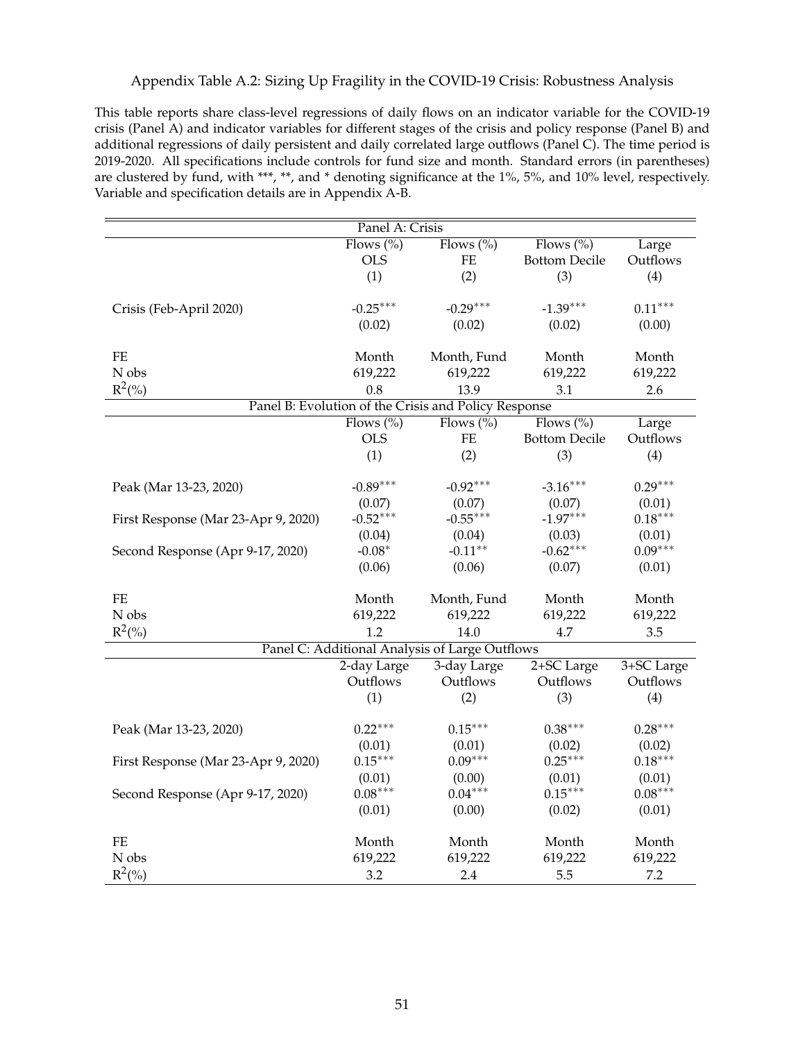Appendix Table A.2: Sizing Up Fragility in the COVID-19 Crisis: Robustness Analysis

This table reports share class-level regressions of daily flows on an indicator variable for the COVID-19 crisis (Panel A) and indicator variables for different stages of the crisis and policy response (Panel B) and additional regressions of daily persistent and daily correlated large outflows (Panel C). The time period is 2019-2020. All specifications include controls for fund size and month. Standard errors (in parentheses) are clustered by fund, with ***, **, and * denoting significance at the 1%, 5%, and 10% level, respectively. Variable and specification details are in Appendix A-B.

| Panel A: Crisis | | | | |
|---|---|---|---|---|
| | Flows (%) OLS | Flows (%) FE | Flows (%) Bottom Decile | Large Outflows |
| | (1) | (2) | (3) | (4) |
| Crisis (Feb-April 2020) | $-0.25^{***}$ | $-0.29^{***}$ | $-1.39^{***}$ | $0.11^{***}$ |
| | (0.02) | (0.02) | (0.02) | (0.00) |
| FE | Month | Month, Fund | Month | Month |
| N obs | 619,222 | 619,222 | 619,222 | 619,222 |
| $R^2$(%) | 0.8 | 13.9 | 3.1 | 2.6 |

| Panel B: Evolution of the Crisis and Policy Response | | | | |
|---|---|---|---|---|
| | Flows (%) OLS | Flows (%) FE | Flows (%) Bottom Decile | Large Outflows |
| | (1) | (2) | (3) | (4) |
| Peak (Mar 13-23, 2020) | $-0.89^{***}$ | $-0.92^{***}$ | $-3.16^{***}$ | $0.29^{***}$ |
| | (0.07) | (0.07) | (0.07) | (0.01) |
| First Response (Mar 23-Apr 9, 2020) | $-0.52^{***}$ | $-0.55^{***}$ | $-1.97^{***}$ | $0.18^{***}$ |
| | (0.04) | (0.04) | (0.03) | (0.01) |
| Second Response (Apr 9-17, 2020) | $-0.08^{*}$ | $-0.11^{**}$ | $-0.62^{***}$ | $0.09^{***}$ |
| | (0.06) | (0.06) | (0.07) | (0.01) |
| FE | Month | Month, Fund | Month | Month |
| N obs | 619,222 | 619,222 | 619,222 | 619,222 |
| $R^2$(%) | 1.2 | 14.0 | 4.7 | 3.5 |

| Panel C: Additional Analysis of Large Outflows | | | | |
|---|---|---|---|---|
| | 2-day Large Outflows | 3-day Large Outflows | 2+SC Large Outflows | 3+SC Large Outflows |
| | (1) | (2) | (3) | (4) |
| Peak (Mar 13-23, 2020) | $0.22^{***}$ | $0.15^{***}$ | $0.38^{***}$ | $0.28^{***}$ |
| | (0.01) | (0.01) | (0.02) | (0.02) |
| First Response (Mar 23-Apr 9, 2020) | $0.15^{***}$ | $0.09^{***}$ | $0.25^{***}$ | $0.18^{***}$ |
| | (0.01) | (0.00) | (0.01) | (0.01) |
| Second Response (Apr 9-17, 2020) | $0.08^{***}$ | $0.04^{***}$ | $0.15^{***}$ | $0.08^{***}$ |
| | (0.01) | (0.00) | (0.02) | (0.01) |
| FE | Month | Month | Month | Month |
| N obs | 619,222 | 619,222 | 619,222 | 619,222 |
| $R^2$(%) | 3.2 | 2.4 | 5.5 | 7.2 |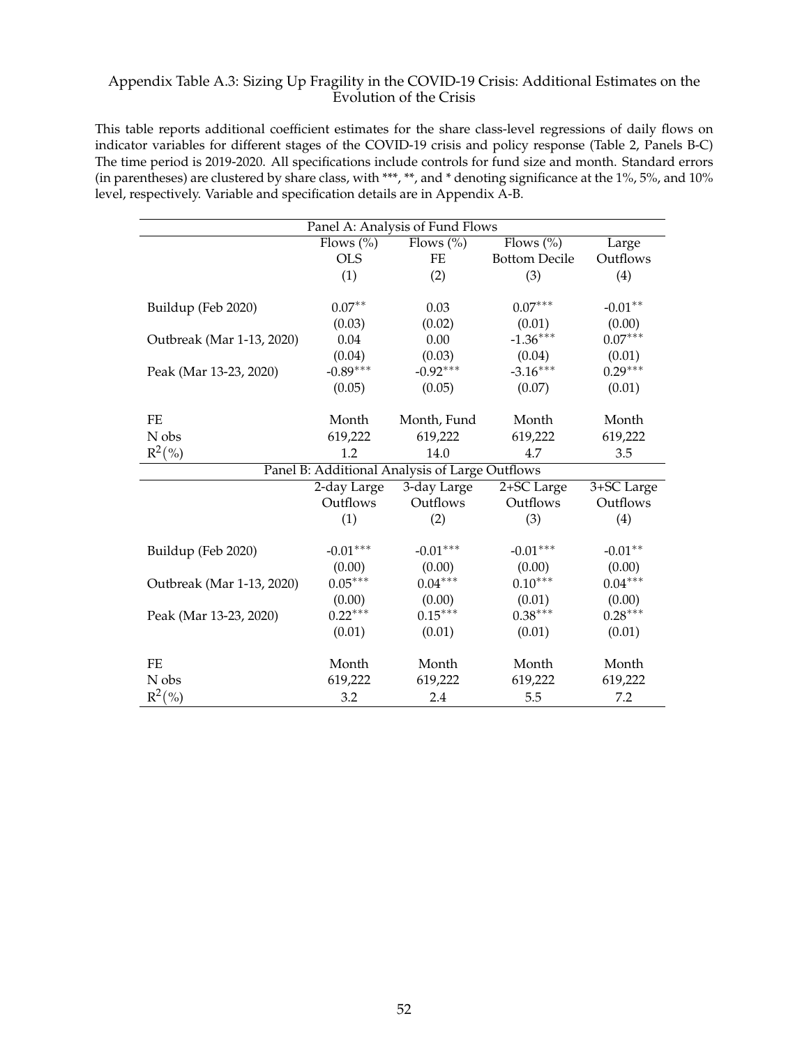Appendix Table A.3: Sizing Up Fragility in the COVID-19 Crisis: Additional Estimates on the Evolution of the Crisis

This table reports additional coefficient estimates for the share class-level regressions of daily flows on indicator variables for different stages of the COVID-19 crisis and policy response (Table 2, Panels B-C) The time period is 2019-2020. All specifications include controls for fund size and month. Standard errors (in parentheses) are clustered by share class, with ***, **, and * denoting significance at the 1%, 5%, and 10% level, respectively. Variable and specification details are in Appendix A-B.

| Panel A: Analysis of Fund Flows | | | | |
|---|---|---|---|---|
| | Flows (%) OLS | Flows (%) FE | Flows (%) Bottom Decile | Large Outflows |
| | (1) | (2) | (3) | (4) |
| Buildup (Feb 2020) | 0.07** | 0.03 | 0.07*** | -0.01** |
| | (0.03) | (0.02) | (0.01) | (0.00) |
| Outbreak (Mar 1-13, 2020) | 0.04 | 0.00 | -1.36*** | 0.07*** |
| | (0.04) | (0.03) | (0.04) | (0.01) |
| Peak (Mar 13-23, 2020) | -0.89*** | -0.92*** | -3.16*** | 0.29*** |
| | (0.05) | (0.05) | (0.07) | (0.01) |
| FE | Month | Month, Fund | Month | Month |
| N obs | 619,222 | 619,222 | 619,222 | 619,222 |
| $R^2(\%)$ | 1.2 | 14.0 | 4.7 | 3.5 |
| **Panel B: Additional Analysis of Large Outflows** | | | | |
| | 2-day Large Outflows | 3-day Large Outflows | 2+SC Large Outflows | 3+SC Large Outflows |
| | (1) | (2) | (3) | (4) |
| Buildup (Feb 2020) | -0.01*** | -0.01*** | -0.01*** | -0.01** |
| | (0.00) | (0.00) | (0.00) | (0.00) |
| Outbreak (Mar 1-13, 2020) | 0.05*** | 0.04*** | 0.10*** | 0.04*** |
| | (0.00) | (0.00) | (0.01) | (0.00) |
| Peak (Mar 13-23, 2020) | 0.22*** | 0.15*** | 0.38*** | 0.28*** |
| | (0.01) | (0.01) | (0.01) | (0.01) |
| FE | Month | Month | Month | Month |
| N obs | 619,222 | 619,222 | 619,222 | 619,222 |
| $R^2(\%)$ | 3.2 | 2.4 | 5.5 | 7.2 |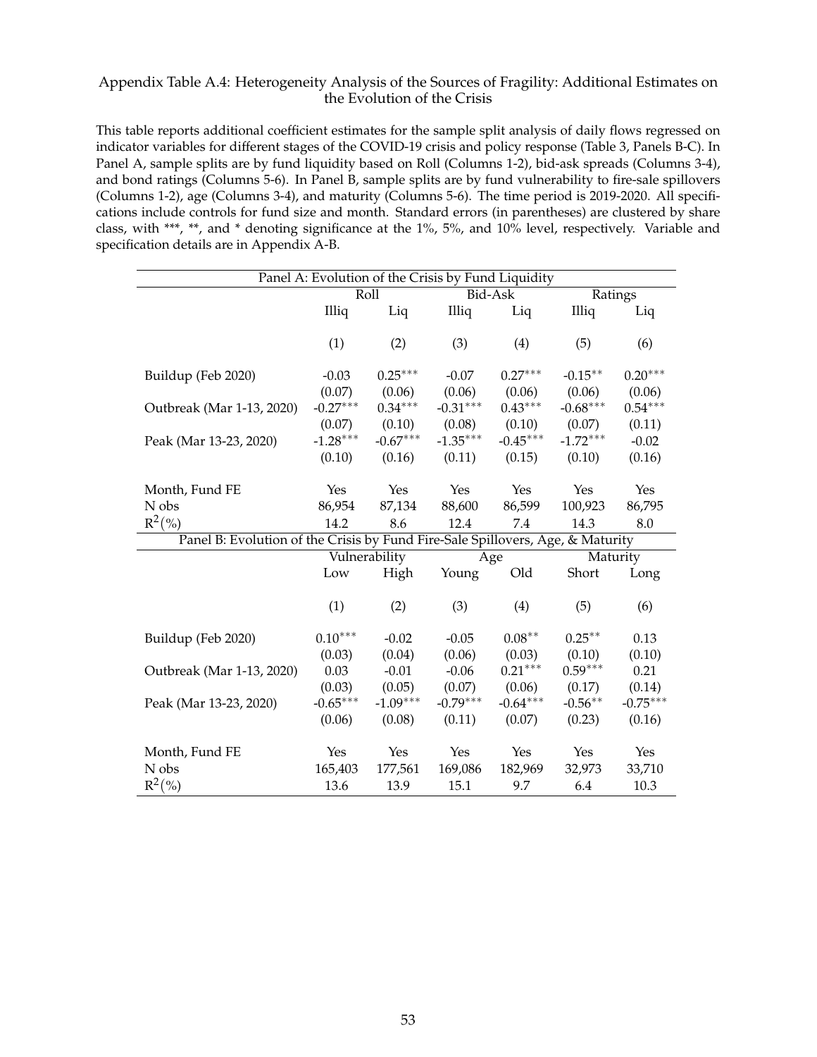Appendix Table A.4: Heterogeneity Analysis of the Sources of Fragility: Additional Estimates on the Evolution of the Crisis

This table reports additional coefficient estimates for the sample split analysis of daily flows regressed on indicator variables for different stages of the COVID-19 crisis and policy response (Table 3, Panels B-C). In Panel A, sample splits are by fund liquidity based on Roll (Columns 1-2), bid-ask spreads (Columns 3-4), and bond ratings (Columns 5-6). In Panel B, sample splits are by fund vulnerability to fire-sale spillovers (Columns 1-2), age (Columns 3-4), and maturity (Columns 5-6). The time period is 2019-2020. All specifications include controls for fund size and month. Standard errors (in parentheses) are clustered by share class, with ***, **, and * denoting significance at the 1%, 5%, and 10% level, respectively. Variable and specification details are in Appendix A-B.

| Panel A: Evolution of the Crisis by Fund Liquidity | | | | | | |
|---|---|---|---|---|---|---|
| | Roll | | Bid-Ask | | Ratings | |
| | Illiq | Liq | Illiq | Liq | Illiq | Liq |
| | (1) | (2) | (3) | (4) | (5) | (6) |
| Buildup (Feb 2020) | -0.03 | 0.25*** | -0.07 | 0.27*** | -0.15** | 0.20*** |
| | (0.07) | (0.06) | (0.06) | (0.06) | (0.06) | (0.06) |
| Outbreak (Mar 1-13, 2020) | -0.27*** | 0.34*** | -0.31*** | 0.43*** | -0.68*** | 0.54*** |
| | (0.07) | (0.10) | (0.08) | (0.10) | (0.07) | (0.11) |
| Peak (Mar 13-23, 2020) | -1.28*** | -0.67*** | -1.35*** | -0.45*** | -1.72*** | -0.02 |
| | (0.10) | (0.16) | (0.11) | (0.15) | (0.10) | (0.16) |
| Month, Fund FE | Yes | Yes | Yes | Yes | Yes | Yes |
| N obs | 86,954 | 87,134 | 88,600 | 86,599 | 100,923 | 86,795 |
| $R^2$(%) | 14.2 | 8.6 | 12.4 | 7.4 | 14.3 | 8.0 |

| Panel B: Evolution of the Crisis by Fund Fire-Sale Spillovers, Age, & Maturity | | | | | | |
|---|---|---|---|---|---|---|
| | Vulnerability | | Age | | Maturity | |
| | Low | High | Young | Old | Short | Long |
| | (1) | (2) | (3) | (4) | (5) | (6) |
| Buildup (Feb 2020) | 0.10*** | -0.02 | -0.05 | 0.08** | 0.25** | 0.13 |
| | (0.03) | (0.04) | (0.06) | (0.03) | (0.10) | (0.10) |
| Outbreak (Mar 1-13, 2020) | 0.03 | -0.01 | -0.06 | 0.21*** | 0.59*** | 0.21 |
| | (0.03) | (0.05) | (0.07) | (0.06) | (0.17) | (0.14) |
| Peak (Mar 13-23, 2020) | -0.65*** | -1.09*** | -0.79*** | -0.64*** | -0.56** | -0.75*** |
| | (0.06) | (0.08) | (0.11) | (0.07) | (0.23) | (0.16) |
| Month, Fund FE | Yes | Yes | Yes | Yes | Yes | Yes |
| N obs | 165,403 | 177,561 | 169,086 | 182,969 | 32,973 | 33,710 |
| $R^2$(%) | 13.6 | 13.9 | 15.1 | 9.7 | 6.4 | 10.3 |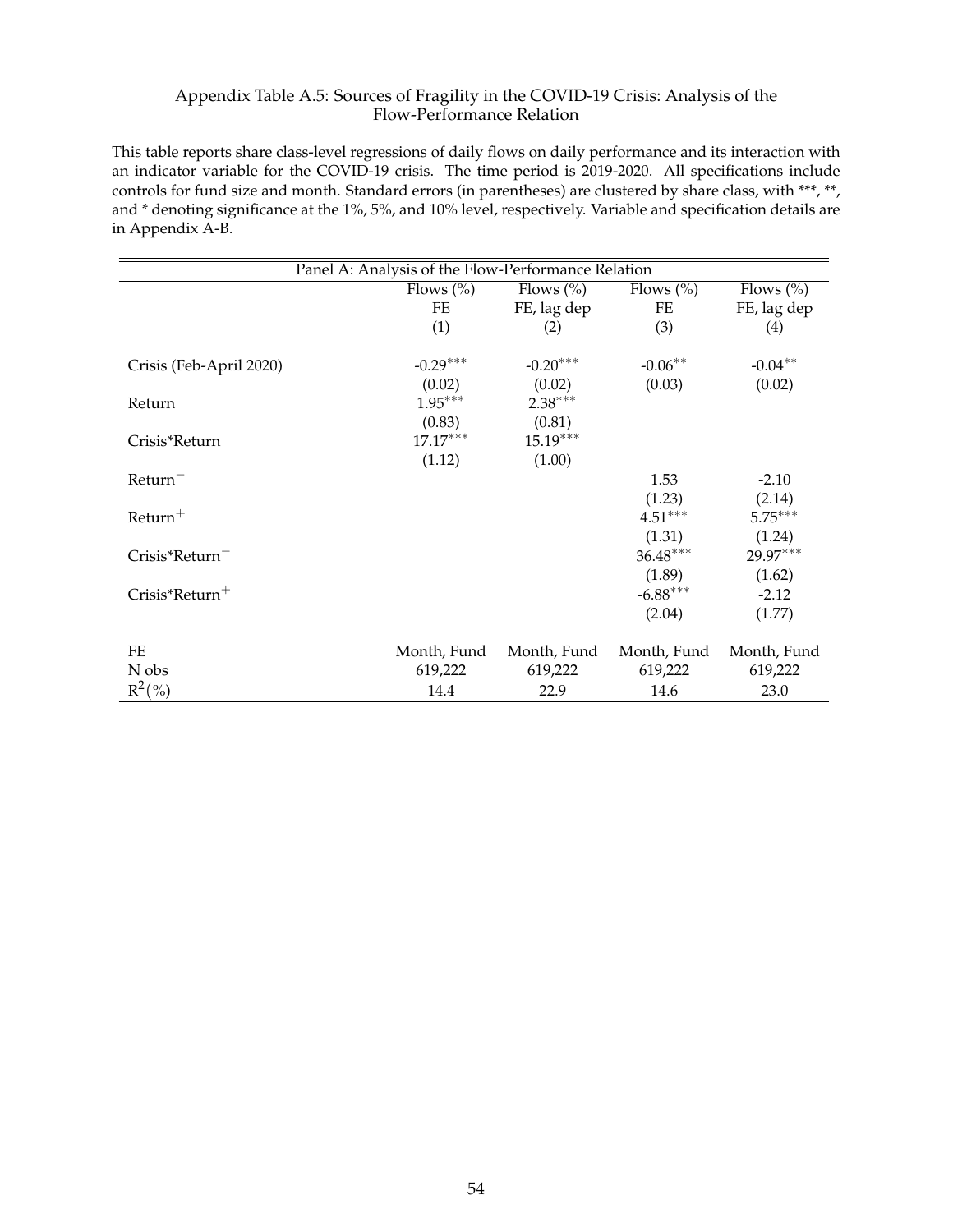Appendix Table A.5: Sources of Fragility in the COVID-19 Crisis: Analysis of the Flow-Performance Relation

This table reports share class-level regressions of daily flows on daily performance and its interaction with an indicator variable for the COVID-19 crisis. The time period is 2019-2020. All specifications include controls for fund size and month. Standard errors (in parentheses) are clustered by share class, with ***, **, and * denoting significance at the 1%, 5%, and 10% level, respectively. Variable and specification details are in Appendix A-B.

| Panel A: Analysis of the Flow-Performance Relation | | | | |
|---|---|---|---|---|
| | Flows (%) | Flows (%) | Flows (%) | Flows (%) |
| | FE | FE, lag dep | FE | FE, lag dep |
| | (1) | (2) | (3) | (4) |
| Crisis (Feb-April 2020) | -0.29*** | -0.20*** | -0.06** | -0.04** |
| | (0.02) | (0.02) | (0.03) | (0.02) |
| Return | 1.95*** | 2.38*** | | |
| | (0.83) | (0.81) | | |
| Crisis*Return | 17.17*** | 15.19*** | | |
| | (1.12) | (1.00) | | |
| $Return^{-}$ | | | 1.53 | -2.10 |
| | | | (1.23) | (2.14) |
| $Return^{+}$ | | | 4.51*** | 5.75*** |
| | | | (1.31) | (1.24) |
| $Crisis*Return^{-}$ | | | 36.48*** | 29.97*** |
| | | | (1.89) | (1.62) |
| $Crisis*Return^{+}$ | | | -6.88*** | -2.12 |
| | | | (2.04) | (1.77) |
| FE | Month, Fund | Month, Fund | Month, Fund | Month, Fund |
| N obs | 619,222 | 619,222 | 619,222 | 619,222 |
| $R^2$(%) | 14.4 | 22.9 | 14.6 | 23.0 |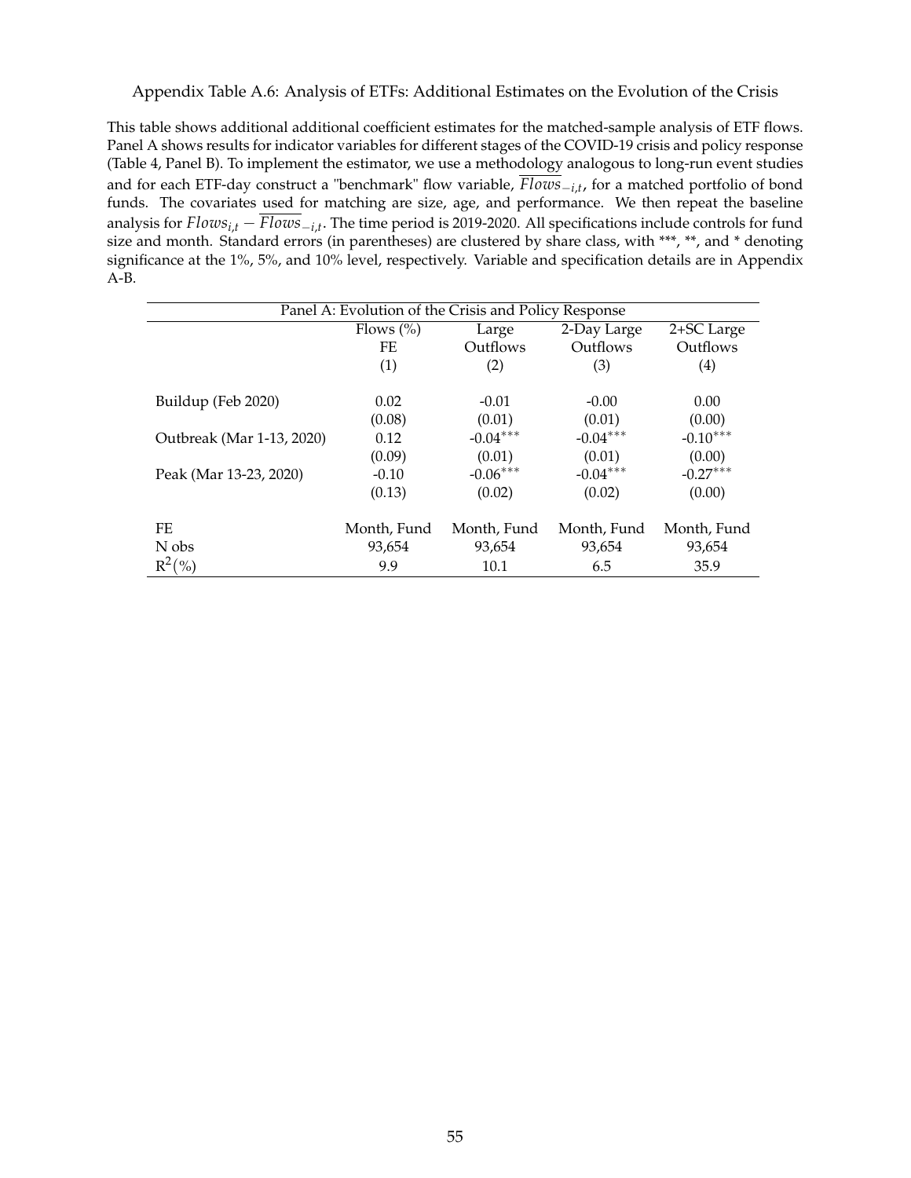Appendix Table A.6: Analysis of ETFs: Additional Estimates on the Evolution of the Crisis

This table shows additional additional coefficient estimates for the matched-sample analysis of ETF flows. Panel A shows results for indicator variables for different stages of the COVID-19 crisis and policy response (Table 4, Panel B). To implement the estimator, we use a methodology analogous to long-run event studies and for each ETF-day construct a "benchmark" flow variable, $\overline{Flows}_{-i,t}$, for a matched portfolio of bond funds. The covariates used for matching are size, age, and performance. We then repeat the baseline analysis for $Flows_{i,t} - \overline{Flows}_{-i,t}$. The time period is 2019-2020. All specifications include controls for fund size and month. Standard errors (in parentheses) are clustered by share class, with \*\*\*, \*\*, and \* denoting significance at the 1%, 5%, and 10% level, respectively. Variable and specification details are in Appendix A-B.

| Panel A: Evolution of the Crisis and Policy Response | | | | |
|---|---|---|---|---|
| | Flows (%) FE | Large Outflows | 2-Day Large Outflows | 2+SC Large Outflows |
| | (1) | (2) | (3) | (4) |
| Buildup (Feb 2020) | 0.02 | -0.01 | -0.00 | 0.00 |
| | (0.08) | (0.01) | (0.01) | (0.00) |
| Outbreak (Mar 1-13, 2020) | 0.12 | -0.04*** | -0.04*** | -0.10*** |
| | (0.09) | (0.01) | (0.01) | (0.00) |
| Peak (Mar 13-23, 2020) | -0.10 | -0.06*** | -0.04*** | -0.27*** |
| | (0.13) | (0.02) | (0.02) | (0.00) |
| FE | Month, Fund | Month, Fund | Month, Fund | Month, Fund |
| N obs | 93,654 | 93,654 | 93,654 | 93,654 |
| $R^2$(%) | 9.9 | 10.1 | 6.5 | 35.9 |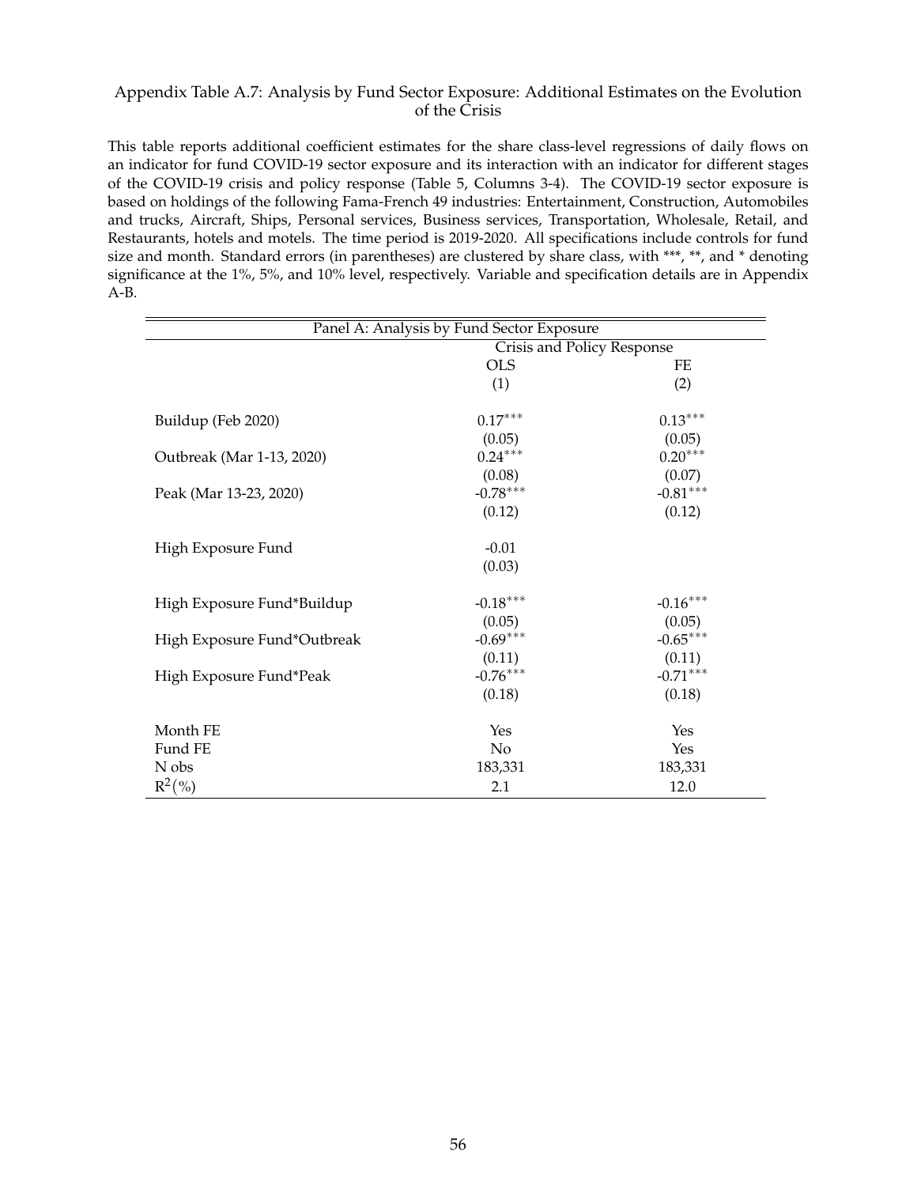Appendix Table A.7: Analysis by Fund Sector Exposure: Additional Estimates on the Evolution of the Crisis

This table reports additional coefficient estimates for the share class-level regressions of daily flows on an indicator for fund COVID-19 sector exposure and its interaction with an indicator for different stages of the COVID-19 crisis and policy response (Table 5, Columns 3-4). The COVID-19 sector exposure is based on holdings of the following Fama-French 49 industries: Entertainment, Construction, Automobiles and trucks, Aircraft, Ships, Personal services, Business services, Transportation, Wholesale, Retail, and Restaurants, hotels and motels. The time period is 2019-2020. All specifications include controls for fund size and month. Standard errors (in parentheses) are clustered by share class, with ***, **, and * denoting significance at the 1%, 5%, and 10% level, respectively. Variable and specification details are in Appendix A-B.

| Panel A: Analysis by Fund Sector Exposure | | |
|---|---|---|
| | Crisis and Policy Response | |
| | OLS | FE |
| | (1) | (2) |
| Buildup (Feb 2020) | $0.17^{***}$ | $0.13^{***}$ |
| | (0.05) | (0.05) |
| Outbreak (Mar 1-13, 2020) | $0.24^{***}$ | $0.20^{***}$ |
| | (0.08) | (0.07) |
| Peak (Mar 13-23, 2020) | $-0.78^{***}$ | $-0.81^{***}$ |
| | (0.12) | (0.12) |
| High Exposure Fund | -0.01 | |
| | (0.03) | |
| High Exposure Fund*Buildup | $-0.18^{***}$ | $-0.16^{***}$ |
| | (0.05) | (0.05) |
| High Exposure Fund*Outbreak | $-0.69^{***}$ | $-0.65^{***}$ |
| | (0.11) | (0.11) |
| High Exposure Fund*Peak | $-0.76^{***}$ | $-0.71^{***}$ |
| | (0.18) | (0.18) |
| Month FE | Yes | Yes |
| Fund FE | No | Yes |
| N obs | 183,331 | 183,331 |
| $R^2(\%)$ | 2.1 | 12.0 |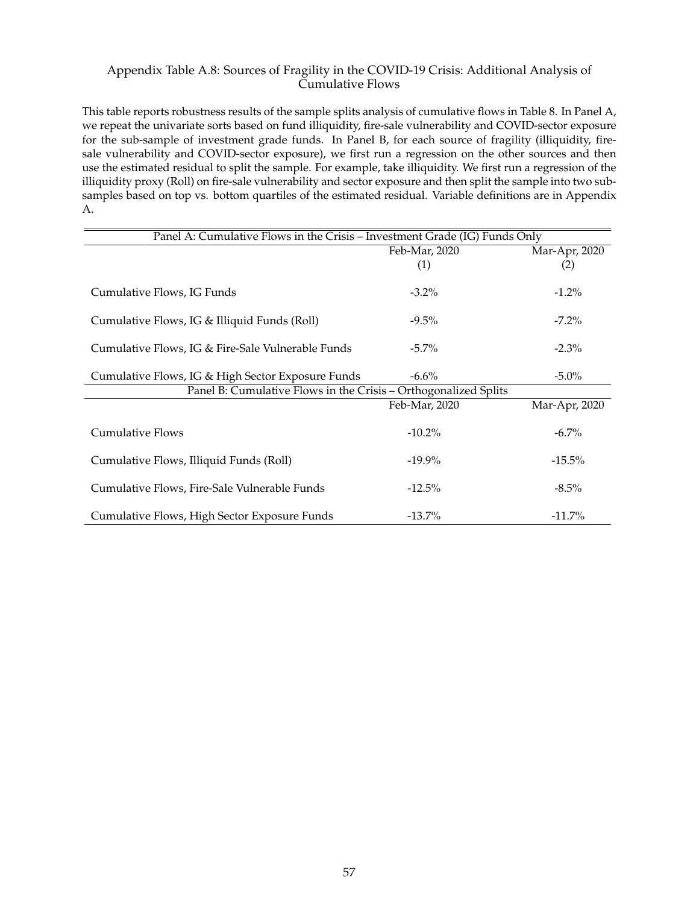Appendix Table A.8: Sources of Fragility in the COVID-19 Crisis: Additional Analysis of Cumulative Flows

This table reports robustness results of the sample splits analysis of cumulative flows in Table 8. In Panel A, we repeat the univariate sorts based on fund illiquidity, fire-sale vulnerability and COVID-sector exposure for the sub-sample of investment grade funds. In Panel B, for each source of fragility (illiquidity, fire-sale vulnerability and COVID-sector exposure), we first run a regression on the other sources and then use the estimated residual to split the sample. For example, take illiquidity. We first run a regression of the illiquidity proxy (Roll) on fire-sale vulnerability and sector exposure and then split the sample into two sub-samples based on top vs. bottom quartiles of the estimated residual. Variable definitions are in Appendix A.

| Panel A: Cumulative Flows in the Crisis – Investment Grade (IG) Funds Only | | |
|---|---|---|
| | Feb-Mar, 2020 | Mar-Apr, 2020 |
| | (1) | (2) |
| Cumulative Flows, IG Funds | -3.2% | -1.2% |
| Cumulative Flows, IG & Illiquid Funds (Roll) | -9.5% | -7.2% |
| Cumulative Flows, IG & Fire-Sale Vulnerable Funds | -5.7% | -2.3% |
| Cumulative Flows, IG & High Sector Exposure Funds | -6.6% | -5.0% |
| **Panel B: Cumulative Flows in the Crisis – Orthogonalized Splits** | | |
| | Feb-Mar, 2020 | Mar-Apr, 2020 |
| Cumulative Flows | -10.2% | -6.7% |
| Cumulative Flows, Illiquid Funds (Roll) | -19.9% | -15.5% |
| Cumulative Flows, Fire-Sale Vulnerable Funds | -12.5% | -8.5% |
| Cumulative Flows, High Sector Exposure Funds | -13.7% | -11.7% |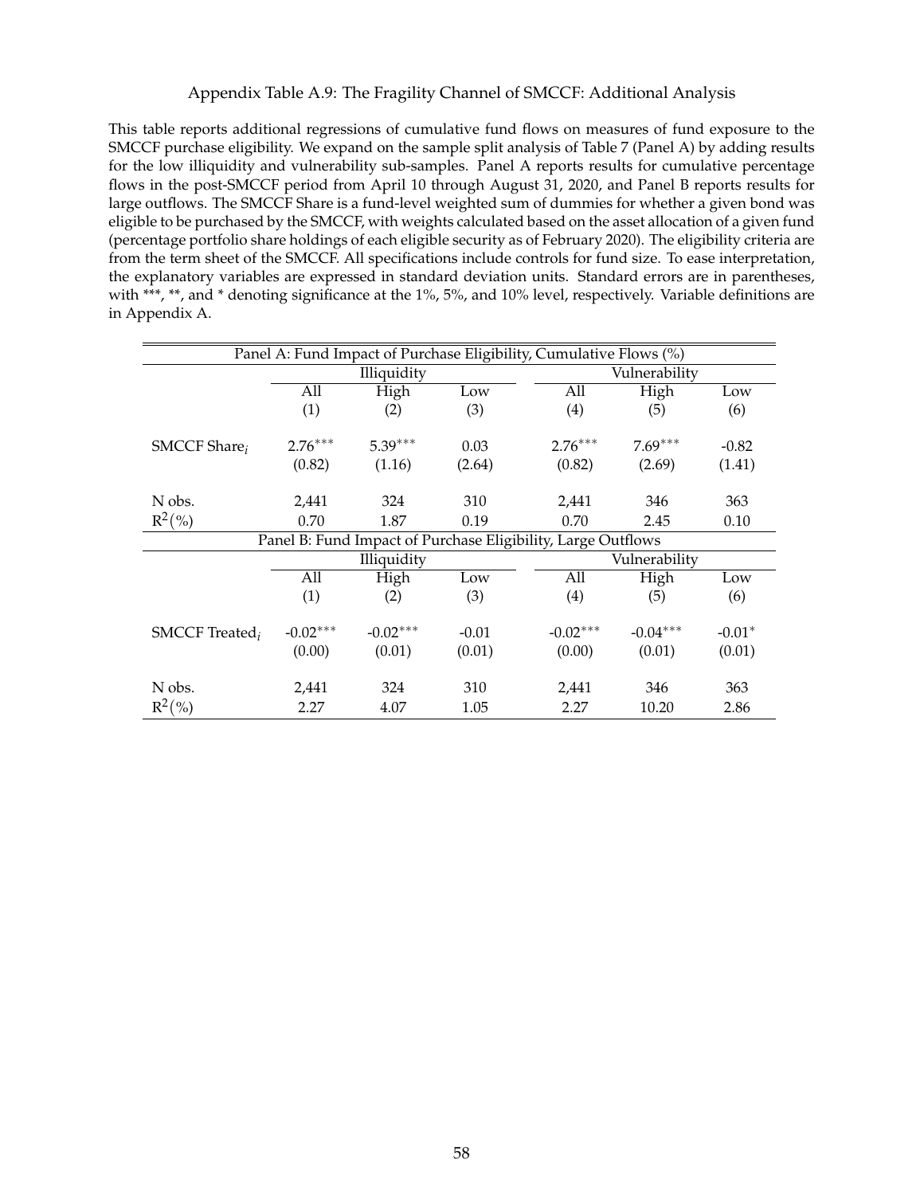Appendix Table A.9: The Fragility Channel of SMCCF: Additional Analysis

This table reports additional regressions of cumulative fund flows on measures of fund exposure to the SMCCF purchase eligibility. We expand on the sample split analysis of Table 7 (Panel A) by adding results for the low illiquidity and vulnerability sub-samples. Panel A reports results for cumulative percentage flows in the post-SMCCF period from April 10 through August 31, 2020, and Panel B reports results for large outflows. The SMCCF Share is a fund-level weighted sum of dummies for whether a given bond was eligible to be purchased by the SMCCF, with weights calculated based on the asset allocation of a given fund (percentage portfolio share holdings of each eligible security as of February 2020). The eligibility criteria are from the term sheet of the SMCCF. All specifications include controls for fund size. To ease interpretation, the explanatory variables are expressed in standard deviation units. Standard errors are in parentheses, with ***, **, and * denoting significance at the 1%, 5%, and 10% level, respectively. Variable definitions are in Appendix A.

| Panel A: Fund Impact of Purchase Eligibility, Cumulative Flows (%) | | | | | | |
|---|---|---|---|---|---|---|
| | Illiquidity | | | Vulnerability | | |
| | All | High | Low | All | High | Low |
| | (1) | (2) | (3) | (4) | (5) | (6) |
| SMCCF Share$_i$ | 2.76*** | 5.39*** | 0.03 | 2.76*** | 7.69*** | -0.82 |
| | (0.82) | (1.16) | (2.64) | (0.82) | (2.69) | (1.41) |
| N obs. | 2,441 | 324 | 310 | 2,441 | 346 | 363 |
| $R^2(\%)$ | 0.70 | 1.87 | 0.19 | 0.70 | 2.45 | 0.10 |
| **Panel B: Fund Impact of Purchase Eligibility, Large Outflows** | | | | | | |
| | Illiquidity | | | Vulnerability | | |
| | All | High | Low | All | High | Low |
| | (1) | (2) | (3) | (4) | (5) | (6) |
| SMCCF Treated$_i$ | -0.02*** | -0.02*** | -0.01 | -0.02*** | -0.04*** | -0.01* |
| | (0.00) | (0.01) | (0.01) | (0.00) | (0.01) | (0.01) |
| N obs. | 2,441 | 324 | 310 | 2,441 | 346 | 363 |
| $R^2(\%)$ | 2.27 | 4.07 | 1.05 | 2.27 | 10.20 | 2.86 |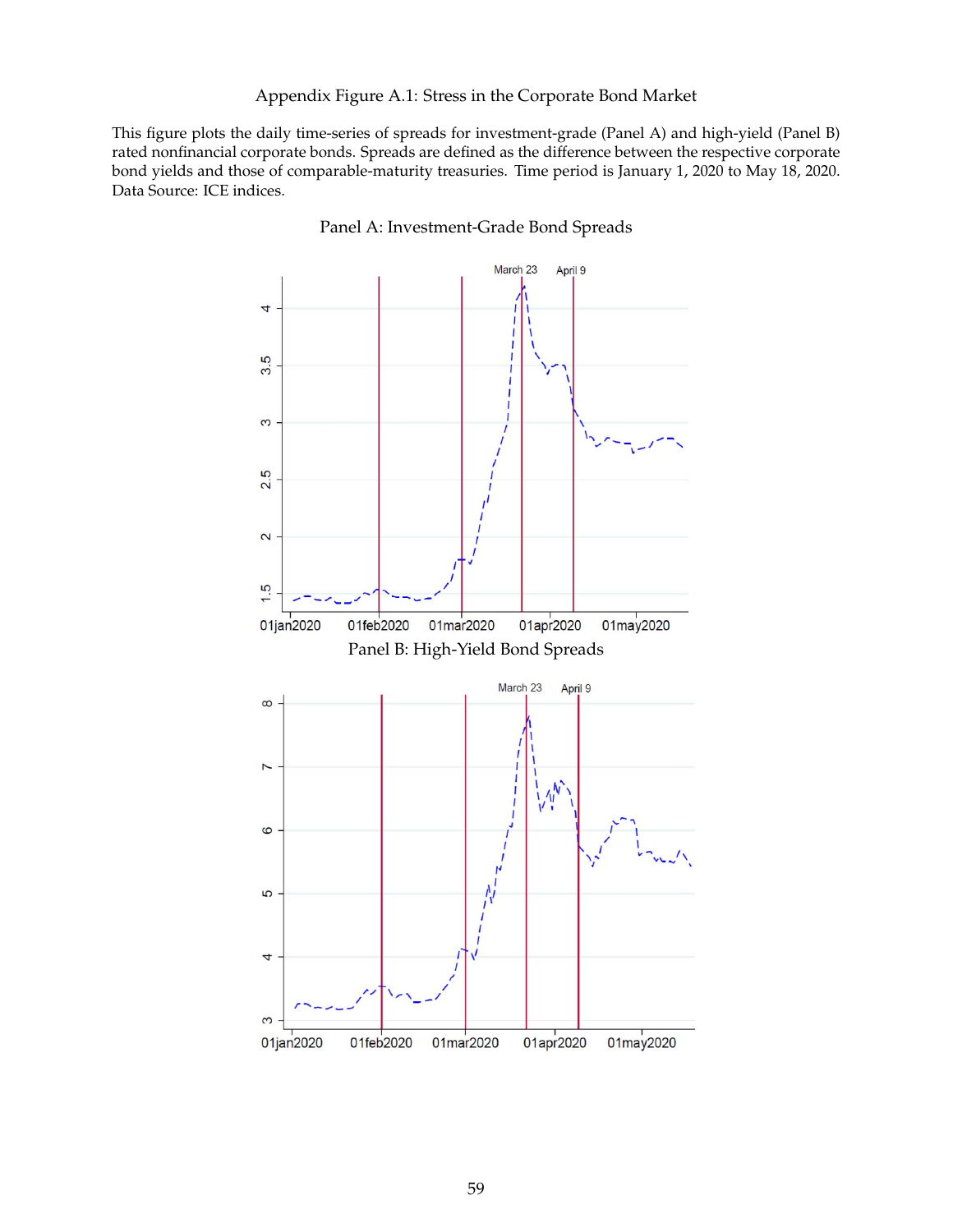Appendix Figure A.1: Stress in the Corporate Bond Market

This figure plots the daily time-series of spreads for investment-grade (Panel A) and high-yield (Panel B) rated nonfinancial corporate bonds. Spreads are defined as the difference between the respective corporate bond yields and those of comparable-maturity treasuries. Time period is January 1, 2020 to May 18, 2020. Data Source: ICE indices.

Panel A: Investment-Grade Bond Spreads

Panel B: High-Yield Bond Spreads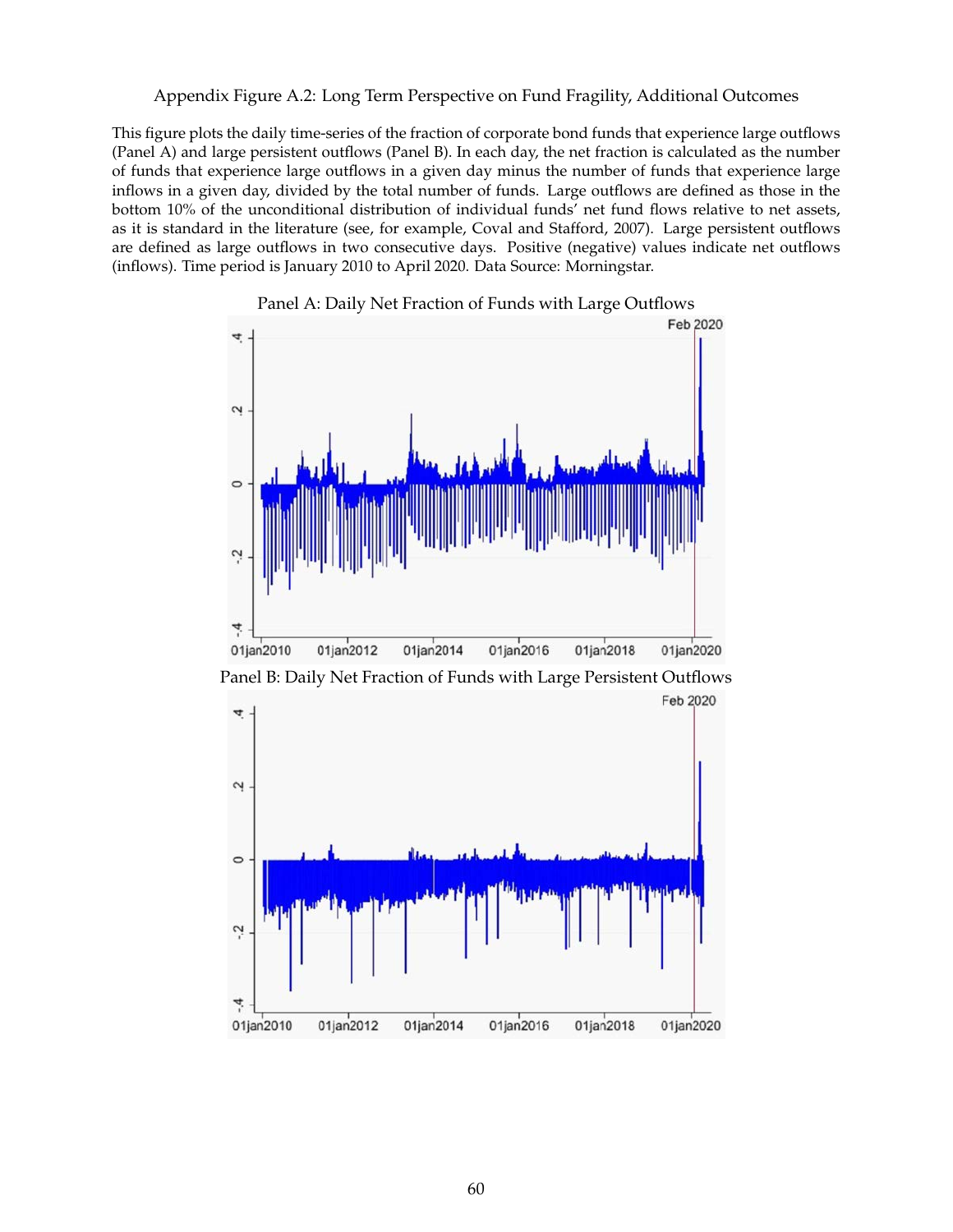Appendix Figure A.2: Long Term Perspective on Fund Fragility, Additional Outcomes

This figure plots the daily time-series of the fraction of corporate bond funds that experience large outflows (Panel A) and large persistent outflows (Panel B). In each day, the net fraction is calculated as the number of funds that experience large outflows in a given day minus the number of funds that experience large inflows in a given day, divided by the total number of funds. Large outflows are defined as those in the bottom 10% of the unconditional distribution of individual funds' net fund flows relative to net assets, as it is standard in the literature (see, for example, Coval and Stafford, 2007). Large persistent outflows are defined as large outflows in two consecutive days. Positive (negative) values indicate net outflows (inflows). Time period is January 2010 to April 2020. Data Source: Morningstar.

Panel A: Daily Net Fraction of Funds with Large Outflows

Panel B: Daily Net Fraction of Funds with Large Persistent Outflows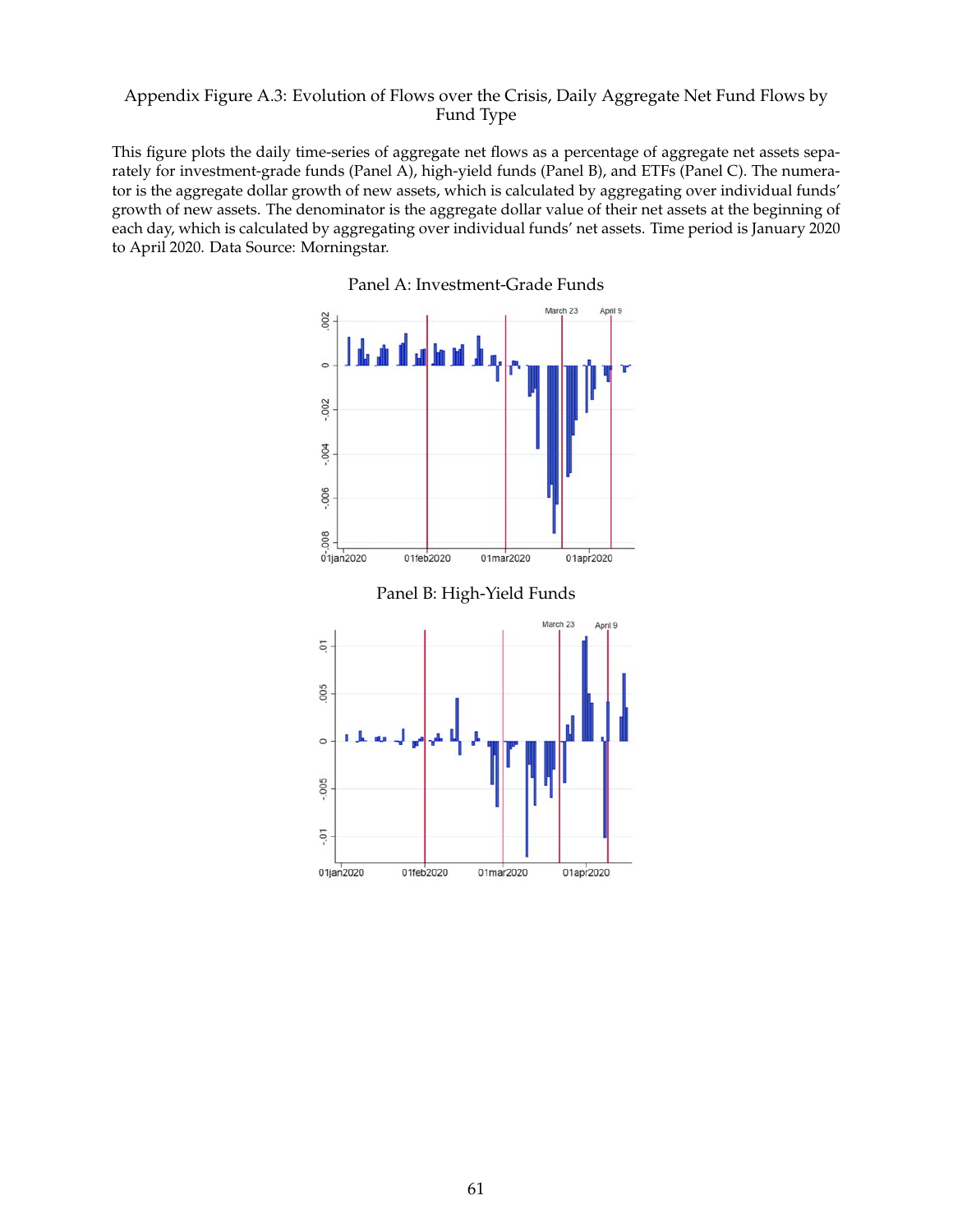Appendix Figure A.3: Evolution of Flows over the Crisis, Daily Aggregate Net Fund Flows by Fund Type

This figure plots the daily time-series of aggregate net flows as a percentage of aggregate net assets separately for investment-grade funds (Panel A), high-yield funds (Panel B), and ETFs (Panel C). The numerator is the aggregate dollar growth of new assets, which is calculated by aggregating over individual funds' growth of new assets. The denominator is the aggregate dollar value of their net assets at the beginning of each day, which is calculated by aggregating over individual funds' net assets. Time period is January 2020 to April 2020. Data Source: Morningstar.

Panel A: Investment-Grade Funds

Panel B: High-Yield Funds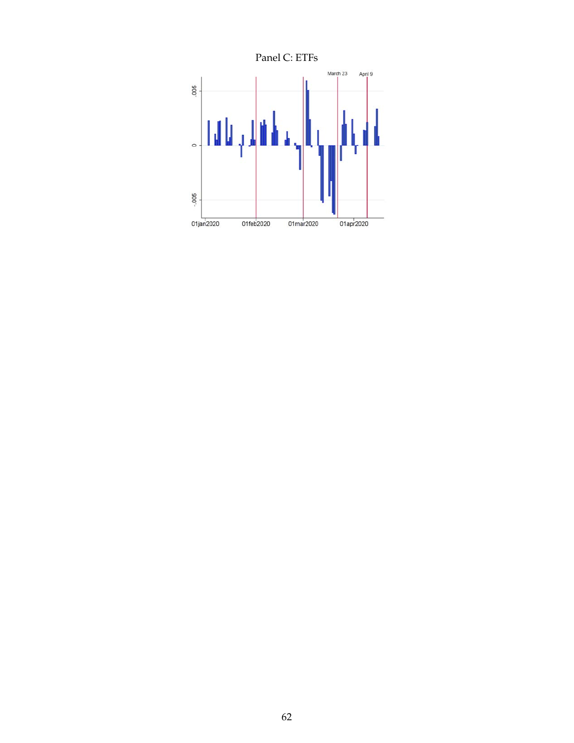Panel C: ETFs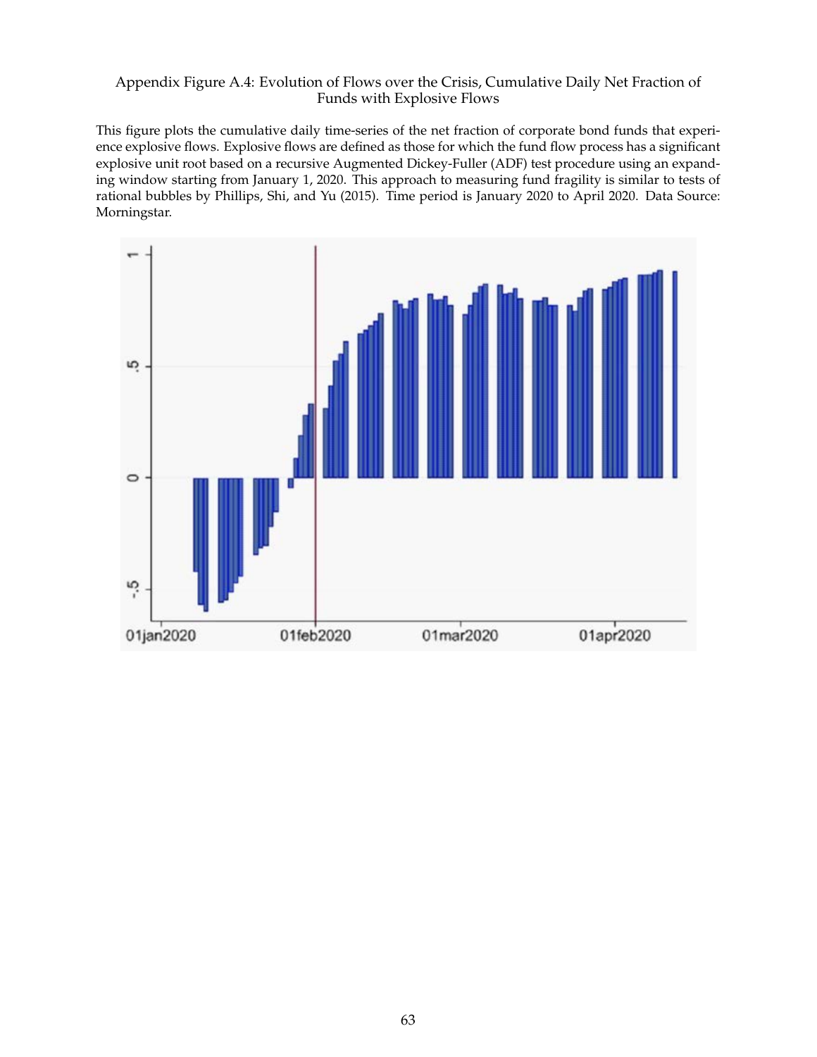Appendix Figure A.4: Evolution of Flows over the Crisis, Cumulative Daily Net Fraction of Funds with Explosive Flows

This figure plots the cumulative daily time-series of the net fraction of corporate bond funds that experience explosive flows. Explosive flows are defined as those for which the fund flow process has a significant explosive unit root based on a recursive Augmented Dickey-Fuller (ADF) test procedure using an expanding window starting from January 1, 2020. This approach to measuring fund fragility is similar to tests of rational bubbles by Phillips, Shi, and Yu (2015). Time period is January 2020 to April 2020. Data Source: Morningstar.

1

.5

0

-.5

01jan2020

01feb2020

01mar2020

01apr2020